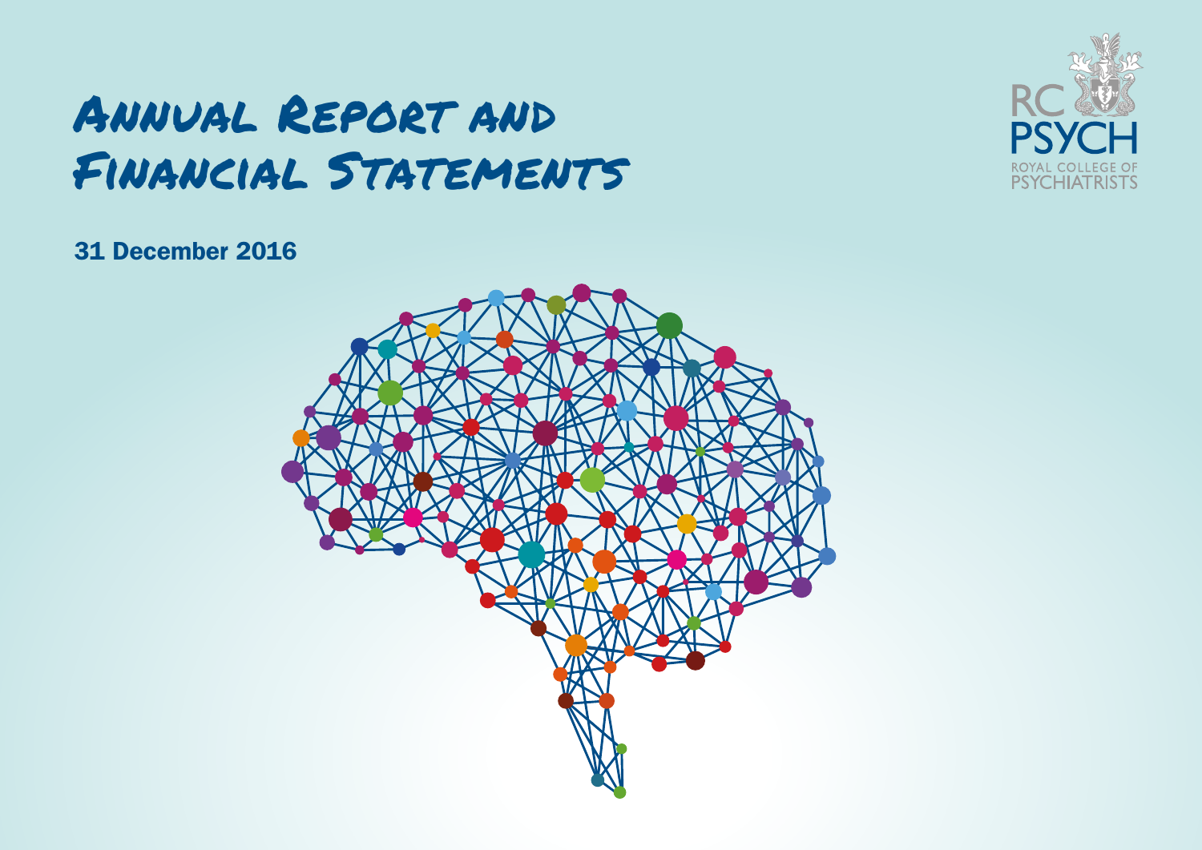# Annual Report and Financial Statements

RC PSYCH
ROYAL COLLEGE OF PSYCHIATRISTS

31 December 2016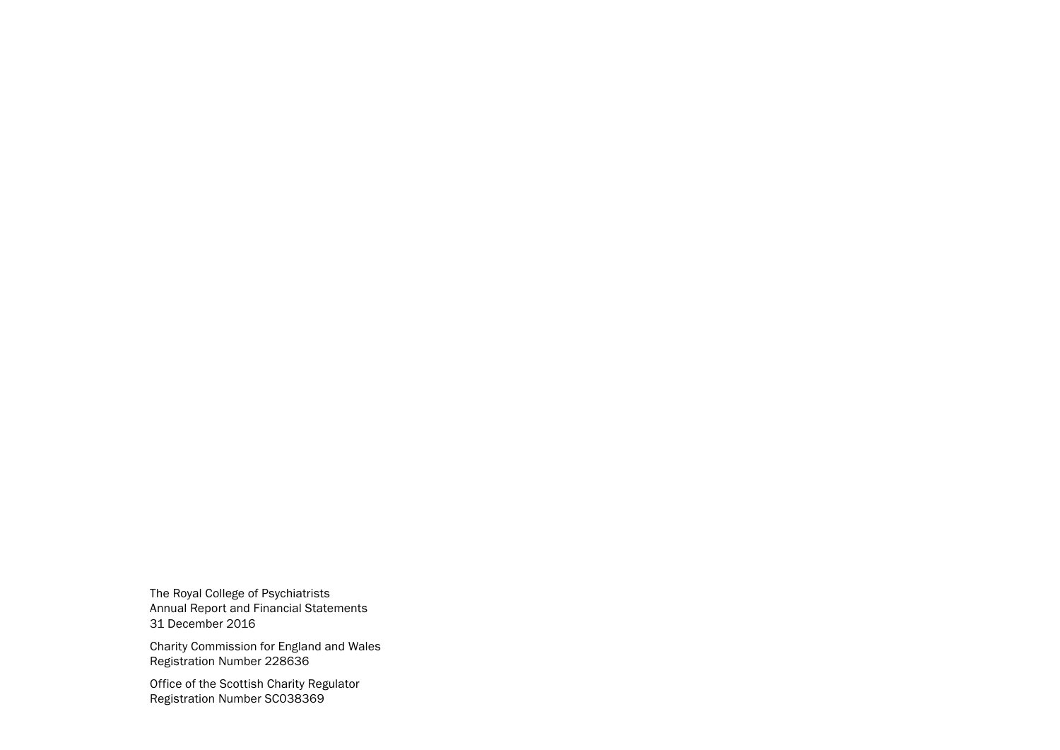The Royal College of Psychiatrists
Annual Report and Financial Statements
31 December 2016

Charity Commission for England and Wales
Registration Number 228636

Office of the Scottish Charity Regulator
Registration Number SC038369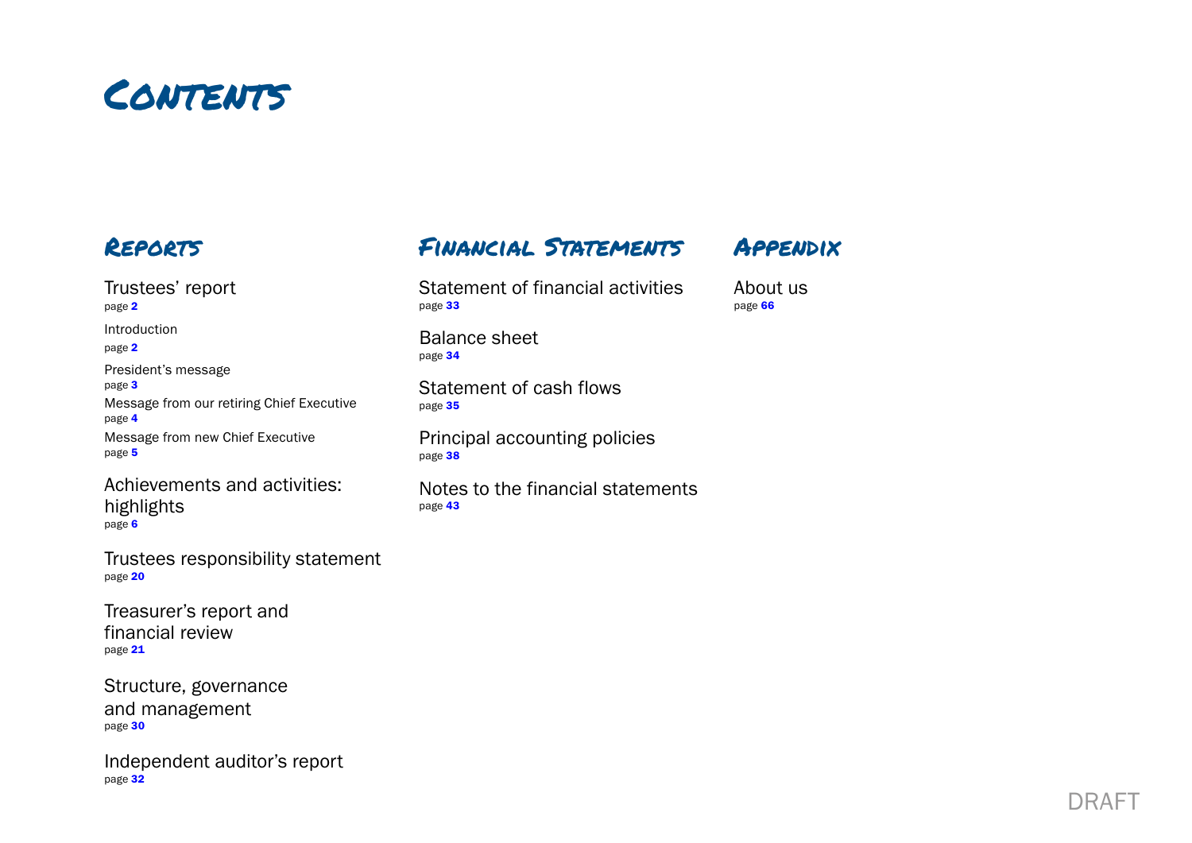# Contents

## Reports

Trustees' report
page **2**

Introduction
page **2**

President's message
page **3**

Message from our retiring Chief Executive
page **4**

Message from new Chief Executive
page **5**

Achievements and activities: highlights
page **6**

Trustees responsibility statement
page **20**

Treasurer's report and financial review
page **21**

Structure, governance and management
page **30**

Independent auditor's report
page **32**

## Financial Statements

Statement of financial activities
page **33**

Balance sheet
page **34**

Statement of cash flows
page **35**

Principal accounting policies
page **38**

Notes to the financial statements
page **43**

## Appendix

About us
page **66**

DRAFT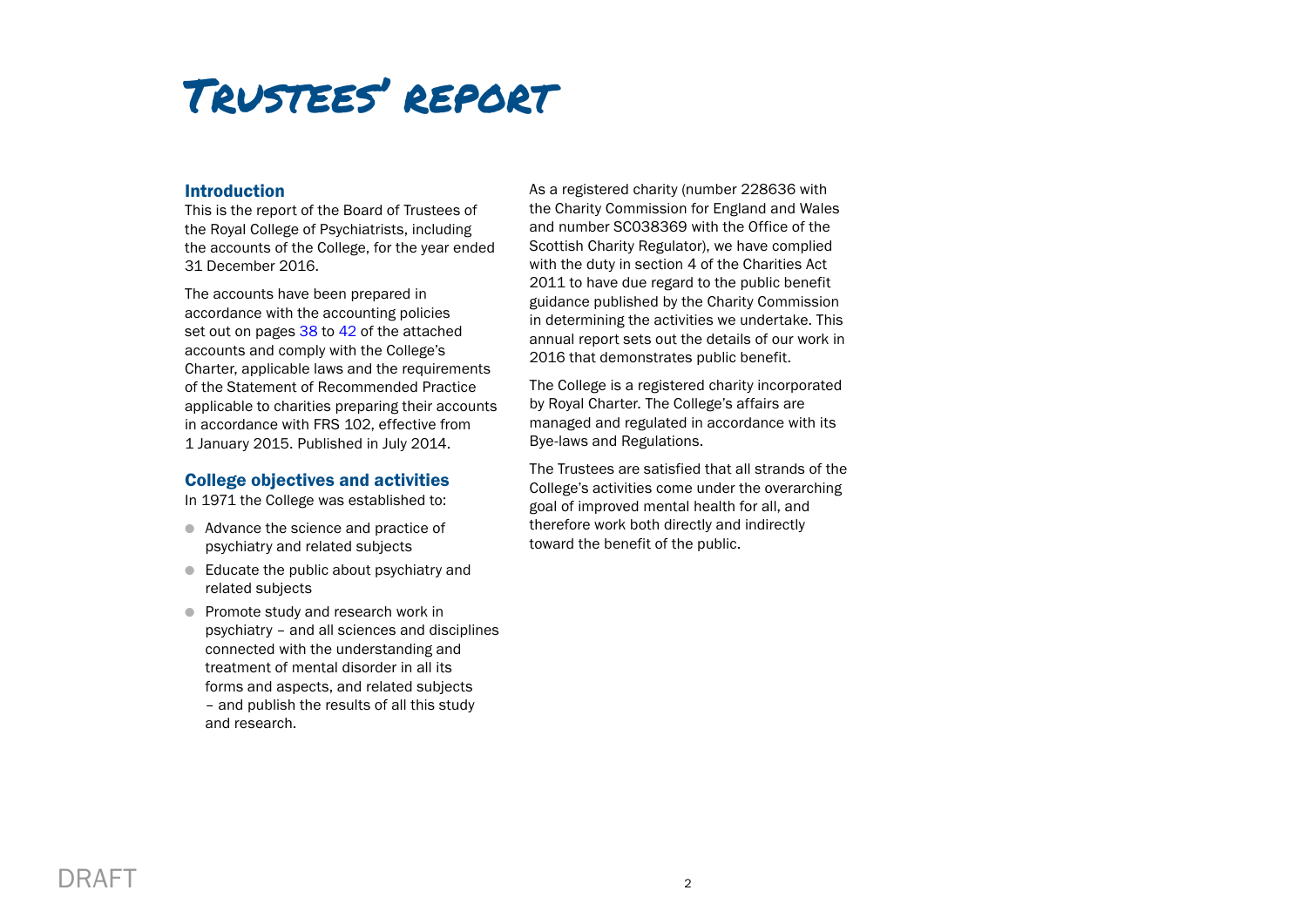# Trustees' report

## Introduction

This is the report of the Board of Trustees of the Royal College of Psychiatrists, including the accounts of the College, for the year ended 31 December 2016.

The accounts have been prepared in accordance with the accounting policies set out on pages 38 to 42 of the attached accounts and comply with the College's Charter, applicable laws and the requirements of the Statement of Recommended Practice applicable to charities preparing their accounts in accordance with FRS 102, effective from 1 January 2015. Published in July 2014.

## College objectives and activities

In 1971 the College was established to:

- Advance the science and practice of psychiatry and related subjects
- Educate the public about psychiatry and related subjects
- Promote study and research work in psychiatry – and all sciences and disciplines connected with the understanding and treatment of mental disorder in all its forms and aspects, and related subjects – and publish the results of all this study and research.

As a registered charity (number 228636 with the Charity Commission for England and Wales and number SC038369 with the Office of the Scottish Charity Regulator), we have complied with the duty in section 4 of the Charities Act 2011 to have due regard to the public benefit guidance published by the Charity Commission in determining the activities we undertake. This annual report sets out the details of our work in 2016 that demonstrates public benefit.

The College is a registered charity incorporated by Royal Charter. The College's affairs are managed and regulated in accordance with its Bye-laws and Regulations.

The Trustees are satisfied that all strands of the College's activities come under the overarching goal of improved mental health for all, and therefore work both directly and indirectly toward the benefit of the public.

DRAFT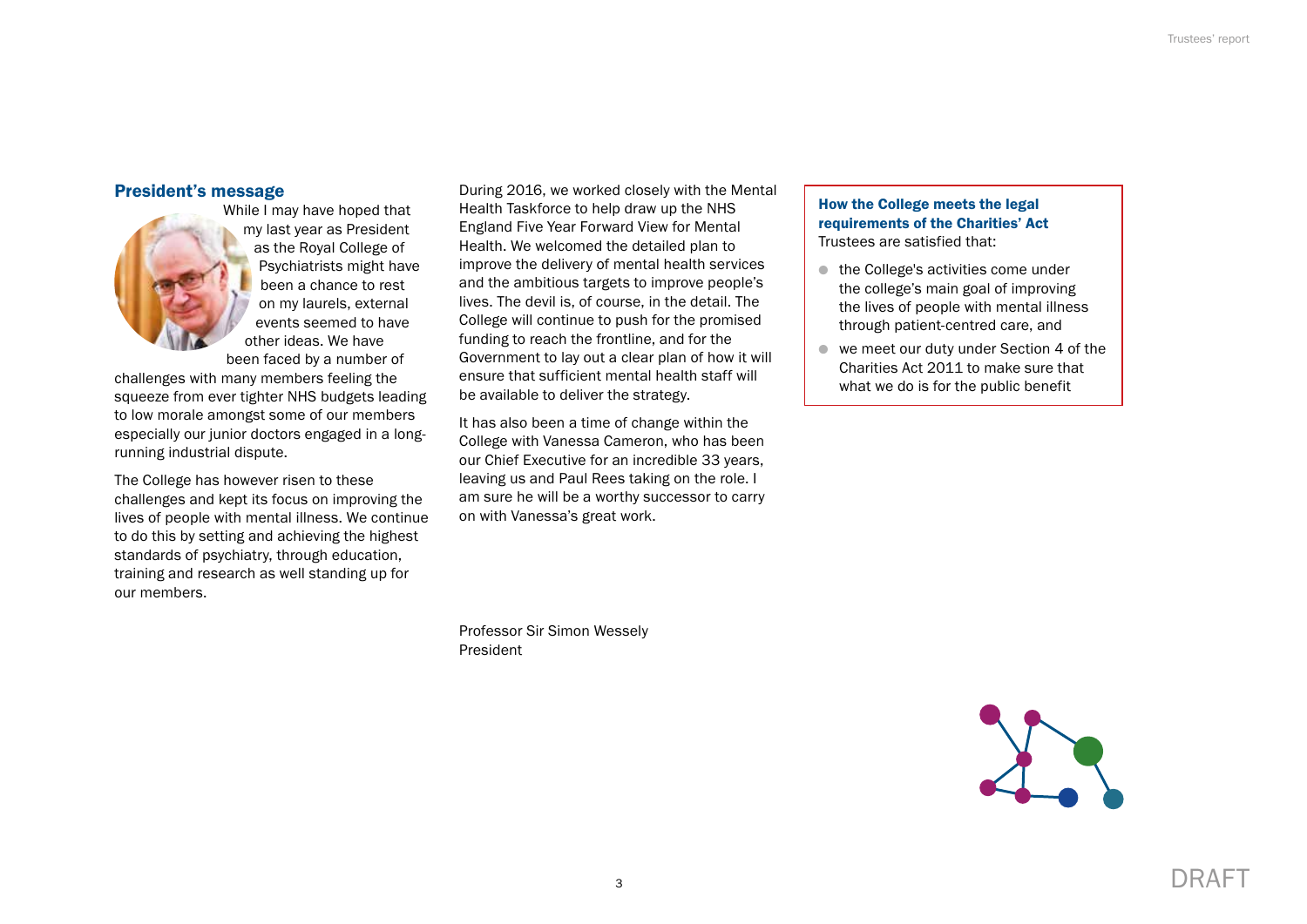## President's message

While I may have hoped that my last year as President as the Royal College of Psychiatrists might have been a chance to rest on my laurels, external events seemed to have other ideas. We have been faced by a number of challenges with many members feeling the squeeze from ever tighter NHS budgets leading to low morale amongst some of our members especially our junior doctors engaged in a long-running industrial dispute.

The College has however risen to these challenges and kept its focus on improving the lives of people with mental illness. We continue to do this by setting and achieving the highest standards of psychiatry, through education, training and research as well standing up for our members.

During 2016, we worked closely with the Mental Health Taskforce to help draw up the NHS England Five Year Forward View for Mental Health. We welcomed the detailed plan to improve the delivery of mental health services and the ambitious targets to improve people's lives. The devil is, of course, in the detail. The College will continue to push for the promised funding to reach the frontline, and for the Government to lay out a clear plan of how it will ensure that sufficient mental health staff will be available to deliver the strategy.

It has also been a time of change within the College with Vanessa Cameron, who has been our Chief Executive for an incredible 33 years, leaving us and Paul Rees taking on the role. I am sure he will be a worthy successor to carry on with Vanessa's great work.

Professor Sir Simon Wessely
President

**How the College meets the legal requirements of the Charities' Act**
Trustees are satisfied that:

- the College's activities come under the college's main goal of improving the lives of people with mental illness through patient-centred care, and
- we meet our duty under Section 4 of the Charities Act 2011 to make sure that what we do is for the public benefit

DRAFT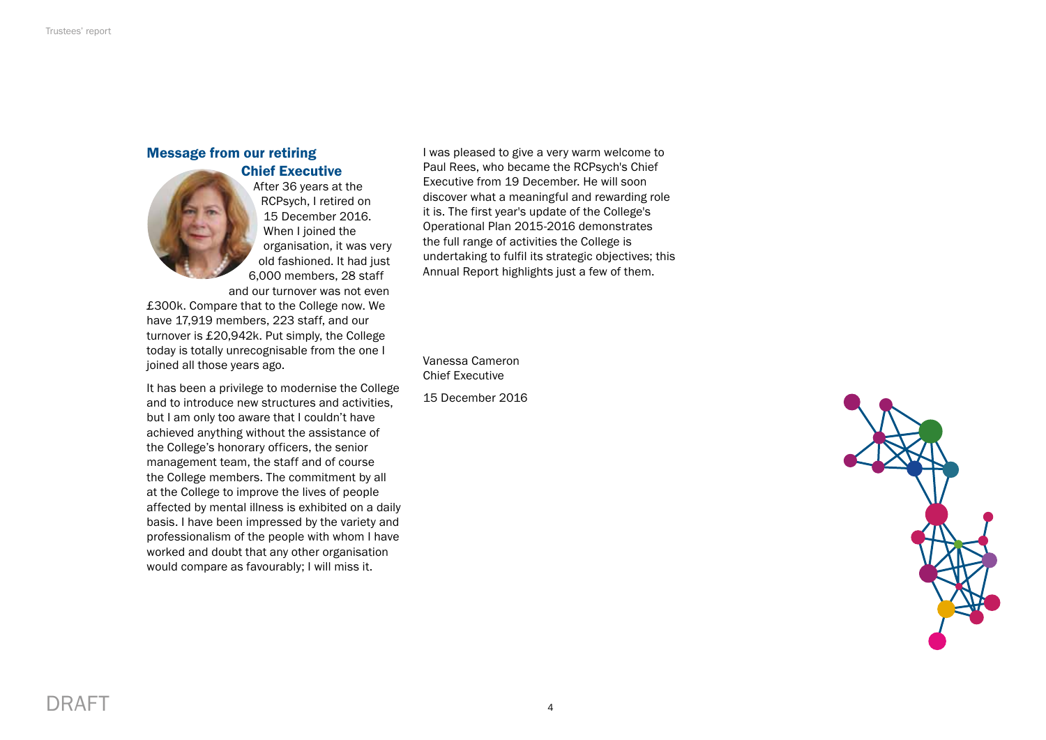## Message from our retiring Chief Executive

After 36 years at the RCPsych, I retired on 15 December 2016. When I joined the organisation, it was very old fashioned. It had just 6,000 members, 28 staff and our turnover was not even £300k. Compare that to the College now. We have 17,919 members, 223 staff, and our turnover is £20,942k. Put simply, the College today is totally unrecognisable from the one I joined all those years ago.

It has been a privilege to modernise the College and to introduce new structures and activities, but I am only too aware that I couldn't have achieved anything without the assistance of the College's honorary officers, the senior management team, the staff and of course the College members. The commitment by all at the College to improve the lives of people affected by mental illness is exhibited on a daily basis. I have been impressed by the variety and professionalism of the people with whom I have worked and doubt that any other organisation would compare as favourably; I will miss it.

I was pleased to give a very warm welcome to Paul Rees, who became the RCPsych's Chief Executive from 19 December. He will soon discover what a meaningful and rewarding role it is. The first year's update of the College's Operational Plan 2015-2016 demonstrates the full range of activities the College is undertaking to fulfil its strategic objectives; this Annual Report highlights just a few of them.

Vanessa Cameron
Chief Executive

15 December 2016

DRAFT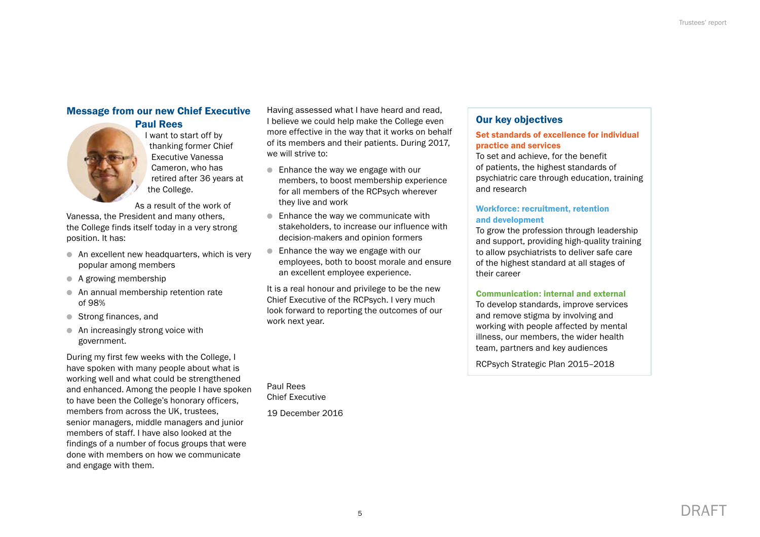## Message from our new Chief Executive Paul Rees

I want to start off by thanking former Chief Executive Vanessa Cameron, who has retired after 36 years at the College.

As a result of the work of Vanessa, the President and many others, the College finds itself today in a very strong position. It has:

- An excellent new headquarters, which is very popular among members
- A growing membership
- An annual membership retention rate of 98%
- Strong finances, and
- An increasingly strong voice with government.

During my first few weeks with the College, I have spoken with many people about what is working well and what could be strengthened and enhanced. Among the people I have spoken to have been the College's honorary officers, members from across the UK, trustees, senior managers, middle managers and junior members of staff. I have also looked at the findings of a number of focus groups that were done with members on how we communicate and engage with them.

Having assessed what I have heard and read, I believe we could help make the College even more effective in the way that it works on behalf of its members and their patients. During 2017, we will strive to:

- Enhance the way we engage with our members, to boost membership experience for all members of the RCPsych wherever they live and work
- Enhance the way we communicate with stakeholders, to increase our influence with decision-makers and opinion formers
- Enhance the way we engage with our employees, both to boost morale and ensure an excellent employee experience.

It is a real honour and privilege to be the new Chief Executive of the RCPsych. I very much look forward to reporting the outcomes of our work next year.

Paul Rees
Chief Executive

19 December 2016

## Our key objectives

**Set standards of excellence for individual practice and services**

To set and achieve, for the benefit of patients, the highest standards of psychiatric care through education, training and research

**Workforce: recruitment, retention and development**

To grow the profession through leadership and support, providing high-quality training to allow psychiatrists to deliver safe care of the highest standard at all stages of their career

**Communication: internal and external**

To develop standards, improve services and remove stigma by involving and working with people affected by mental illness, our members, the wider health team, partners and key audiences

RCPsych Strategic Plan 2015–2018

DRAFT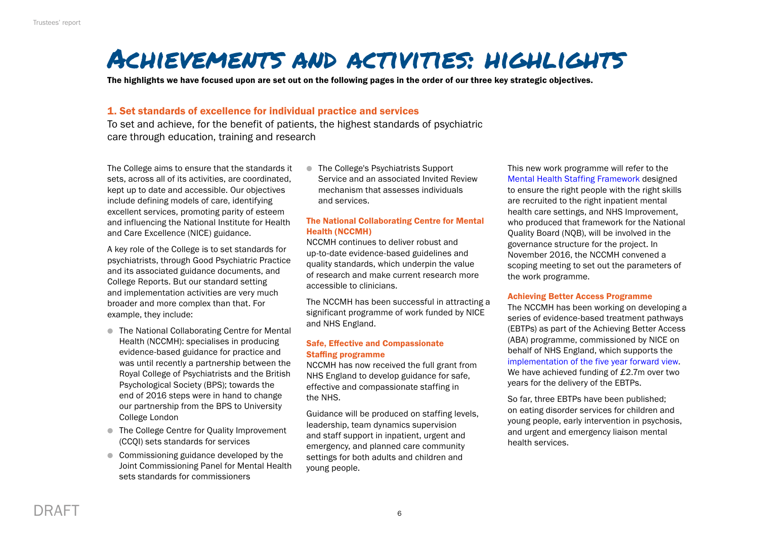# Achievements and activities: highlights

**The highlights we have focused upon are set out on the following pages in the order of our three key strategic objectives.**

## 1. Set standards of excellence for individual practice and services

To set and achieve, for the benefit of patients, the highest standards of psychiatric care through education, training and research

The College aims to ensure that the standards it sets, across all of its activities, are coordinated, kept up to date and accessible. Our objectives include defining models of care, identifying excellent services, promoting parity of esteem and influencing the National Institute for Health and Care Excellence (NICE) guidance.

A key role of the College is to set standards for psychiatrists, through Good Psychiatric Practice and its associated guidance documents, and College Reports. But our standard setting and implementation activities are very much broader and more complex than that. For example, they include:

- The National Collaborating Centre for Mental Health (NCCMH): specialises in producing evidence-based guidance for practice and was until recently a partnership between the Royal College of Psychiatrists and the British Psychological Society (BPS); towards the end of 2016 steps were in hand to change our partnership from the BPS to University College London
- The College Centre for Quality Improvement (CCQI) sets standards for services
- Commissioning guidance developed by the Joint Commissioning Panel for Mental Health sets standards for commissioners
- The College's Psychiatrists Support Service and an associated Invited Review mechanism that assesses individuals and services.

### The National Collaborating Centre for Mental Health (NCCMH)

NCCMH continues to deliver robust and up-to-date evidence-based guidelines and quality standards, which underpin the value of research and make current research more accessible to clinicians.

The NCCMH has been successful in attracting a significant programme of work funded by NICE and NHS England.

### Safe, Effective and Compassionate Staffing programme

NCCMH has now received the full grant from NHS England to develop guidance for safe, effective and compassionate staffing in the NHS.

Guidance will be produced on staffing levels, leadership, team dynamics supervision and staff support in inpatient, urgent and emergency, and planned care community settings for both adults and children and young people.

This new work programme will refer to the Mental Health Staffing Framework designed to ensure the right people with the right skills are recruited to the right inpatient mental health care settings, and NHS Improvement, who produced that framework for the National Quality Board (NQB), will be involved in the governance structure for the project. In November 2016, the NCCMH convened a scoping meeting to set out the parameters of the work programme.

### Achieving Better Access Programme

The NCCMH has been working on developing a series of evidence-based treatment pathways (EBTPs) as part of the Achieving Better Access (ABA) programme, commissioned by NICE on behalf of NHS England, which supports the implementation of the five year forward view. We have achieved funding of £2.7m over two years for the delivery of the EBTPs.

So far, three EBTPs have been published; on eating disorder services for children and young people, early intervention in psychosis, and urgent and emergency liaison mental health services.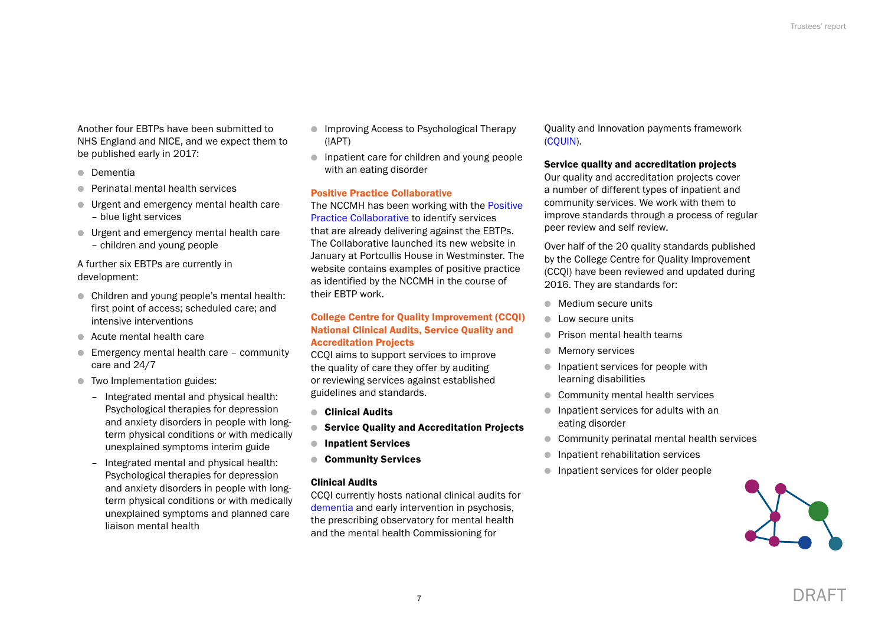Another four EBTPs have been submitted to NHS England and NICE, and we expect them to be published early in 2017:

- Dementia
- Perinatal mental health services
- Urgent and emergency mental health care – blue light services
- Urgent and emergency mental health care – children and young people

A further six EBTPs are currently in development:

- Children and young people's mental health: first point of access; scheduled care; and intensive interventions
- Acute mental health care
- Emergency mental health care – community care and 24/7
- Two Implementation guides:
  - Integrated mental and physical health: Psychological therapies for depression and anxiety disorders in people with long-term physical conditions or with medically unexplained symptoms interim guide
  - Integrated mental and physical health: Psychological therapies for depression and anxiety disorders in people with long-term physical conditions or with medically unexplained symptoms and planned care liaison mental health
- Improving Access to Psychological Therapy (IAPT)
- Inpatient care for children and young people with an eating disorder

### Positive Practice Collaborative

The NCCMH has been working with the Positive Practice Collaborative to identify services that are already delivering against the EBTPs. The Collaborative launched its new website in January at Portcullis House in Westminster. The website contains examples of positive practice as identified by the NCCMH in the course of their EBTP work.

### College Centre for Quality Improvement (CCQI) National Clinical Audits, Service Quality and Accreditation Projects

CCQI aims to support services to improve the quality of care they offer by auditing or reviewing services against established guidelines and standards.

- **Clinical Audits**
- **Service Quality and Accreditation Projects**
- **Inpatient Services**
- **Community Services**

#### Clinical Audits

CCQI currently hosts national clinical audits for dementia and early intervention in psychosis, the prescribing observatory for mental health and the mental health Commissioning for Quality and Innovation payments framework (CQUIN).

#### Service quality and accreditation projects

Our quality and accreditation projects cover a number of different types of inpatient and community services. We work with them to improve standards through a process of regular peer review and self review.

Over half of the 20 quality standards published by the College Centre for Quality Improvement (CCQI) have been reviewed and updated during 2016. They are standards for:

- Medium secure units
- Low secure units
- Prison mental health teams
- Memory services
- Inpatient services for people with learning disabilities
- Community mental health services
- Inpatient services for adults with an eating disorder
- Community perinatal mental health services
- Inpatient rehabilitation services
- Inpatient services for older people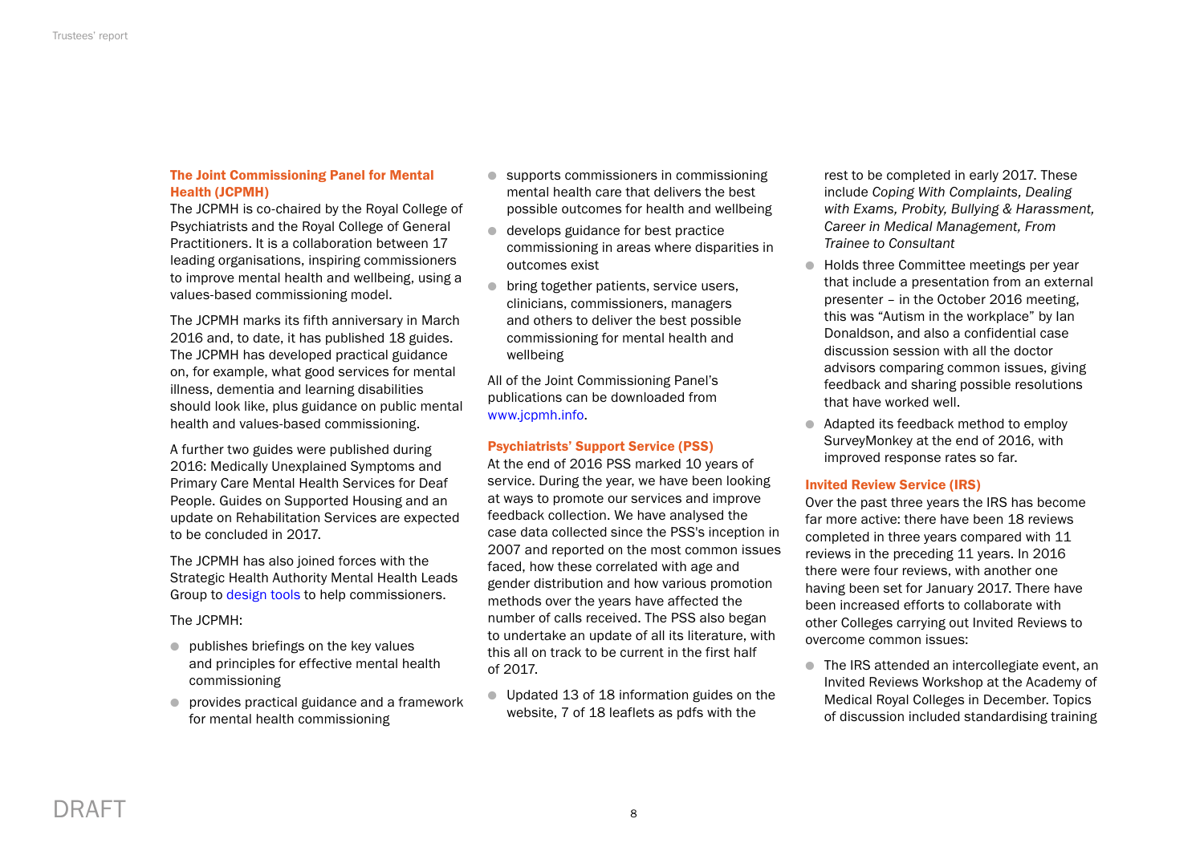### The Joint Commissioning Panel for Mental Health (JCPMH)

The JCPMH is co-chaired by the Royal College of Psychiatrists and the Royal College of General Practitioners. It is a collaboration between 17 leading organisations, inspiring commissioners to improve mental health and wellbeing, using a values-based commissioning model.

The JCPMH marks its fifth anniversary in March 2016 and, to date, it has published 18 guides. The JCPMH has developed practical guidance on, for example, what good services for mental illness, dementia and learning disabilities should look like, plus guidance on public mental health and values-based commissioning.

A further two guides were published during 2016: Medically Unexplained Symptoms and Primary Care Mental Health Services for Deaf People. Guides on Supported Housing and an update on Rehabilitation Services are expected to be concluded in 2017.

The JCPMH has also joined forces with the Strategic Health Authority Mental Health Leads Group to design tools to help commissioners.

The JCPMH:

- publishes briefings on the key values and principles for effective mental health commissioning
- provides practical guidance and a framework for mental health commissioning
- supports commissioners in commissioning mental health care that delivers the best possible outcomes for health and wellbeing
- develops guidance for best practice commissioning in areas where disparities in outcomes exist
- bring together patients, service users, clinicians, commissioners, managers and others to deliver the best possible commissioning for mental health and wellbeing

All of the Joint Commissioning Panel's publications can be downloaded from www.jcpmh.info.

### Psychiatrists' Support Service (PSS)

At the end of 2016 PSS marked 10 years of service. During the year, we have been looking at ways to promote our services and improve feedback collection. We have analysed the case data collected since the PSS's inception in 2007 and reported on the most common issues faced, how these correlated with age and gender distribution and how various promotion methods over the years have affected the number of calls received. The PSS also began to undertake an update of all its literature, with this all on track to be current in the first half of 2017.

- Updated 13 of 18 information guides on the website, 7 of 18 leaflets as pdfs with the rest to be completed in early 2017. These include *Coping With Complaints, Dealing with Exams, Probity, Bullying & Harassment, Career in Medical Management, From Trainee to Consultant*
- Holds three Committee meetings per year that include a presentation from an external presenter – in the October 2016 meeting, this was "Autism in the workplace" by Ian Donaldson, and also a confidential case discussion session with all the doctor advisors comparing common issues, giving feedback and sharing possible resolutions that have worked well.
- Adapted its feedback method to employ SurveyMonkey at the end of 2016, with improved response rates so far.

### Invited Review Service (IRS)

Over the past three years the IRS has become far more active: there have been 18 reviews completed in three years compared with 11 reviews in the preceding 11 years. In 2016 there were four reviews, with another one having been set for January 2017. There have been increased efforts to collaborate with other Colleges carrying out Invited Reviews to overcome common issues:

- The IRS attended an intercollegiate event, an Invited Reviews Workshop at the Academy of Medical Royal Colleges in December. Topics of discussion included standardising training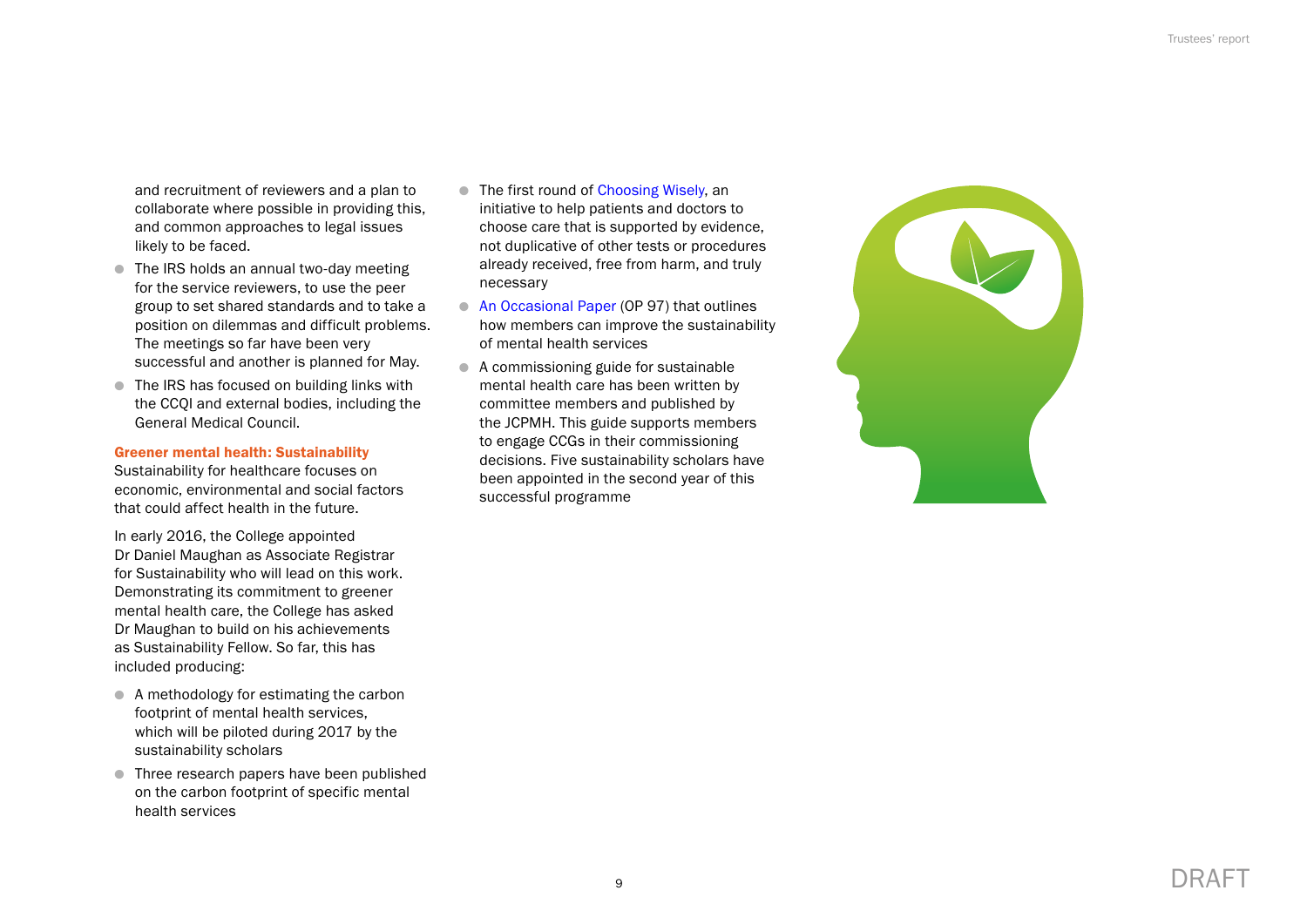and recruitment of reviewers and a plan to collaborate where possible in providing this, and common approaches to legal issues likely to be faced.

- The IRS holds an annual two-day meeting for the service reviewers, to use the peer group to set shared standards and to take a position on dilemmas and difficult problems. The meetings so far have been very successful and another is planned for May.
- The IRS has focused on building links with the CCQI and external bodies, including the General Medical Council.

**Greener mental health: Sustainability**

Sustainability for healthcare focuses on economic, environmental and social factors that could affect health in the future.

In early 2016, the College appointed Dr Daniel Maughan as Associate Registrar for Sustainability who will lead on this work. Demonstrating its commitment to greener mental health care, the College has asked Dr Maughan to build on his achievements as Sustainability Fellow. So far, this has included producing:

- A methodology for estimating the carbon footprint of mental health services, which will be piloted during 2017 by the sustainability scholars
- Three research papers have been published on the carbon footprint of specific mental health services
- The first round of Choosing Wisely, an initiative to help patients and doctors to choose care that is supported by evidence, not duplicative of other tests or procedures already received, free from harm, and truly necessary
- An Occasional Paper (OP 97) that outlines how members can improve the sustainability of mental health services
- A commissioning guide for sustainable mental health care has been written by committee members and published by the JCPMH. This guide supports members to engage CCGs in their commissioning decisions. Five sustainability scholars have been appointed in the second year of this successful programme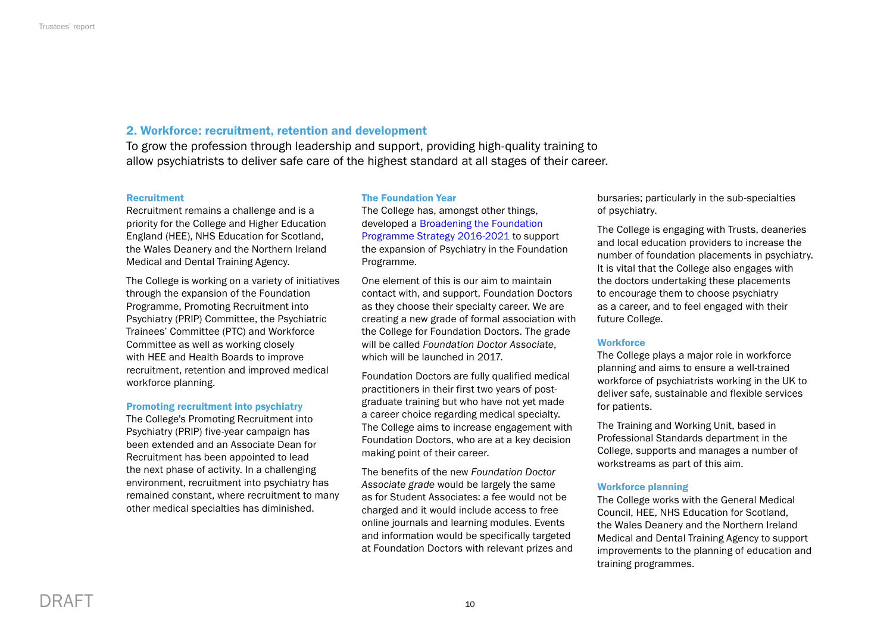## 2. Workforce: recruitment, retention and development

To grow the profession through leadership and support, providing high-quality training to allow psychiatrists to deliver safe care of the highest standard at all stages of their career.

### Recruitment

Recruitment remains a challenge and is a priority for the College and Higher Education England (HEE), NHS Education for Scotland, the Wales Deanery and the Northern Ireland Medical and Dental Training Agency.

The College is working on a variety of initiatives through the expansion of the Foundation Programme, Promoting Recruitment into Psychiatry (PRIP) Committee, the Psychiatric Trainees' Committee (PTC) and Workforce Committee as well as working closely with HEE and Health Boards to improve recruitment, retention and improved medical workforce planning.

### Promoting recruitment into psychiatry

The College's Promoting Recruitment into Psychiatry (PRIP) five-year campaign has been extended and an Associate Dean for Recruitment has been appointed to lead the next phase of activity. In a challenging environment, recruitment into psychiatry has remained constant, where recruitment to many other medical specialties has diminished.

### The Foundation Year

The College has, amongst other things, developed a Broadening the Foundation Programme Strategy 2016-2021 to support the expansion of Psychiatry in the Foundation Programme.

One element of this is our aim to maintain contact with, and support, Foundation Doctors as they choose their specialty career. We are creating a new grade of formal association with the College for Foundation Doctors. The grade will be called *Foundation Doctor Associate*, which will be launched in 2017.

Foundation Doctors are fully qualified medical practitioners in their first two years of post-graduate training but who have not yet made a career choice regarding medical specialty. The College aims to increase engagement with Foundation Doctors, who are at a key decision making point of their career.

The benefits of the new *Foundation Doctor Associate grade* would be largely the same as for Student Associates: a fee would not be charged and it would include access to free online journals and learning modules. Events and information would be specifically targeted at Foundation Doctors with relevant prizes and bursaries; particularly in the sub-specialties of psychiatry.

The College is engaging with Trusts, deaneries and local education providers to increase the number of foundation placements in psychiatry. It is vital that the College also engages with the doctors undertaking these placements to encourage them to choose psychiatry as a career, and to feel engaged with their future College.

### Workforce

The College plays a major role in workforce planning and aims to ensure a well-trained workforce of psychiatrists working in the UK to deliver safe, sustainable and flexible services for patients.

The Training and Working Unit, based in Professional Standards department in the College, supports and manages a number of workstreams as part of this aim.

### Workforce planning

The College works with the General Medical Council, HEE, NHS Education for Scotland, the Wales Deanery and the Northern Ireland Medical and Dental Training Agency to support improvements to the planning of education and training programmes.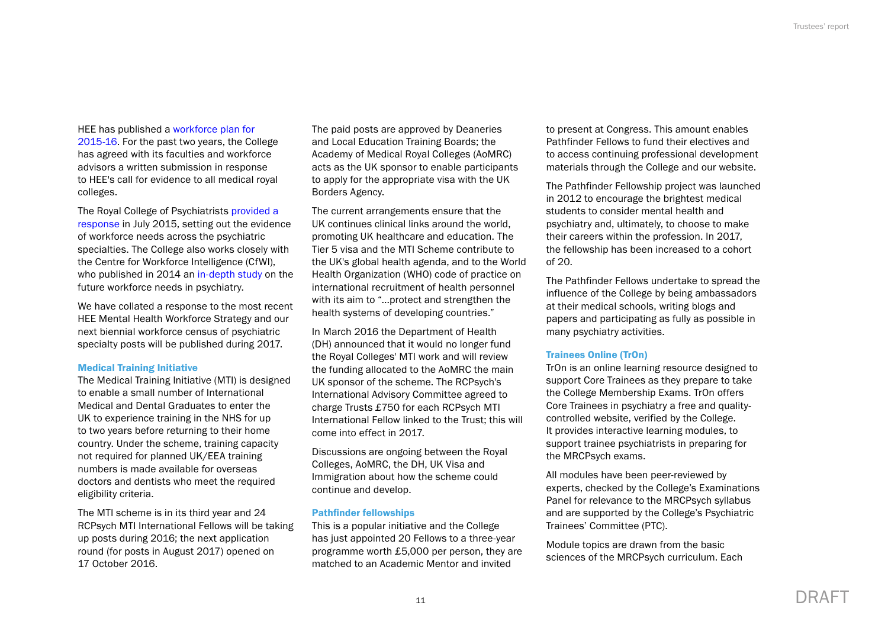HEE has published a workforce plan for 2015-16. For the past two years, the College has agreed with its faculties and workforce advisors a written submission in response to HEE's call for evidence to all medical royal colleges.

The Royal College of Psychiatrists provided a response in July 2015, setting out the evidence of workforce needs across the psychiatric specialties. The College also works closely with the Centre for Workforce Intelligence (CfWI), who published in 2014 an in-depth study on the future workforce needs in psychiatry.

We have collated a response to the most recent HEE Mental Health Workforce Strategy and our next biennial workforce census of psychiatric specialty posts will be published during 2017.

### Medical Training Initiative

The Medical Training Initiative (MTI) is designed to enable a small number of International Medical and Dental Graduates to enter the UK to experience training in the NHS for up to two years before returning to their home country. Under the scheme, training capacity not required for planned UK/EEA training numbers is made available for overseas doctors and dentists who meet the required eligibility criteria.

The MTI scheme is in its third year and 24 RCPsych MTI International Fellows will be taking up posts during 2016; the next application round (for posts in August 2017) opened on 17 October 2016.

The paid posts are approved by Deaneries and Local Education Training Boards; the Academy of Medical Royal Colleges (AoMRC) acts as the UK sponsor to enable participants to apply for the appropriate visa with the UK Borders Agency.

The current arrangements ensure that the UK continues clinical links around the world, promoting UK healthcare and education. The Tier 5 visa and the MTI Scheme contribute to the UK's global health agenda, and to the World Health Organization (WHO) code of practice on international recruitment of health personnel with its aim to "...protect and strengthen the health systems of developing countries."

In March 2016 the Department of Health (DH) announced that it would no longer fund the Royal Colleges' MTI work and will review the funding allocated to the AoMRC the main UK sponsor of the scheme. The RCPsych's International Advisory Committee agreed to charge Trusts £750 for each RCPsych MTI International Fellow linked to the Trust; this will come into effect in 2017.

Discussions are ongoing between the Royal Colleges, AoMRC, the DH, UK Visa and Immigration about how the scheme could continue and develop.

### Pathfinder fellowships

This is a popular initiative and the College has just appointed 20 Fellows to a three-year programme worth £5,000 per person, they are matched to an Academic Mentor and invited to present at Congress. This amount enables Pathfinder Fellows to fund their electives and to access continuing professional development materials through the College and our website.

The Pathfinder Fellowship project was launched in 2012 to encourage the brightest medical students to consider mental health and psychiatry and, ultimately, to choose to make their careers within the profession. In 2017, the fellowship has been increased to a cohort of 20.

The Pathfinder Fellows undertake to spread the influence of the College by being ambassadors at their medical schools, writing blogs and papers and participating as fully as possible in many psychiatry activities.

### Trainees Online (TrOn)

TrOn is an online learning resource designed to support Core Trainees as they prepare to take the College Membership Exams. TrOn offers Core Trainees in psychiatry a free and quality-controlled website, verified by the College. It provides interactive learning modules, to support trainee psychiatrists in preparing for the MRCPsych exams.

All modules have been peer-reviewed by experts, checked by the College's Examinations Panel for relevance to the MRCPsych syllabus and are supported by the College's Psychiatric Trainees' Committee (PTC).

Module topics are drawn from the basic sciences of the MRCPsych curriculum. Each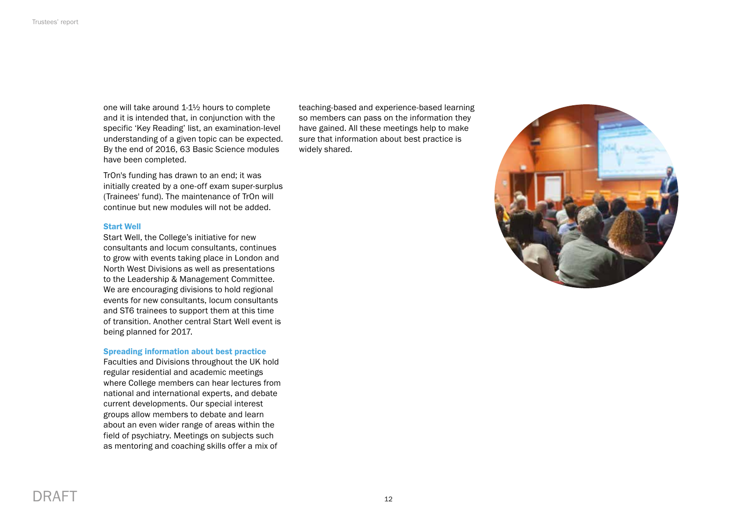one will take around 1-1½ hours to complete and it is intended that, in conjunction with the specific 'Key Reading' list, an examination-level understanding of a given topic can be expected. By the end of 2016, 63 Basic Science modules have been completed.

TrOn's funding has drawn to an end; it was initially created by a one-off exam super-surplus (Trainees' fund). The maintenance of TrOn will continue but new modules will not be added.

### Start Well

Start Well, the College's initiative for new consultants and locum consultants, continues to grow with events taking place in London and North West Divisions as well as presentations to the Leadership & Management Committee. We are encouraging divisions to hold regional events for new consultants, locum consultants and ST6 trainees to support them at this time of transition. Another central Start Well event is being planned for 2017.

### Spreading information about best practice

Faculties and Divisions throughout the UK hold regular residential and academic meetings where College members can hear lectures from national and international experts, and debate current developments. Our special interest groups allow members to debate and learn about an even wider range of areas within the field of psychiatry. Meetings on subjects such as mentoring and coaching skills offer a mix of teaching-based and experience-based learning so members can pass on the information they have gained. All these meetings help to make sure that information about best practice is widely shared.

DRAFT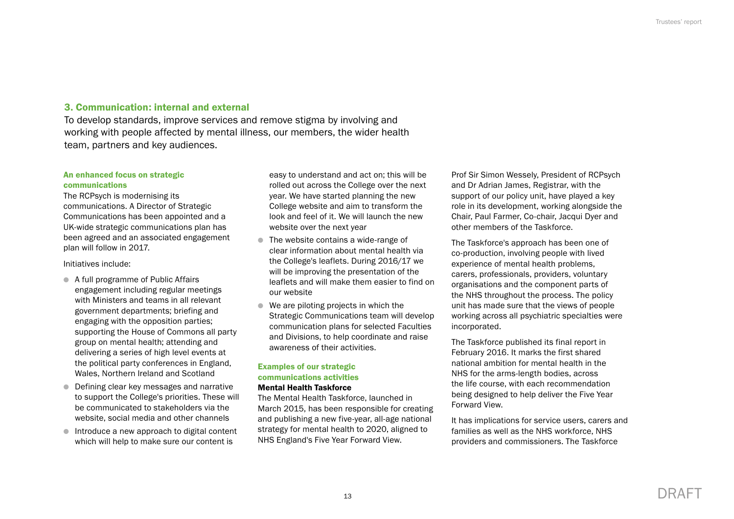## 3. Communication: internal and external

To develop standards, improve services and remove stigma by involving and working with people affected by mental illness, our members, the wider health team, partners and key audiences.

### An enhanced focus on strategic communications

The RCPsych is modernising its communications. A Director of Strategic Communications has been appointed and a UK-wide strategic communications plan has been agreed and an associated engagement plan will follow in 2017.

Initiatives include:

- A full programme of Public Affairs engagement including regular meetings with Ministers and teams in all relevant government departments; briefing and engaging with the opposition parties; supporting the House of Commons all party group on mental health; attending and delivering a series of high level events at the political party conferences in England, Wales, Northern Ireland and Scotland
- Defining clear key messages and narrative to support the College's priorities. These will be communicated to stakeholders via the website, social media and other channels
- Introduce a new approach to digital content which will help to make sure our content is easy to understand and act on; this will be rolled out across the College over the next year. We have started planning the new College website and aim to transform the look and feel of it. We will launch the new website over the next year
- The website contains a wide-range of clear information about mental health via the College's leaflets. During 2016/17 we will be improving the presentation of the leaflets and will make them easier to find on our website
- We are piloting projects in which the Strategic Communications team will develop communication plans for selected Faculties and Divisions, to help coordinate and raise awareness of their activities.

### Examples of our strategic communications activities

**Mental Health Taskforce**

The Mental Health Taskforce, launched in March 2015, has been responsible for creating and publishing a new five-year, all-age national strategy for mental health to 2020, aligned to NHS England's Five Year Forward View.

Prof Sir Simon Wessely, President of RCPsych and Dr Adrian James, Registrar, with the support of our policy unit, have played a key role in its development, working alongside the Chair, Paul Farmer, Co-chair, Jacqui Dyer and other members of the Taskforce.

The Taskforce's approach has been one of co-production, involving people with lived experience of mental health problems, carers, professionals, providers, voluntary organisations and the component parts of the NHS throughout the process. The policy unit has made sure that the views of people working across all psychiatric specialties were incorporated.

The Taskforce published its final report in February 2016. It marks the first shared national ambition for mental health in the NHS for the arms-length bodies, across the life course, with each recommendation being designed to help deliver the Five Year Forward View.

It has implications for service users, carers and families as well as the NHS workforce, NHS providers and commissioners. The Taskforce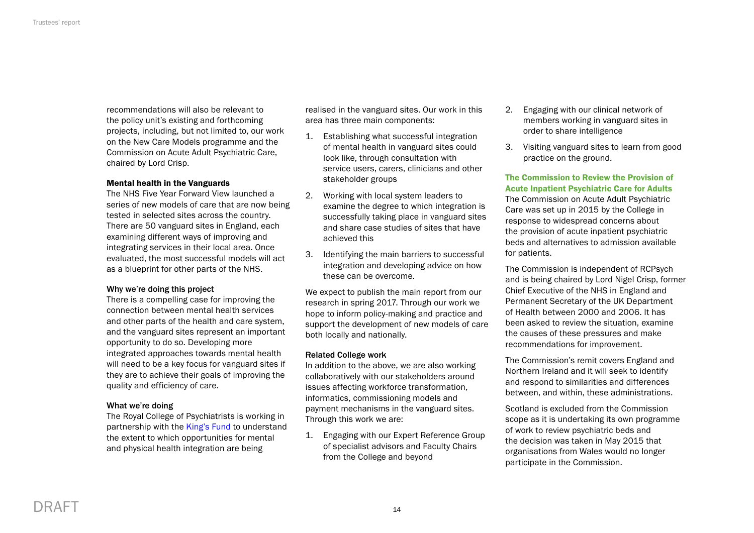recommendations will also be relevant to the policy unit's existing and forthcoming projects, including, but not limited to, our work on the New Care Models programme and the Commission on Acute Adult Psychiatric Care, chaired by Lord Crisp.

### Mental health in the Vanguards

The NHS Five Year Forward View launched a series of new models of care that are now being tested in selected sites across the country. There are 50 vanguard sites in England, each examining different ways of improving and integrating services in their local area. Once evaluated, the most successful models will act as a blueprint for other parts of the NHS.

#### Why we're doing this project

There is a compelling case for improving the connection between mental health services and other parts of the health and care system, and the vanguard sites represent an important opportunity to do so. Developing more integrated approaches towards mental health will need to be a key focus for vanguard sites if they are to achieve their goals of improving the quality and efficiency of care.

#### What we're doing

The Royal College of Psychiatrists is working in partnership with the King's Fund to understand the extent to which opportunities for mental and physical health integration are being realised in the vanguard sites. Our work in this area has three main components:

1. Establishing what successful integration of mental health in vanguard sites could look like, through consultation with service users, carers, clinicians and other stakeholder groups
2. Working with local system leaders to examine the degree to which integration is successfully taking place in vanguard sites and share case studies of sites that have achieved this
3. Identifying the main barriers to successful integration and developing advice on how these can be overcome.

We expect to publish the main report from our research in spring 2017. Through our work we hope to inform policy-making and practice and support the development of new models of care both locally and nationally.

#### Related College work

In addition to the above, we are also working collaboratively with our stakeholders around issues affecting workforce transformation, informatics, commissioning models and payment mechanisms in the vanguard sites. Through this work we are:

1. Engaging with our Expert Reference Group of specialist advisors and Faculty Chairs from the College and beyond
2. Engaging with our clinical network of members working in vanguard sites in order to share intelligence
3. Visiting vanguard sites to learn from good practice on the ground.

### The Commission to Review the Provision of Acute Inpatient Psychiatric Care for Adults

The Commission on Acute Adult Psychiatric Care was set up in 2015 by the College in response to widespread concerns about the provision of acute inpatient psychiatric beds and alternatives to admission available for patients.

The Commission is independent of RCPsych and is being chaired by Lord Nigel Crisp, former Chief Executive of the NHS in England and Permanent Secretary of the UK Department of Health between 2000 and 2006. It has been asked to review the situation, examine the causes of these pressures and make recommendations for improvement.

The Commission's remit covers England and Northern Ireland and it will seek to identify and respond to similarities and differences between, and within, these administrations.

Scotland is excluded from the Commission scope as it is undertaking its own programme of work to review psychiatric beds and the decision was taken in May 2015 that organisations from Wales would no longer participate in the Commission.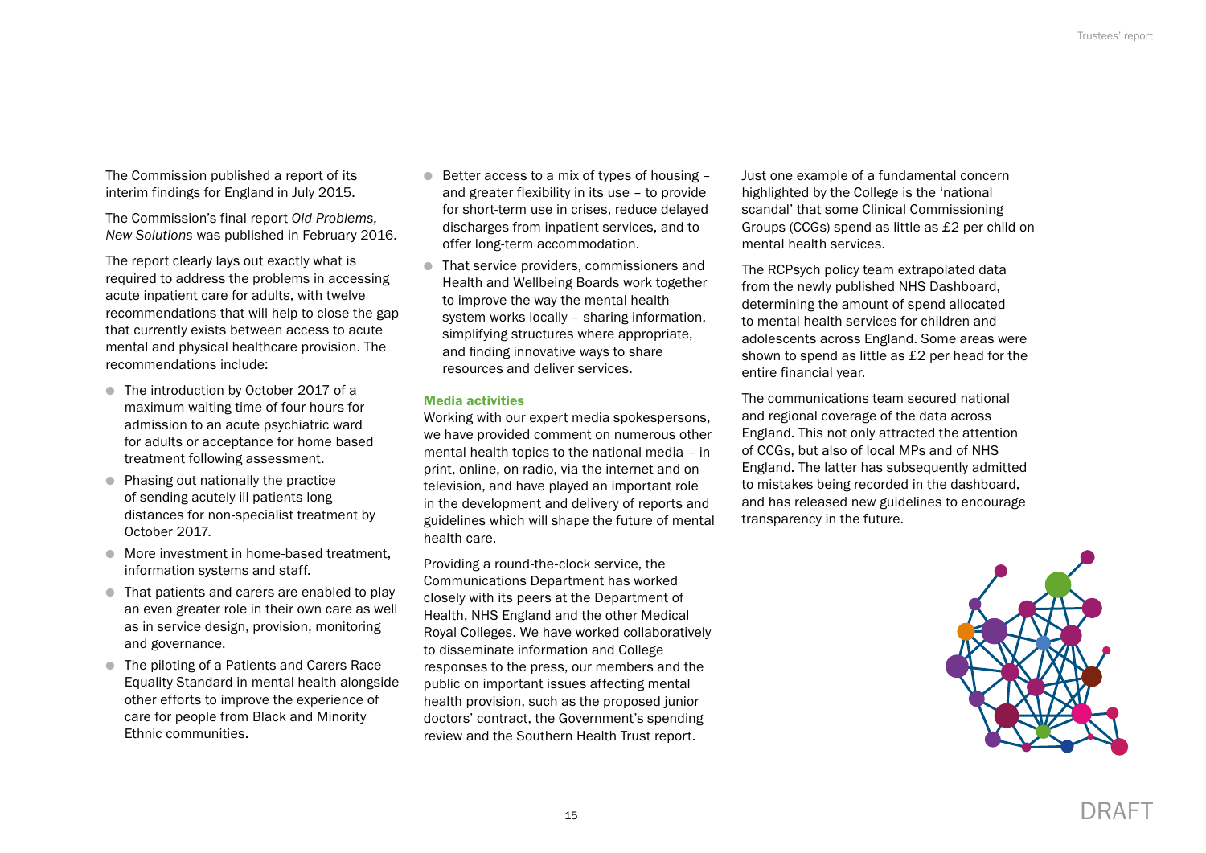The Commission published a report of its interim findings for England in July 2015.

The Commission's final report *Old Problems, New Solutions* was published in February 2016.

The report clearly lays out exactly what is required to address the problems in accessing acute inpatient care for adults, with twelve recommendations that will help to close the gap that currently exists between access to acute mental and physical healthcare provision. The recommendations include:

- The introduction by October 2017 of a maximum waiting time of four hours for admission to an acute psychiatric ward for adults or acceptance for home based treatment following assessment.
- Phasing out nationally the practice of sending acutely ill patients long distances for non-specialist treatment by October 2017.
- More investment in home-based treatment, information systems and staff.
- That patients and carers are enabled to play an even greater role in their own care as well as in service design, provision, monitoring and governance.
- The piloting of a Patients and Carers Race Equality Standard in mental health alongside other efforts to improve the experience of care for people from Black and Minority Ethnic communities.
- Better access to a mix of types of housing – and greater flexibility in its use – to provide for short-term use in crises, reduce delayed discharges from inpatient services, and to offer long-term accommodation.
- That service providers, commissioners and Health and Wellbeing Boards work together to improve the way the mental health system works locally – sharing information, simplifying structures where appropriate, and finding innovative ways to share resources and deliver services.

### Media activities

Working with our expert media spokespersons, we have provided comment on numerous other mental health topics to the national media – in print, online, on radio, via the internet and on television, and have played an important role in the development and delivery of reports and guidelines which will shape the future of mental health care.

Providing a round-the-clock service, the Communications Department has worked closely with its peers at the Department of Health, NHS England and the other Medical Royal Colleges. We have worked collaboratively to disseminate information and College responses to the press, our members and the public on important issues affecting mental health provision, such as the proposed junior doctors' contract, the Government's spending review and the Southern Health Trust report.

Just one example of a fundamental concern highlighted by the College is the 'national scandal' that some Clinical Commissioning Groups (CCGs) spend as little as £2 per child on mental health services.

The RCPsych policy team extrapolated data from the newly published NHS Dashboard, determining the amount of spend allocated to mental health services for children and adolescents across England. Some areas were shown to spend as little as £2 per head for the entire financial year.

The communications team secured national and regional coverage of the data across England. This not only attracted the attention of CCGs, but also of local MPs and of NHS England. The latter has subsequently admitted to mistakes being recorded in the dashboard, and has released new guidelines to encourage transparency in the future.

DRAFT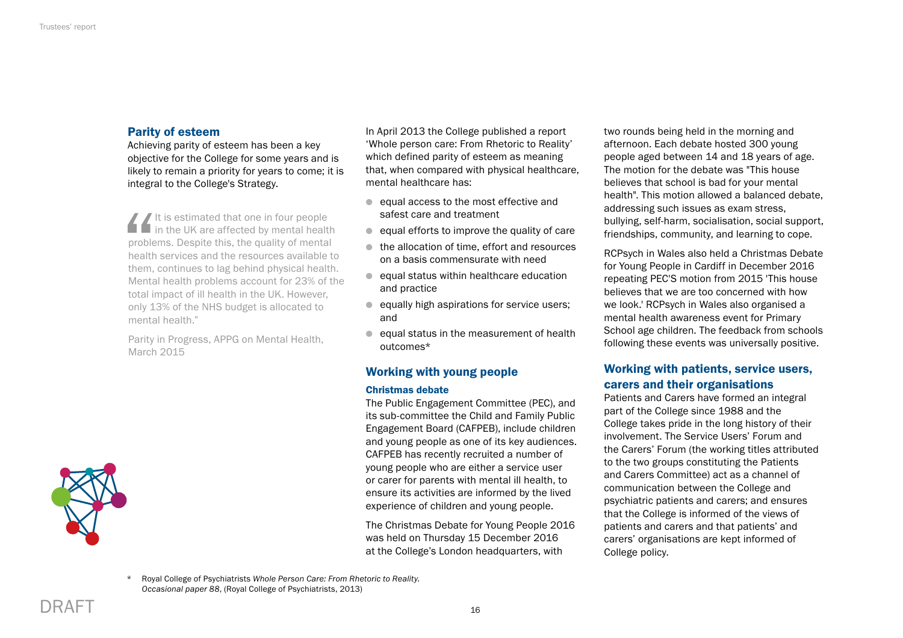## Parity of esteem

Achieving parity of esteem has been a key objective for the College for some years and is likely to remain a priority for years to come; it is integral to the College's Strategy.

> "It is estimated that one in four people in the UK are affected by mental health problems. Despite this, the quality of mental health services and the resources available to them, continues to lag behind physical health. Mental health problems account for 23% of the total impact of ill health in the UK. However, only 13% of the NHS budget is allocated to mental health."
>
> Parity in Progress, APPG on Mental Health, March 2015

In April 2013 the College published a report 'Whole person care: From Rhetoric to Reality' which defined parity of esteem as meaning that, when compared with physical healthcare, mental healthcare has:

- equal access to the most effective and safest care and treatment
- equal efforts to improve the quality of care
- the allocation of time, effort and resources on a basis commensurate with need
- equal status within healthcare education and practice
- equally high aspirations for service users; and
- equal status in the measurement of health outcomes*

## Working with young people

### Christmas debate

The Public Engagement Committee (PEC), and its sub-committee the Child and Family Public Engagement Board (CAFPEB), include children and young people as one of its key audiences. CAFPEB has recently recruited a number of young people who are either a service user or carer for parents with mental ill health, to ensure its activities are informed by the lived experience of children and young people.

The Christmas Debate for Young People 2016 was held on Thursday 15 December 2016 at the College's London headquarters, with two rounds being held in the morning and afternoon. Each debate hosted 300 young people aged between 14 and 18 years of age. The motion for the debate was "This house believes that school is bad for your mental health". This motion allowed a balanced debate, addressing such issues as exam stress, bullying, self-harm, socialisation, social support, friendships, community, and learning to cope.

RCPsych in Wales also held a Christmas Debate for Young People in Cardiff in December 2016 repeating PEC'S motion from 2015 'This house believes that we are too concerned with how we look.' RCPsych in Wales also organised a mental health awareness event for Primary School age children. The feedback from schools following these events was universally positive.

## Working with patients, service users, carers and their organisations

Patients and Carers have formed an integral part of the College since 1988 and the College takes pride in the long history of their involvement. The Service Users' Forum and the Carers' Forum (the working titles attributed to the two groups constituting the Patients and Carers Committee) act as a channel of communication between the College and psychiatric patients and carers; and ensures that the College is informed of the views of patients and carers and that patients' and carers' organisations are kept informed of College policy.

\* Royal College of Psychiatrists *Whole Person Care: From Rhetoric to Reality. Occasional paper 88*, (Royal College of Psychiatrists, 2013)

DRAFT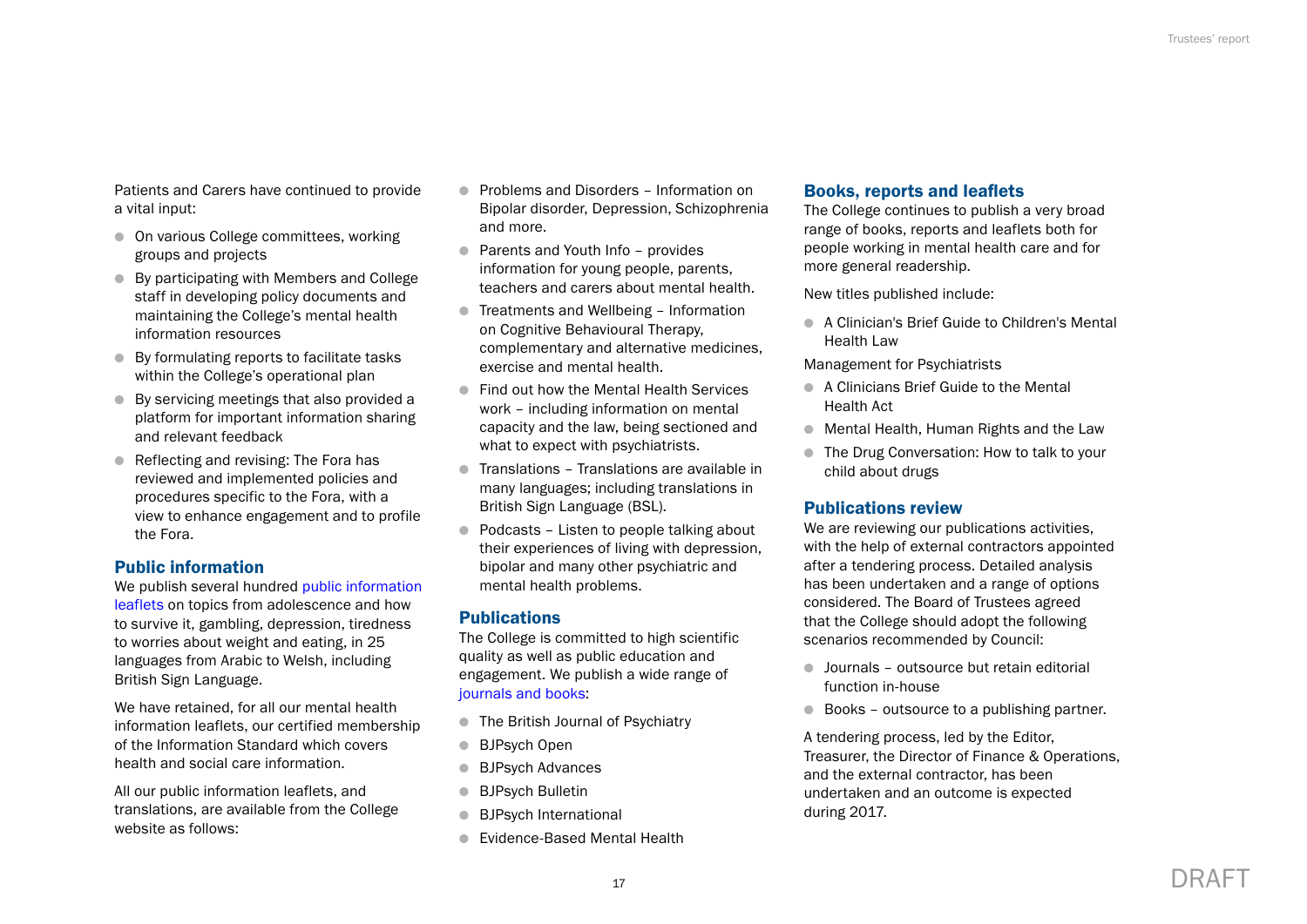Patients and Carers have continued to provide a vital input:

- On various College committees, working groups and projects
- By participating with Members and College staff in developing policy documents and maintaining the College's mental health information resources
- By formulating reports to facilitate tasks within the College's operational plan
- By servicing meetings that also provided a platform for important information sharing and relevant feedback
- Reflecting and revising: The Fora has reviewed and implemented policies and procedures specific to the Fora, with a view to enhance engagement and to profile the Fora.

## Public information

We publish several hundred public information leaflets on topics from adolescence and how to survive it, gambling, depression, tiredness to worries about weight and eating, in 25 languages from Arabic to Welsh, including British Sign Language.

We have retained, for all our mental health information leaflets, our certified membership of the Information Standard which covers health and social care information.

All our public information leaflets, and translations, are available from the College website as follows:

- Problems and Disorders – Information on Bipolar disorder, Depression, Schizophrenia and more.
- Parents and Youth Info – provides information for young people, parents, teachers and carers about mental health.
- Treatments and Wellbeing – Information on Cognitive Behavioural Therapy, complementary and alternative medicines, exercise and mental health.
- Find out how the Mental Health Services work – including information on mental capacity and the law, being sectioned and what to expect with psychiatrists.
- Translations – Translations are available in many languages; including translations in British Sign Language (BSL).
- Podcasts – Listen to people talking about their experiences of living with depression, bipolar and many other psychiatric and mental health problems.

## Publications

The College is committed to high scientific quality as well as public education and engagement. We publish a wide range of journals and books:

- The British Journal of Psychiatry
- BJPsych Open
- BJPsych Advances
- BJPsych Bulletin
- BJPsych International
- Evidence-Based Mental Health

## Books, reports and leaflets

The College continues to publish a very broad range of books, reports and leaflets both for people working in mental health care and for more general readership.

New titles published include:

- A Clinician's Brief Guide to Children's Mental Health Law

Management for Psychiatrists

- A Clinicians Brief Guide to the Mental Health Act
- Mental Health, Human Rights and the Law
- The Drug Conversation: How to talk to your child about drugs

## Publications review

We are reviewing our publications activities, with the help of external contractors appointed after a tendering process. Detailed analysis has been undertaken and a range of options considered. The Board of Trustees agreed that the College should adopt the following scenarios recommended by Council:

- Journals – outsource but retain editorial function in-house
- Books – outsource to a publishing partner.

A tendering process, led by the Editor, Treasurer, the Director of Finance & Operations, and the external contractor, has been undertaken and an outcome is expected during 2017.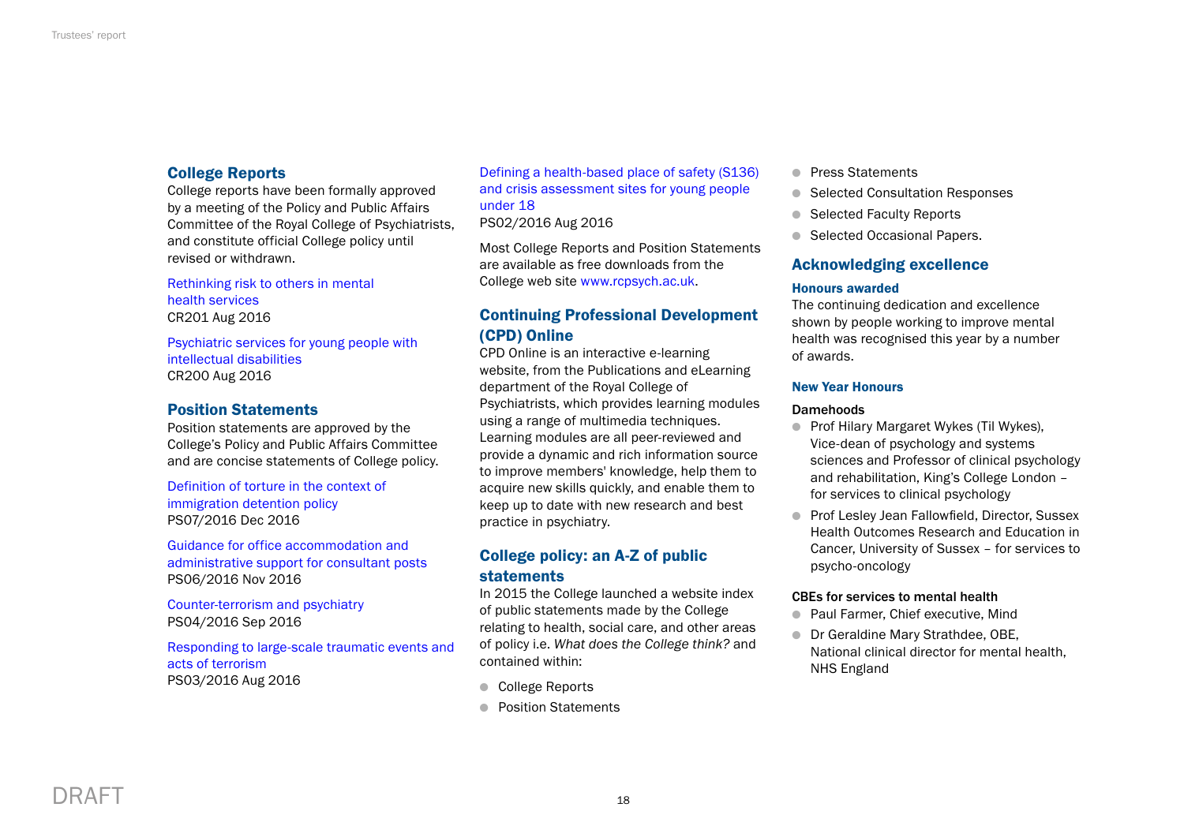## College Reports

College reports have been formally approved by a meeting of the Policy and Public Affairs Committee of the Royal College of Psychiatrists, and constitute official College policy until revised or withdrawn.

Rethinking risk to others in mental health services
CR201 Aug 2016

Psychiatric services for young people with intellectual disabilities
CR200 Aug 2016

## Position Statements

Position statements are approved by the College's Policy and Public Affairs Committee and are concise statements of College policy.

Definition of torture in the context of immigration detention policy
PS07/2016 Dec 2016

Guidance for office accommodation and administrative support for consultant posts
PS06/2016 Nov 2016

Counter-terrorism and psychiatry
PS04/2016 Sep 2016

Responding to large-scale traumatic events and acts of terrorism
PS03/2016 Aug 2016

Defining a health-based place of safety (S136) and crisis assessment sites for young people under 18
PS02/2016 Aug 2016

Most College Reports and Position Statements are available as free downloads from the College web site www.rcpsych.ac.uk.

## Continuing Professional Development (CPD) Online

CPD Online is an interactive e-learning website, from the Publications and eLearning department of the Royal College of Psychiatrists, which provides learning modules using a range of multimedia techniques. Learning modules are all peer-reviewed and provide a dynamic and rich information source to improve members' knowledge, help them to acquire new skills quickly, and enable them to keep up to date with new research and best practice in psychiatry.

## College policy: an A-Z of public statements

In 2015 the College launched a website index of public statements made by the College relating to health, social care, and other areas of policy i.e. *What does the College think?* and contained within:

- College Reports
- Position Statements
- Press Statements
- Selected Consultation Responses
- Selected Faculty Reports
- Selected Occasional Papers.

## Acknowledging excellence

### Honours awarded

The continuing dedication and excellence shown by people working to improve mental health was recognised this year by a number of awards.

### New Year Honours

**Damehoods**

- Prof Hilary Margaret Wykes (Til Wykes), Vice-dean of psychology and systems sciences and Professor of clinical psychology and rehabilitation, King's College London – for services to clinical psychology
- Prof Lesley Jean Fallowfield, Director, Sussex Health Outcomes Research and Education in Cancer, University of Sussex – for services to psycho-oncology

**CBEs for services to mental health**

- Paul Farmer, Chief executive, Mind
- Dr Geraldine Mary Strathdee, OBE, National clinical director for mental health, NHS England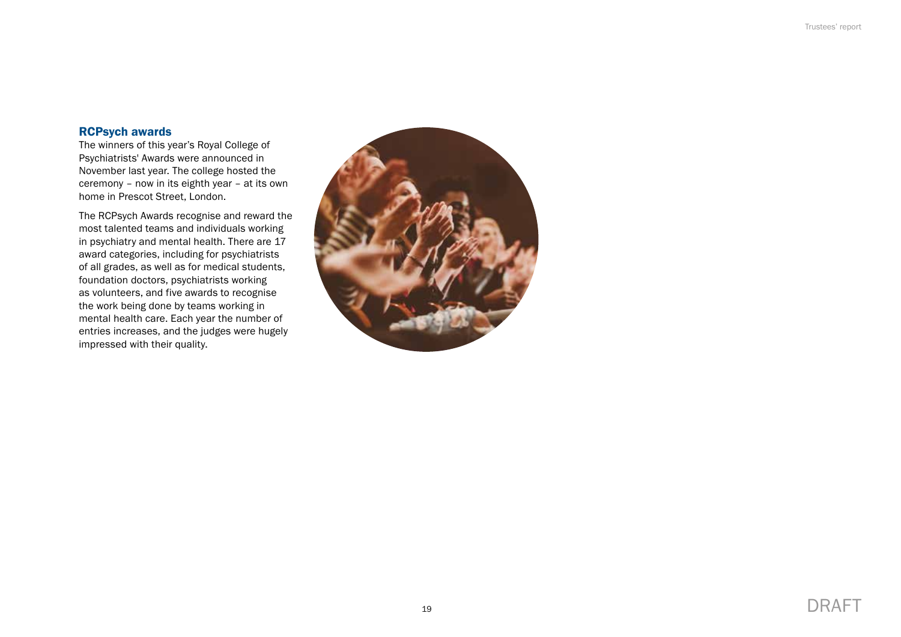## RCPsych awards

The winners of this year's Royal College of Psychiatrists' Awards were announced in November last year. The college hosted the ceremony – now in its eighth year – at its own home in Prescot Street, London.

The RCPsych Awards recognise and reward the most talented teams and individuals working in psychiatry and mental health. There are 17 award categories, including for psychiatrists of all grades, as well as for medical students, foundation doctors, psychiatrists working as volunteers, and five awards to recognise the work being done by teams working in mental health care. Each year the number of entries increases, and the judges were hugely impressed with their quality.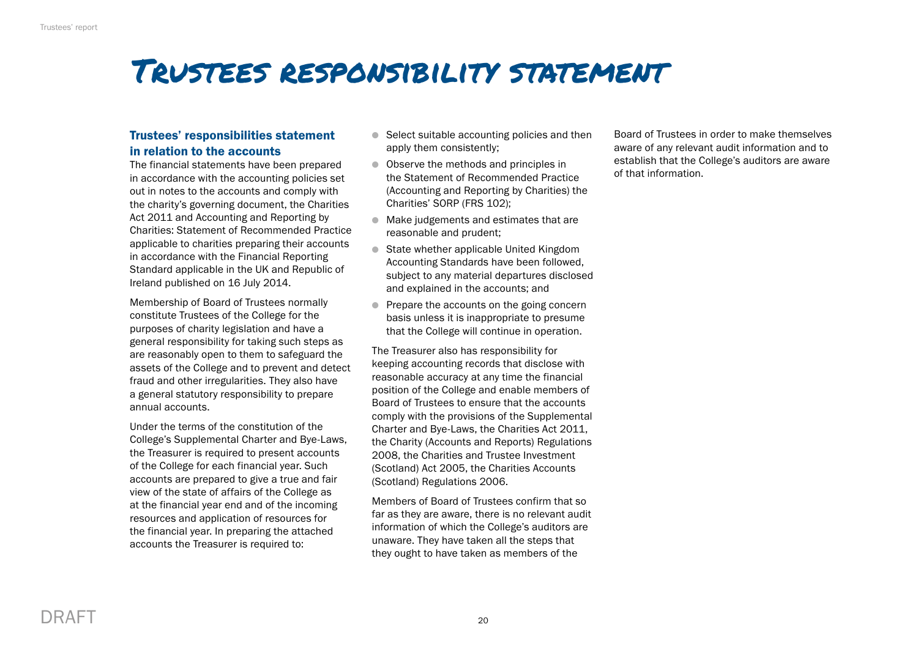# Trustees responsibility statement

## Trustees' responsibilities statement in relation to the accounts

The financial statements have been prepared in accordance with the accounting policies set out in notes to the accounts and comply with the charity's governing document, the Charities Act 2011 and Accounting and Reporting by Charities: Statement of Recommended Practice applicable to charities preparing their accounts in accordance with the Financial Reporting Standard applicable in the UK and Republic of Ireland published on 16 July 2014.

Membership of Board of Trustees normally constitute Trustees of the College for the purposes of charity legislation and have a general responsibility for taking such steps as are reasonably open to them to safeguard the assets of the College and to prevent and detect fraud and other irregularities. They also have a general statutory responsibility to prepare annual accounts.

Under the terms of the constitution of the College's Supplemental Charter and Bye-Laws, the Treasurer is required to present accounts of the College for each financial year. Such accounts are prepared to give a true and fair view of the state of affairs of the College as at the financial year end and of the incoming resources and application of resources for the financial year. In preparing the attached accounts the Treasurer is required to:

- Select suitable accounting policies and then apply them consistently;
- Observe the methods and principles in the Statement of Recommended Practice (Accounting and Reporting by Charities) the Charities' SORP (FRS 102);
- Make judgements and estimates that are reasonable and prudent;
- State whether applicable United Kingdom Accounting Standards have been followed, subject to any material departures disclosed and explained in the accounts; and
- Prepare the accounts on the going concern basis unless it is inappropriate to presume that the College will continue in operation.

The Treasurer also has responsibility for keeping accounting records that disclose with reasonable accuracy at any time the financial position of the College and enable members of Board of Trustees to ensure that the accounts comply with the provisions of the Supplemental Charter and Bye-Laws, the Charities Act 2011, the Charity (Accounts and Reports) Regulations 2008, the Charities and Trustee Investment (Scotland) Act 2005, the Charities Accounts (Scotland) Regulations 2006.

Members of Board of Trustees confirm that so far as they are aware, there is no relevant audit information of which the College's auditors are unaware. They have taken all the steps that they ought to have taken as members of the Board of Trustees in order to make themselves aware of any relevant audit information and to establish that the College's auditors are aware of that information.

DRAFT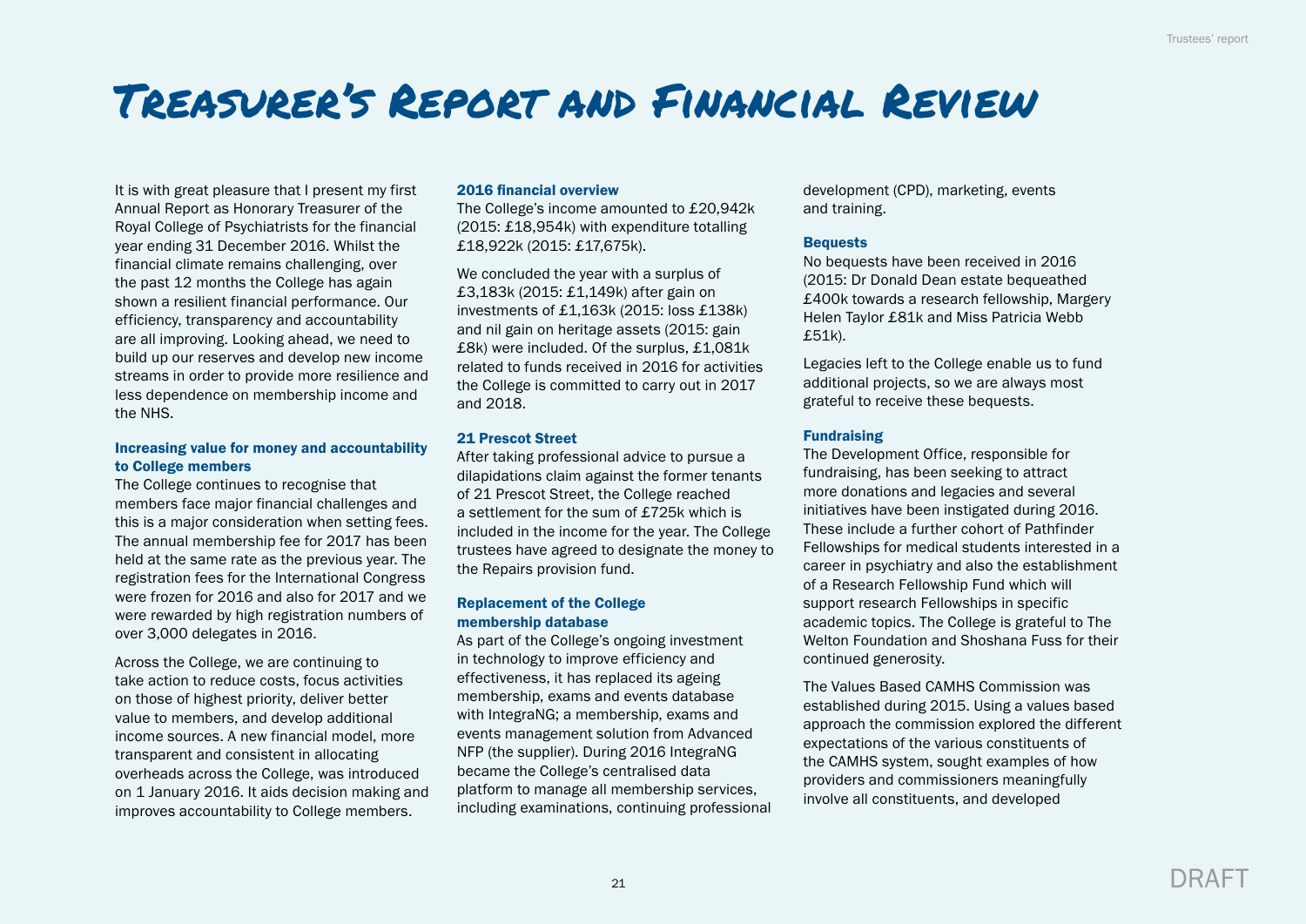# Treasurer's Report and Financial Review

It is with great pleasure that I present my first Annual Report as Honorary Treasurer of the Royal College of Psychiatrists for the financial year ending 31 December 2016. Whilst the financial climate remains challenging, over the past 12 months the College has again shown a resilient financial performance. Our efficiency, transparency and accountability are all improving. Looking ahead, we need to build up our reserves and develop new income streams in order to provide more resilience and less dependence on membership income and the NHS.

### Increasing value for money and accountability to College members

The College continues to recognise that members face major financial challenges and this is a major consideration when setting fees. The annual membership fee for 2017 has been held at the same rate as the previous year. The registration fees for the International Congress were frozen for 2016 and also for 2017 and we were rewarded by high registration numbers of over 3,000 delegates in 2016.

Across the College, we are continuing to take action to reduce costs, focus activities on those of highest priority, deliver better value to members, and develop additional income sources. A new financial model, more transparent and consistent in allocating overheads across the College, was introduced on 1 January 2016. It aids decision making and improves accountability to College members.

### 2016 financial overview

The College's income amounted to £20,942k (2015: £18,954k) with expenditure totalling £18,922k (2015: £17,675k).

We concluded the year with a surplus of £3,183k (2015: £1,149k) after gain on investments of £1,163k (2015: loss £138k) and nil gain on heritage assets (2015: gain £8k) were included. Of the surplus, £1,081k related to funds received in 2016 for activities the College is committed to carry out in 2017 and 2018.

### 21 Prescot Street

After taking professional advice to pursue a dilapidations claim against the former tenants of 21 Prescot Street, the College reached a settlement for the sum of £725k which is included in the income for the year. The College trustees have agreed to designate the money to the Repairs provision fund.

### Replacement of the College membership database

As part of the College's ongoing investment in technology to improve efficiency and effectiveness, it has replaced its ageing membership, exams and events database with IntegraNG; a membership, exams and events management solution from Advanced NFP (the supplier). During 2016 IntegraNG became the College's centralised data platform to manage all membership services, including examinations, continuing professional development (CPD), marketing, events and training.

### Bequests

No bequests have been received in 2016 (2015: Dr Donald Dean estate bequeathed £400k towards a research fellowship, Margery Helen Taylor £81k and Miss Patricia Webb £51k).

Legacies left to the College enable us to fund additional projects, so we are always most grateful to receive these bequests.

### Fundraising

The Development Office, responsible for fundraising, has been seeking to attract more donations and legacies and several initiatives have been instigated during 2016. These include a further cohort of Pathfinder Fellowships for medical students interested in a career in psychiatry and also the establishment of a Research Fellowship Fund which will support research Fellowships in specific academic topics. The College is grateful to The Welton Foundation and Shoshana Fuss for their continued generosity.

The Values Based CAMHS Commission was established during 2015. Using a values based approach the commission explored the different expectations of the various constituents of the CAMHS system, sought examples of how providers and commissioners meaningfully involve all constituents, and developed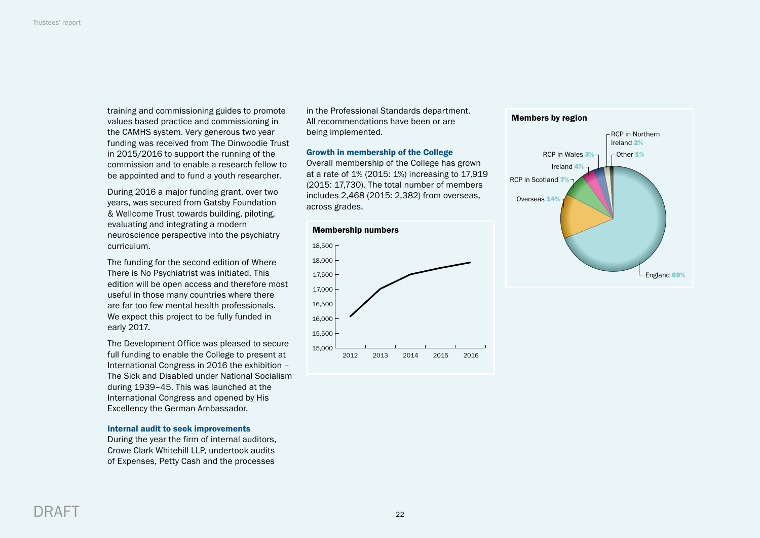training and commissioning guides to promote values based practice and commissioning in the CAMHS system. Very generous two year funding was received from The Dinwoodie Trust in 2015/2016 to support the running of the commission and to enable a research fellow to be appointed and to fund a youth researcher.

During 2016 a major funding grant, over two years, was secured from Gatsby Foundation & Wellcome Trust towards building, piloting, evaluating and integrating a modern neuroscience perspective into the psychiatry curriculum.

The funding for the second edition of Where There is No Psychiatrist was initiated. This edition will be open access and therefore most useful in those many countries where there are far too few mental health professionals. We expect this project to be fully funded in early 2017.

The Development Office was pleased to secure full funding to enable the College to present at International Congress in 2016 the exhibition – The Sick and Disabled under National Socialism during 1939–45. This was launched at the International Congress and opened by His Excellency the German Ambassador.

### Internal audit to seek improvements

During the year the firm of internal auditors, Crowe Clark Whitehill LLP, undertook audits of Expenses, Petty Cash and the processes in the Professional Standards department. All recommendations have been or are being implemented.

### Growth in membership of the College

Overall membership of the College has grown at a rate of 1% (2015: 1%) increasing to 17,919 (2015: 17,730). The total number of members includes 2,468 (2015: 2,382) from overseas, across grades.

**Membership numbers**

(Line chart, y-axis 15,000–18,500; x-axis 2012, 2013, 2014, 2015, 2016)

**Members by region**

- England 69%
- Overseas 14%
- RCP in Scotland 7%
- Ireland 4%
- RCP in Wales 3%
- RCP in Northern Ireland 2%
- Other 1%

DRAFT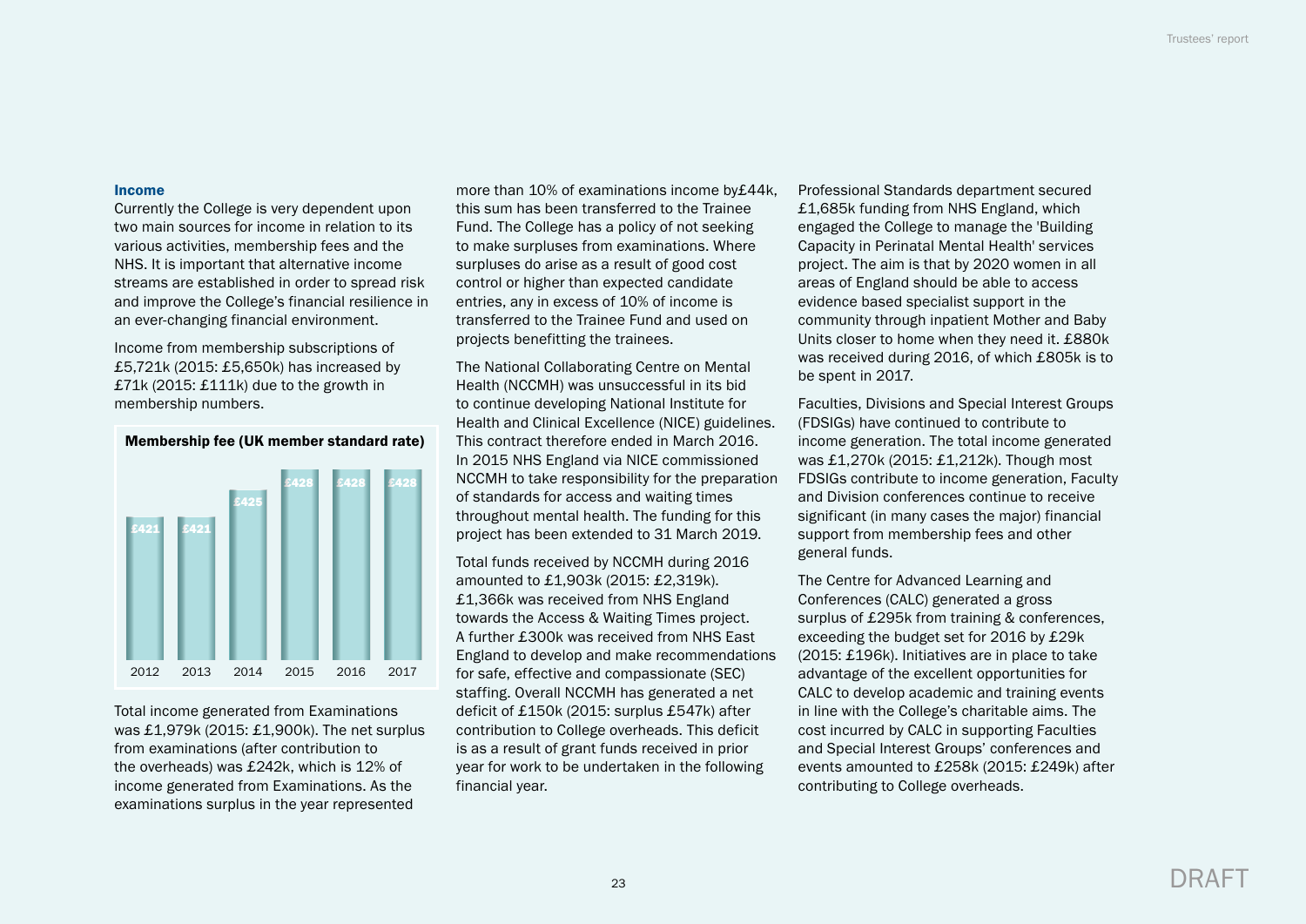### Income

Currently the College is very dependent upon two main sources for income in relation to its various activities, membership fees and the NHS. It is important that alternative income streams are established in order to spread risk and improve the College's financial resilience in an ever-changing financial environment.

Income from membership subscriptions of £5,721k (2015: £5,650k) has increased by £71k (2015: £111k) due to the growth in membership numbers.

**Membership fee (UK member standard rate)**

| 2012 | 2013 | 2014 | 2015 | 2016 | 2017 |
|---|---|---|---|---|---|
| £421 | £421 | £425 | £428 | £428 | £428 |

Total income generated from Examinations was £1,979k (2015: £1,900k). The net surplus from examinations (after contribution to the overheads) was £242k, which is 12% of income generated from Examinations. As the examinations surplus in the year represented more than 10% of examinations income by£44k, this sum has been transferred to the Trainee Fund. The College has a policy of not seeking to make surpluses from examinations. Where surpluses do arise as a result of good cost control or higher than expected candidate entries, any in excess of 10% of income is transferred to the Trainee Fund and used on projects benefitting the trainees.

The National Collaborating Centre on Mental Health (NCCMH) was unsuccessful in its bid to continue developing National Institute for Health and Clinical Excellence (NICE) guidelines. This contract therefore ended in March 2016. In 2015 NHS England via NICE commissioned NCCMH to take responsibility for the preparation of standards for access and waiting times throughout mental health. The funding for this project has been extended to 31 March 2019.

Total funds received by NCCMH during 2016 amounted to £1,903k (2015: £2,319k). £1,366k was received from NHS England towards the Access & Waiting Times project. A further £300k was received from NHS East England to develop and make recommendations for safe, effective and compassionate (SEC) staffing. Overall NCCMH has generated a net deficit of £150k (2015: surplus £547k) after contribution to College overheads. This deficit is as a result of grant funds received in prior year for work to be undertaken in the following financial year.

Professional Standards department secured £1,685k funding from NHS England, which engaged the College to manage the 'Building Capacity in Perinatal Mental Health' services project. The aim is that by 2020 women in all areas of England should be able to access evidence based specialist support in the community through inpatient Mother and Baby Units closer to home when they need it. £880k was received during 2016, of which £805k is to be spent in 2017.

Faculties, Divisions and Special Interest Groups (FDSIGs) have continued to contribute to income generation. The total income generated was £1,270k (2015: £1,212k). Though most FDSIGs contribute to income generation, Faculty and Division conferences continue to receive significant (in many cases the major) financial support from membership fees and other general funds.

The Centre for Advanced Learning and Conferences (CALC) generated a gross surplus of £295k from training & conferences, exceeding the budget set for 2016 by £29k (2015: £196k). Initiatives are in place to take advantage of the excellent opportunities for CALC to develop academic and training events in line with the College's charitable aims. The cost incurred by CALC in supporting Faculties and Special Interest Groups' conferences and events amounted to £258k (2015: £249k) after contributing to College overheads.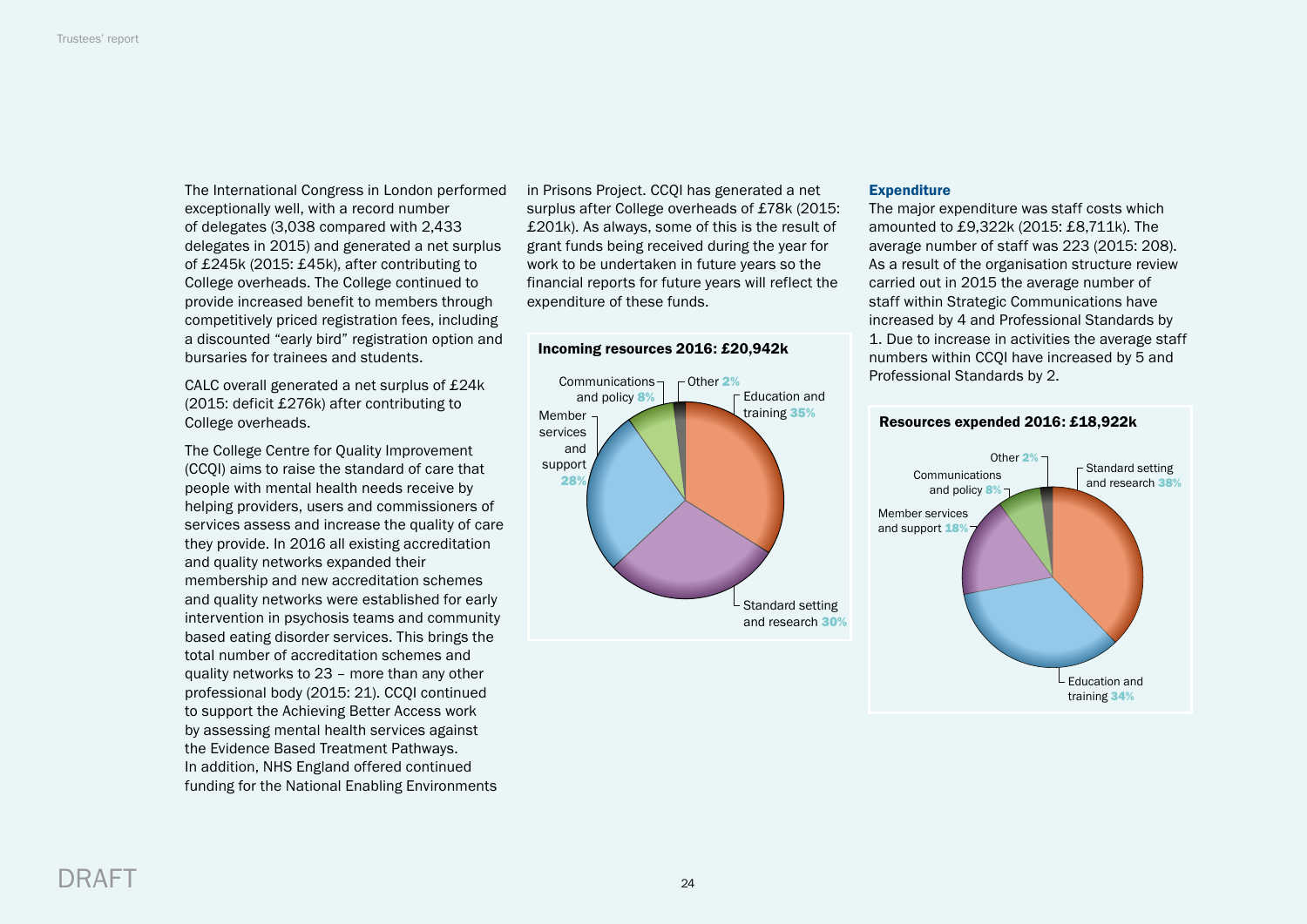The International Congress in London performed exceptionally well, with a record number of delegates (3,038 compared with 2,433 delegates in 2015) and generated a net surplus of £245k (2015: £45k), after contributing to College overheads. The College continued to provide increased benefit to members through competitively priced registration fees, including a discounted “early bird” registration option and bursaries for trainees and students.

CALC overall generated a net surplus of £24k (2015: deficit £276k) after contributing to College overheads.

The College Centre for Quality Improvement (CCQI) aims to raise the standard of care that people with mental health needs receive by helping providers, users and commissioners of services assess and increase the quality of care they provide. In 2016 all existing accreditation and quality networks expanded their membership and new accreditation schemes and quality networks were established for early intervention in psychosis teams and community based eating disorder services. This brings the total number of accreditation schemes and quality networks to 23 – more than any other professional body (2015: 21). CCQI continued to support the Achieving Better Access work by assessing mental health services against the Evidence Based Treatment Pathways. In addition, NHS England offered continued funding for the National Enabling Environments in Prisons Project. CCQI has generated a net surplus after College overheads of £78k (2015: £201k). As always, some of this is the result of grant funds being received during the year for work to be undertaken in future years so the financial reports for future years will reflect the expenditure of these funds.

**Incoming resources 2016: £20,942k**

- Education and training 35%
- Standard setting and research 30%
- Member services and support 28%
- Communications and policy 8%
- Other 2%

### Expenditure

The major expenditure was staff costs which amounted to £9,322k (2015: £8,711k). The average number of staff was 223 (2015: 208). As a result of the organisation structure review carried out in 2015 the average number of staff within Strategic Communications have increased by 4 and Professional Standards by 1. Due to increase in activities the average staff numbers within CCQI have increased by 5 and Professional Standards by 2.

**Resources expended 2016: £18,922k**

- Standard setting and research 38%
- Education and training 34%
- Member services and support 18%
- Communications and policy 8%
- Other 2%

DRAFT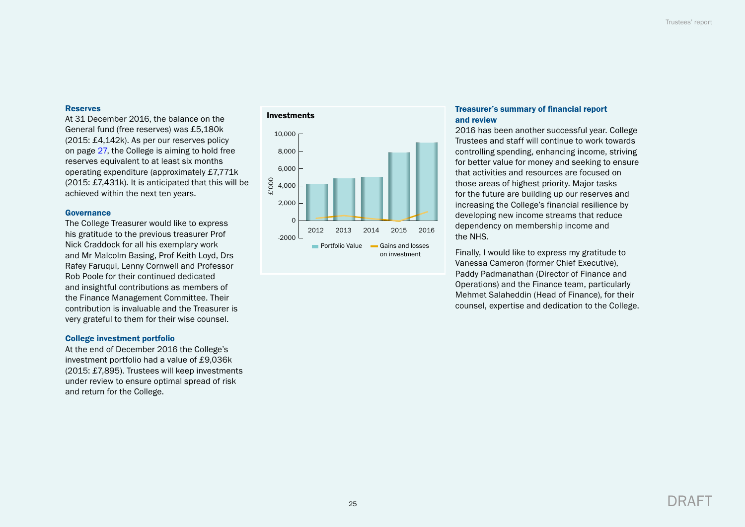## Reserves

At 31 December 2016, the balance on the General fund (free reserves) was £5,180k (2015: £4,142k). As per our reserves policy on page 27, the College is aiming to hold free reserves equivalent to at least six months operating expenditure (approximately £7,771k (2015: £7,431k). It is anticipated that this will be achieved within the next ten years.

## Governance

The College Treasurer would like to express his gratitude to the previous treasurer Prof Nick Craddock for all his exemplary work and Mr Malcolm Basing, Prof Keith Loyd, Drs Rafey Faruqui, Lenny Cornwell and Professor Rob Poole for their continued dedicated and insightful contributions as members of the Finance Management Committee. Their contribution is invaluable and the Treasurer is very grateful to them for their wise counsel.

## College investment portfolio

At the end of December 2016 the College's investment portfolio had a value of £9,036k (2015: £7,895). Trustees will keep investments under review to ensure optimal spread of risk and return for the College.

**Investments**

£'000: 10,000; 8,000; 6,000; 4,000; 2,000; 0; -2000

2012, 2013, 2014, 2015, 2016

Portfolio Value — Gains and losses on investment

## Treasurer's summary of financial report and review

2016 has been another successful year. College Trustees and staff will continue to work towards controlling spending, enhancing income, striving for better value for money and seeking to ensure that activities and resources are focused on those areas of highest priority. Major tasks for the future are building up our reserves and increasing the College's financial resilience by developing new income streams that reduce dependency on membership income and the NHS.

Finally, I would like to express my gratitude to Vanessa Cameron (former Chief Executive), Paddy Padmanathan (Director of Finance and Operations) and the Finance team, particularly Mehmet Salaheddin (Head of Finance), for their counsel, expertise and dedication to the College.

DRAFT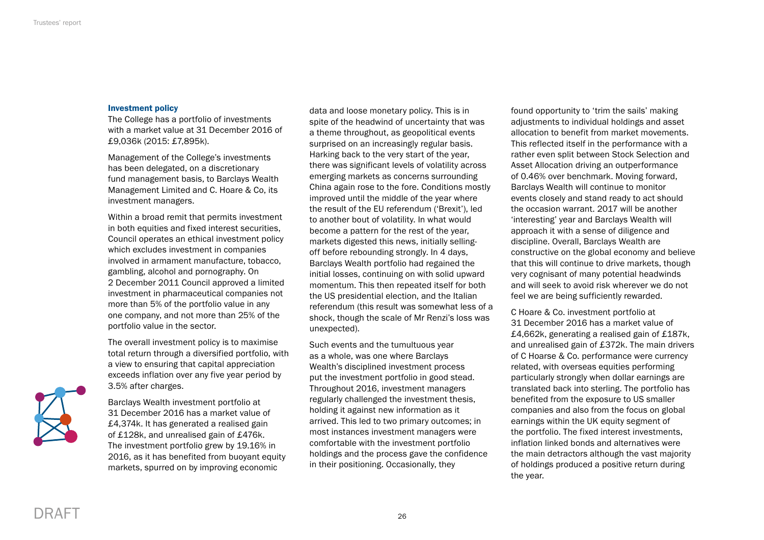### Investment policy

The College has a portfolio of investments with a market value at 31 December 2016 of £9,036k (2015: £7,895k).

Management of the College's investments has been delegated, on a discretionary fund management basis, to Barclays Wealth Management Limited and C. Hoare & Co, its investment managers.

Within a broad remit that permits investment in both equities and fixed interest securities, Council operates an ethical investment policy which excludes investment in companies involved in armament manufacture, tobacco, gambling, alcohol and pornography. On 2 December 2011 Council approved a limited investment in pharmaceutical companies not more than 5% of the portfolio value in any one company, and not more than 25% of the portfolio value in the sector.

The overall investment policy is to maximise total return through a diversified portfolio, with a view to ensuring that capital appreciation exceeds inflation over any five year period by 3.5% after charges.

Barclays Wealth investment portfolio at 31 December 2016 has a market value of £4,374k. It has generated a realised gain of £128k, and unrealised gain of £476k. The investment portfolio grew by 19.16% in 2016, as it has benefited from buoyant equity markets, spurred on by improving economic data and loose monetary policy. This is in spite of the headwind of uncertainty that was a theme throughout, as geopolitical events surprised on an increasingly regular basis. Harking back to the very start of the year, there was significant levels of volatility across emerging markets as concerns surrounding China again rose to the fore. Conditions mostly improved until the middle of the year where the result of the EU referendum ('Brexit'), led to another bout of volatility. In what would become a pattern for the rest of the year, markets digested this news, initially selling-off before rebounding strongly. In 4 days, Barclays Wealth portfolio had regained the initial losses, continuing on with solid upward momentum. This then repeated itself for both the US presidential election, and the Italian referendum (this result was somewhat less of a shock, though the scale of Mr Renzi's loss was unexpected).

Such events and the tumultuous year as a whole, was one where Barclays Wealth's disciplined investment process put the investment portfolio in good stead. Throughout 2016, investment managers regularly challenged the investment thesis, holding it against new information as it arrived. This led to two primary outcomes; in most instances investment managers were comfortable with the investment portfolio holdings and the process gave the confidence in their positioning. Occasionally, they found opportunity to 'trim the sails' making adjustments to individual holdings and asset allocation to benefit from market movements. This reflected itself in the performance with a rather even split between Stock Selection and Asset Allocation driving an outperformance of 0.46% over benchmark. Moving forward, Barclays Wealth will continue to monitor events closely and stand ready to act should the occasion warrant. 2017 will be another 'interesting' year and Barclays Wealth will approach it with a sense of diligence and discipline. Overall, Barclays Wealth are constructive on the global economy and believe that this will continue to drive markets, though very cognisant of many potential headwinds and will seek to avoid risk wherever we do not feel we are being sufficiently rewarded.

C Hoare & Co. investment portfolio at 31 December 2016 has a market value of £4,662k, generating a realised gain of £187k, and unrealised gain of £372k. The main drivers of C Hoarse & Co. performance were currency related, with overseas equities performing particularly strongly when dollar earnings are translated back into sterling. The portfolio has benefited from the exposure to US smaller companies and also from the focus on global earnings within the UK equity segment of the portfolio. The fixed interest investments, inflation linked bonds and alternatives were the main detractors although the vast majority of holdings produced a positive return during the year.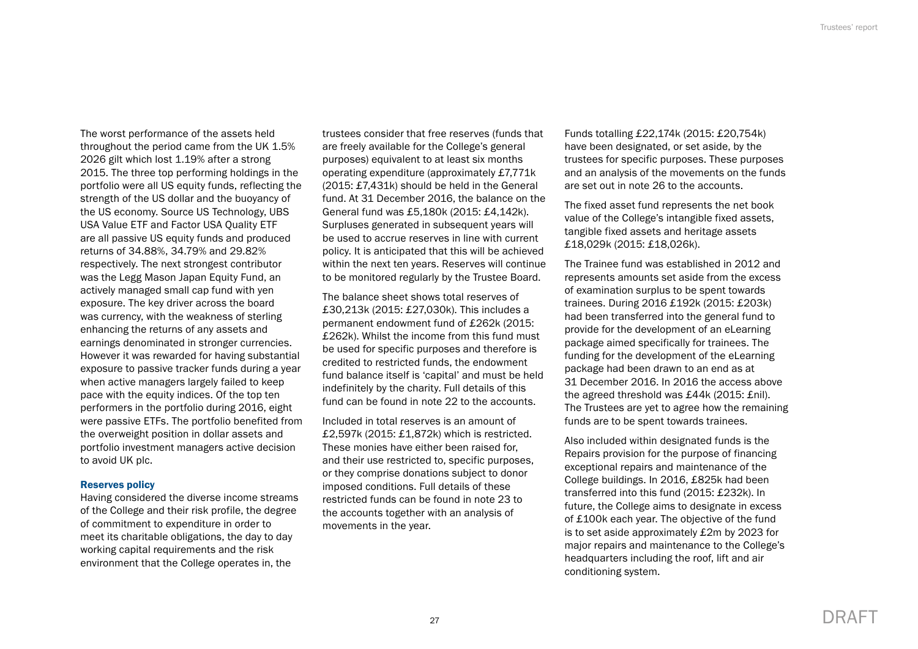The worst performance of the assets held throughout the period came from the UK 1.5% 2026 gilt which lost 1.19% after a strong 2015. The three top performing holdings in the portfolio were all US equity funds, reflecting the strength of the US dollar and the buoyancy of the US economy. Source US Technology, UBS USA Value ETF and Factor USA Quality ETF are all passive US equity funds and produced returns of 34.88%, 34.79% and 29.82% respectively. The next strongest contributor was the Legg Mason Japan Equity Fund, an actively managed small cap fund with yen exposure. The key driver across the board was currency, with the weakness of sterling enhancing the returns of any assets and earnings denominated in stronger currencies. However it was rewarded for having substantial exposure to passive tracker funds during a year when active managers largely failed to keep pace with the equity indices. Of the top ten performers in the portfolio during 2016, eight were passive ETFs. The portfolio benefited from the overweight position in dollar assets and portfolio investment managers active decision to avoid UK plc.

### Reserves policy

Having considered the diverse income streams of the College and their risk profile, the degree of commitment to expenditure in order to meet its charitable obligations, the day to day working capital requirements and the risk environment that the College operates in, the trustees consider that free reserves (funds that are freely available for the College's general purposes) equivalent to at least six months operating expenditure (approximately £7,771k (2015: £7,431k) should be held in the General fund. At 31 December 2016, the balance on the General fund was £5,180k (2015: £4,142k). Surpluses generated in subsequent years will be used to accrue reserves in line with current policy. It is anticipated that this will be achieved within the next ten years. Reserves will continue to be monitored regularly by the Trustee Board.

The balance sheet shows total reserves of £30,213k (2015: £27,030k). This includes a permanent endowment fund of £262k (2015: £262k). Whilst the income from this fund must be used for specific purposes and therefore is credited to restricted funds, the endowment fund balance itself is 'capital' and must be held indefinitely by the charity. Full details of this fund can be found in note 22 to the accounts.

Included in total reserves is an amount of £2,597k (2015: £1,872k) which is restricted. These monies have either been raised for, and their use restricted to, specific purposes, or they comprise donations subject to donor imposed conditions. Full details of these restricted funds can be found in note 23 to the accounts together with an analysis of movements in the year.

Funds totalling £22,174k (2015: £20,754k) have been designated, or set aside, by the trustees for specific purposes. These purposes and an analysis of the movements on the funds are set out in note 26 to the accounts.

The fixed asset fund represents the net book value of the College's intangible fixed assets, tangible fixed assets and heritage assets £18,029k (2015: £18,026k).

The Trainee fund was established in 2012 and represents amounts set aside from the excess of examination surplus to be spent towards trainees. During 2016 £192k (2015: £203k) had been transferred into the general fund to provide for the development of an eLearning package aimed specifically for trainees. The funding for the development of the eLearning package had been drawn to an end as at 31 December 2016. In 2016 the access above the agreed threshold was £44k (2015: £nil). The Trustees are yet to agree how the remaining funds are to be spent towards trainees.

Also included within designated funds is the Repairs provision for the purpose of financing exceptional repairs and maintenance of the College buildings. In 2016, £825k had been transferred into this fund (2015: £232k). In future, the College aims to designate in excess of £100k each year. The objective of the fund is to set aside approximately £2m by 2023 for major repairs and maintenance to the College's headquarters including the roof, lift and air conditioning system.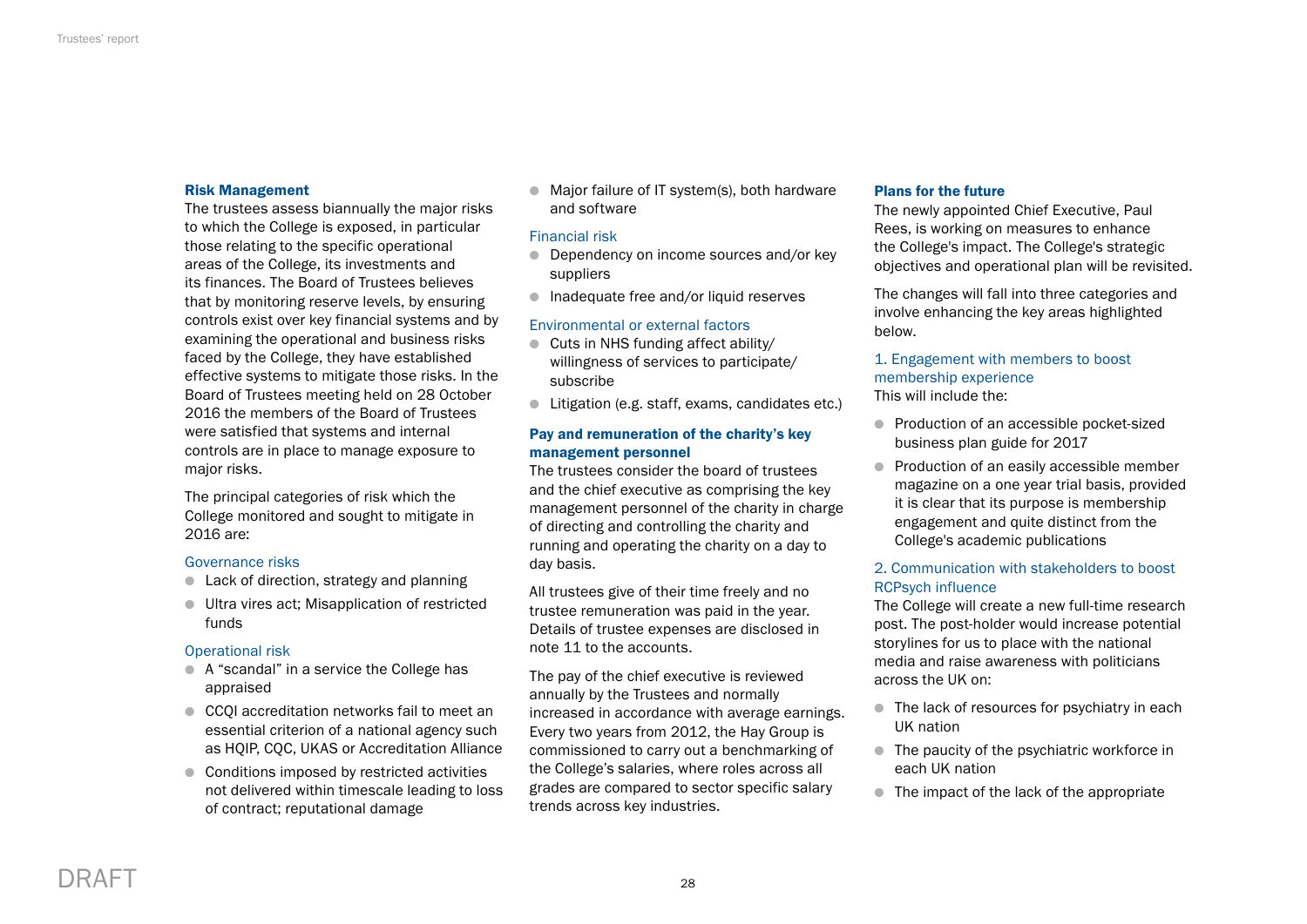## Risk Management

The trustees assess biannually the major risks to which the College is exposed, in particular those relating to the specific operational areas of the College, its investments and its finances. The Board of Trustees believes that by monitoring reserve levels, by ensuring controls exist over key financial systems and by examining the operational and business risks faced by the College, they have established effective systems to mitigate those risks. In the Board of Trustees meeting held on 28 October 2016 the members of the Board of Trustees were satisfied that systems and internal controls are in place to manage exposure to major risks.

The principal categories of risk which the College monitored and sought to mitigate in 2016 are:

### Governance risks

- Lack of direction, strategy and planning
- Ultra vires act; Misapplication of restricted funds

### Operational risk

- A "scandal" in a service the College has appraised
- CCQI accreditation networks fail to meet an essential criterion of a national agency such as HQIP, CQC, UKAS or Accreditation Alliance
- Conditions imposed by restricted activities not delivered within timescale leading to loss of contract; reputational damage
- Major failure of IT system(s), both hardware and software

### Financial risk

- Dependency on income sources and/or key suppliers
- Inadequate free and/or liquid reserves

### Environmental or external factors

- Cuts in NHS funding affect ability/ willingness of services to participate/ subscribe
- Litigation (e.g. staff, exams, candidates etc.)

## Pay and remuneration of the charity's key management personnel

The trustees consider the board of trustees and the chief executive as comprising the key management personnel of the charity in charge of directing and controlling the charity and running and operating the charity on a day to day basis.

All trustees give of their time freely and no trustee remuneration was paid in the year. Details of trustee expenses are disclosed in note 11 to the accounts.

The pay of the chief executive is reviewed annually by the Trustees and normally increased in accordance with average earnings. Every two years from 2012, the Hay Group is commissioned to carry out a benchmarking of the College's salaries, where roles across all grades are compared to sector specific salary trends across key industries.

## Plans for the future

The newly appointed Chief Executive, Paul Rees, is working on measures to enhance the College's impact. The College's strategic objectives and operational plan will be revisited.

The changes will fall into three categories and involve enhancing the key areas highlighted below.

### 1. Engagement with members to boost membership experience

This will include the:

- Production of an accessible pocket-sized business plan guide for 2017
- Production of an easily accessible member magazine on a one year trial basis, provided it is clear that its purpose is membership engagement and quite distinct from the College's academic publications

### 2. Communication with stakeholders to boost RCPsych influence

The College will create a new full-time research post. The post-holder would increase potential storylines for us to place with the national media and raise awareness with politicians across the UK on:

- The lack of resources for psychiatry in each UK nation
- The paucity of the psychiatric workforce in each UK nation
- The impact of the lack of the appropriate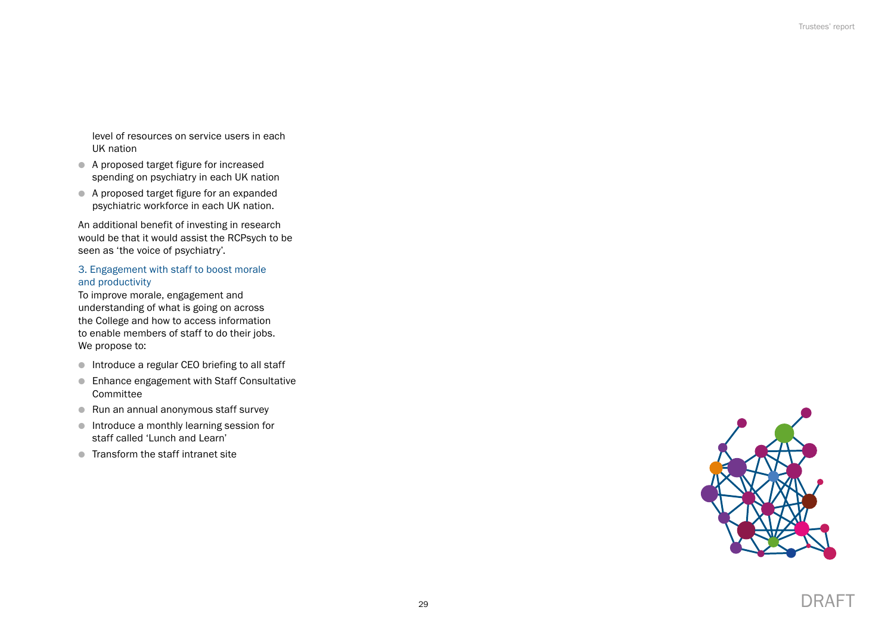level of resources on service users in each UK nation

- A proposed target figure for increased spending on psychiatry in each UK nation
- A proposed target figure for an expanded psychiatric workforce in each UK nation.

An additional benefit of investing in research would be that it would assist the RCPsych to be seen as 'the voice of psychiatry'.

### 3. Engagement with staff to boost morale and productivity

To improve morale, engagement and understanding of what is going on across the College and how to access information to enable members of staff to do their jobs. We propose to:

- Introduce a regular CEO briefing to all staff
- Enhance engagement with Staff Consultative Committee
- Run an annual anonymous staff survey
- Introduce a monthly learning session for staff called 'Lunch and Learn'
- Transform the staff intranet site

DRAFT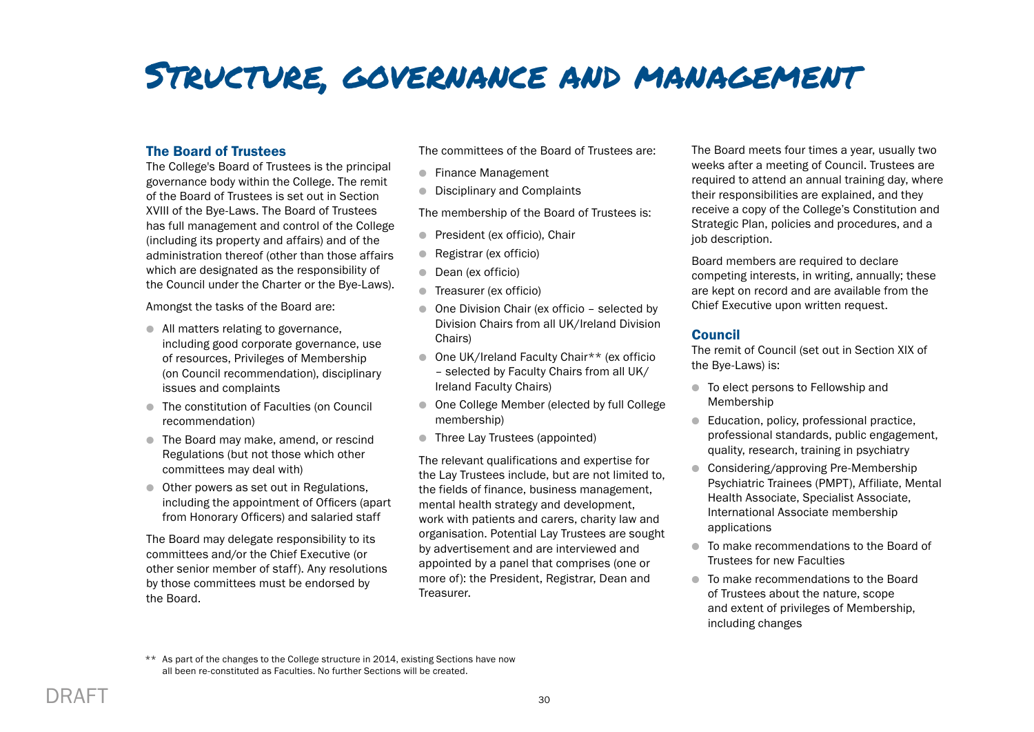# Structure, governance and management

## The Board of Trustees

The College's Board of Trustees is the principal governance body within the College. The remit of the Board of Trustees is set out in Section XVIII of the Bye-Laws. The Board of Trustees has full management and control of the College (including its property and affairs) and of the administration thereof (other than those affairs which are designated as the responsibility of the Council under the Charter or the Bye-Laws).

Amongst the tasks of the Board are:

- All matters relating to governance, including good corporate governance, use of resources, Privileges of Membership (on Council recommendation), disciplinary issues and complaints
- The constitution of Faculties (on Council recommendation)
- The Board may make, amend, or rescind Regulations (but not those which other committees may deal with)
- Other powers as set out in Regulations, including the appointment of Officers (apart from Honorary Officers) and salaried staff

The Board may delegate responsibility to its committees and/or the Chief Executive (or other senior member of staff). Any resolutions by those committees must be endorsed by the Board.

The committees of the Board of Trustees are:

- Finance Management
- Disciplinary and Complaints

The membership of the Board of Trustees is:

- President (ex officio), Chair
- Registrar (ex officio)
- Dean (ex officio)
- Treasurer (ex officio)
- One Division Chair (ex officio – selected by Division Chairs from all UK/Ireland Division Chairs)
- One UK/Ireland Faculty Chair** (ex officio – selected by Faculty Chairs from all UK/Ireland Faculty Chairs)
- One College Member (elected by full College membership)
- Three Lay Trustees (appointed)

The relevant qualifications and expertise for the Lay Trustees include, but are not limited to, the fields of finance, business management, mental health strategy and development, work with patients and carers, charity law and organisation. Potential Lay Trustees are sought by advertisement and are interviewed and appointed by a panel that comprises (one or more of): the President, Registrar, Dean and Treasurer.

The Board meets four times a year, usually two weeks after a meeting of Council. Trustees are required to attend an annual training day, where their responsibilities are explained, and they receive a copy of the College's Constitution and Strategic Plan, policies and procedures, and a job description.

Board members are required to declare competing interests, in writing, annually; these are kept on record and are available from the Chief Executive upon written request.

## Council

The remit of Council (set out in Section XIX of the Bye-Laws) is:

- To elect persons to Fellowship and Membership
- Education, policy, professional practice, professional standards, public engagement, quality, research, training in psychiatry
- Considering/approving Pre-Membership Psychiatric Trainees (PMPT), Affiliate, Mental Health Associate, Specialist Associate, International Associate membership applications
- To make recommendations to the Board of Trustees for new Faculties
- To make recommendations to the Board of Trustees about the nature, scope and extent of privileges of Membership, including changes

** As part of the changes to the College structure in 2014, existing Sections have now all been re-constituted as Faculties. No further Sections will be created.

DRAFT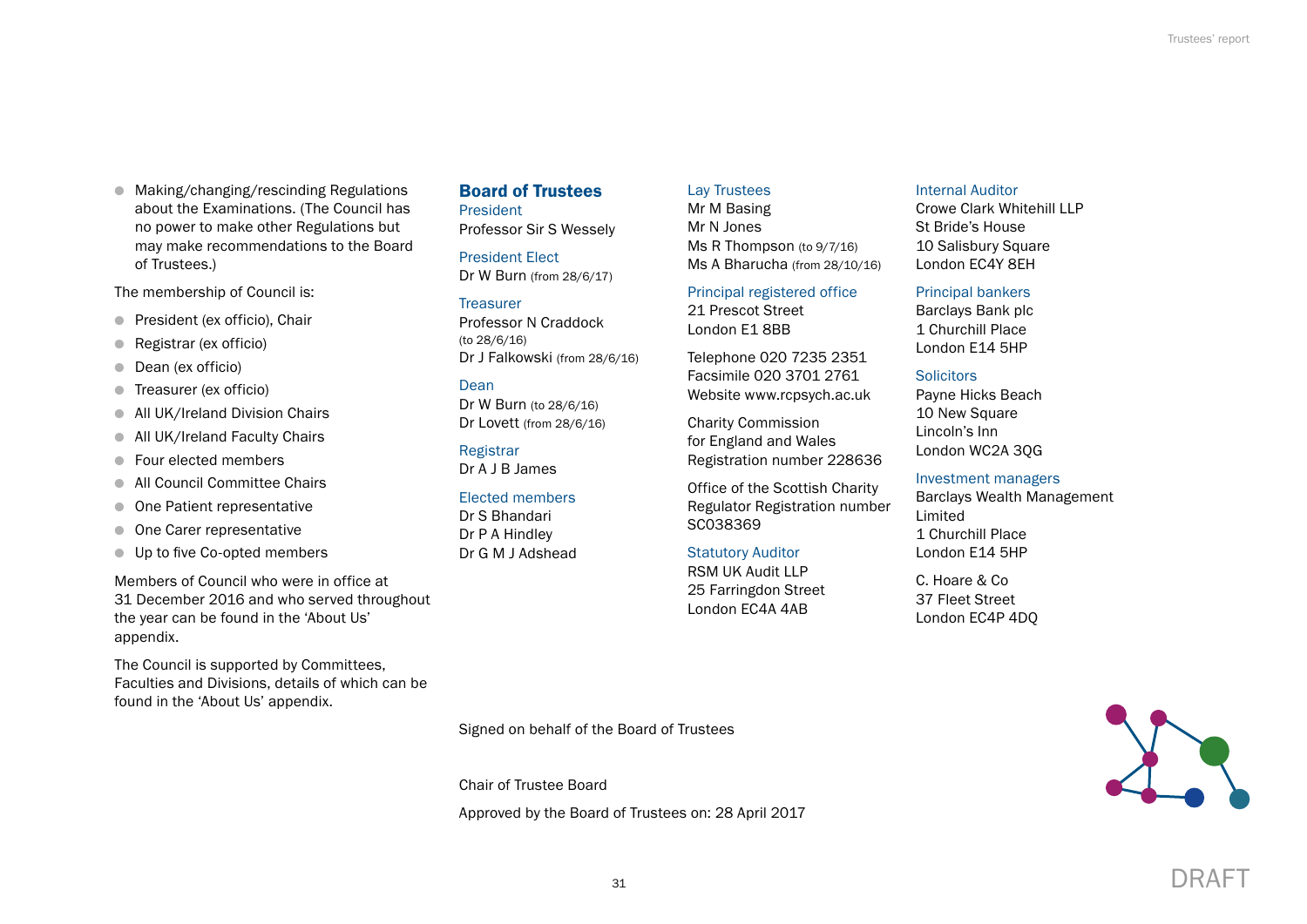- Making/changing/rescinding Regulations about the Examinations. (The Council has no power to make other Regulations but may make recommendations to the Board of Trustees.)

The membership of Council is:

- President (ex officio), Chair
- Registrar (ex officio)
- Dean (ex officio)
- Treasurer (ex officio)
- All UK/Ireland Division Chairs
- All UK/Ireland Faculty Chairs
- Four elected members
- All Council Committee Chairs
- One Patient representative
- One Carer representative
- Up to five Co-opted members

Members of Council who were in office at 31 December 2016 and who served throughout the year can be found in the 'About Us' appendix.

The Council is supported by Committees, Faculties and Divisions, details of which can be found in the 'About Us' appendix.

## Board of Trustees

**President**
Professor Sir S Wessely

**President Elect**
Dr W Burn (from 28/6/17)

**Treasurer**
Professor N Craddock (to 28/6/16)
Dr J Falkowski (from 28/6/16)

**Dean**
Dr W Burn (to 28/6/16)
Dr Lovett (from 28/6/16)

**Registrar**
Dr A J B James

**Elected members**
Dr S Bhandari
Dr P A Hindley
Dr G M J Adshead

**Lay Trustees**
Mr M Basing
Mr N Jones
Ms R Thompson (to 9/7/16)
Ms A Bharucha (from 28/10/16)

**Principal registered office**
21 Prescot Street
London E1 8BB

Telephone 020 7235 2351
Facsimile 020 3701 2761
Website www.rcpsych.ac.uk

Charity Commission
for England and Wales
Registration number 228636

Office of the Scottish Charity Regulator Registration number SC038369

**Statutory Auditor**
RSM UK Audit LLP
25 Farringdon Street
London EC4A 4AB

**Internal Auditor**
Crowe Clark Whitehill LLP
St Bride's House
10 Salisbury Square
London EC4Y 8EH

**Principal bankers**
Barclays Bank plc
1 Churchill Place
London E14 5HP

**Solicitors**
Payne Hicks Beach
10 New Square
Lincoln's Inn
London WC2A 3QG

**Investment managers**
Barclays Wealth Management Limited
1 Churchill Place
London E14 5HP

C. Hoare & Co
37 Fleet Street
London EC4P 4DQ

Signed on behalf of the Board of Trustees

Chair of Trustee Board

Approved by the Board of Trustees on: 28 April 2017

DRAFT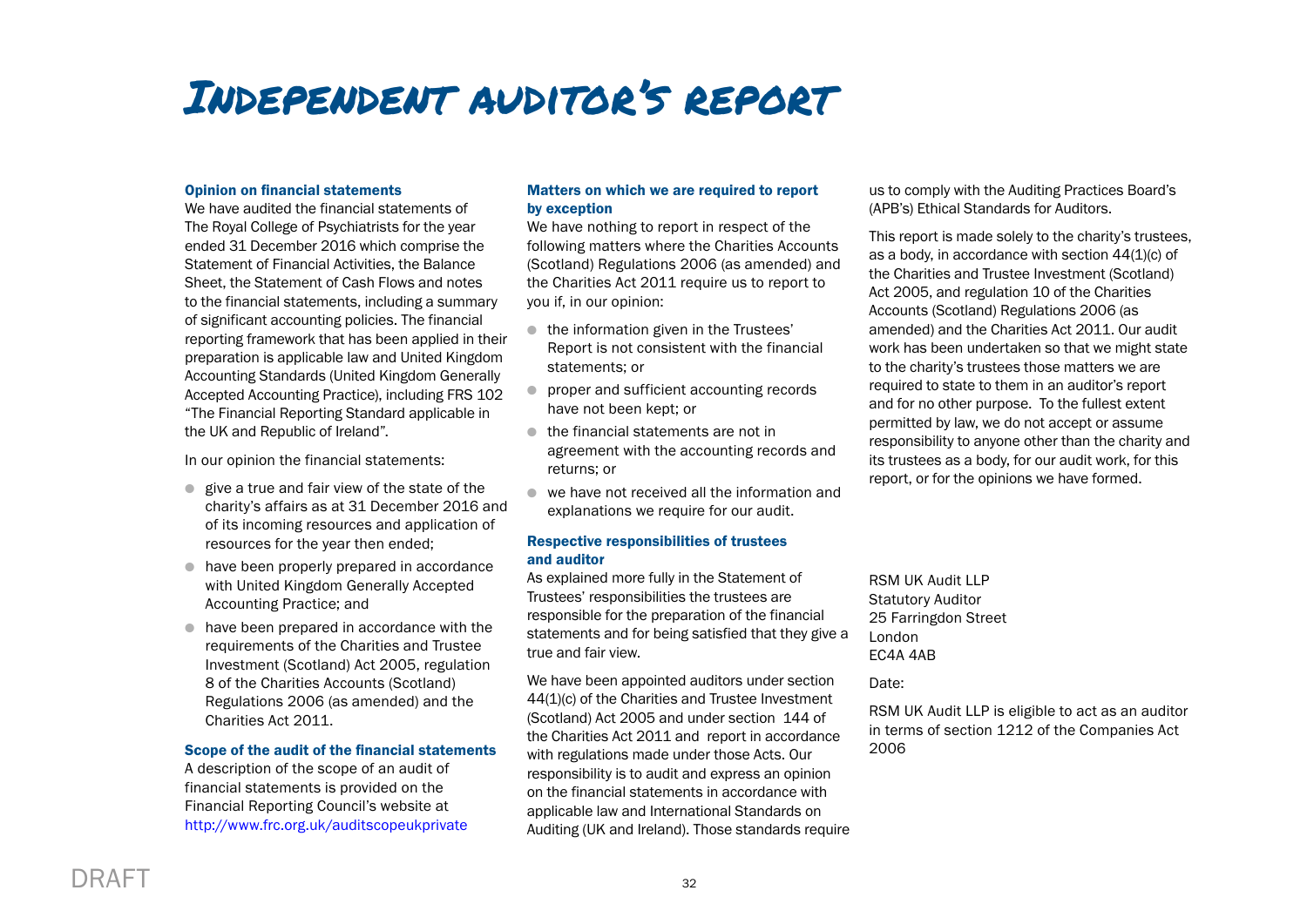# Independent auditor's report

### Opinion on financial statements

We have audited the financial statements of The Royal College of Psychiatrists for the year ended 31 December 2016 which comprise the Statement of Financial Activities, the Balance Sheet, the Statement of Cash Flows and notes to the financial statements, including a summary of significant accounting policies. The financial reporting framework that has been applied in their preparation is applicable law and United Kingdom Accounting Standards (United Kingdom Generally Accepted Accounting Practice), including FRS 102 "The Financial Reporting Standard applicable in the UK and Republic of Ireland".

In our opinion the financial statements:

- give a true and fair view of the state of the charity's affairs as at 31 December 2016 and of its incoming resources and application of resources for the year then ended;
- have been properly prepared in accordance with United Kingdom Generally Accepted Accounting Practice; and
- have been prepared in accordance with the requirements of the Charities and Trustee Investment (Scotland) Act 2005, regulation 8 of the Charities Accounts (Scotland) Regulations 2006 (as amended) and the Charities Act 2011.

### Scope of the audit of the financial statements

A description of the scope of an audit of financial statements is provided on the Financial Reporting Council's website at http://www.frc.org.uk/auditscopeukprivate

### Matters on which we are required to report by exception

We have nothing to report in respect of the following matters where the Charities Accounts (Scotland) Regulations 2006 (as amended) and the Charities Act 2011 require us to report to you if, in our opinion:

- the information given in the Trustees' Report is not consistent with the financial statements; or
- proper and sufficient accounting records have not been kept; or
- the financial statements are not in agreement with the accounting records and returns; or
- we have not received all the information and explanations we require for our audit.

### Respective responsibilities of trustees and auditor

As explained more fully in the Statement of Trustees' responsibilities the trustees are responsible for the preparation of the financial statements and for being satisfied that they give a true and fair view.

We have been appointed auditors under section 44(1)(c) of the Charities and Trustee Investment (Scotland) Act 2005 and under section 144 of the Charities Act 2011 and report in accordance with regulations made under those Acts. Our responsibility is to audit and express an opinion on the financial statements in accordance with applicable law and International Standards on Auditing (UK and Ireland). Those standards require us to comply with the Auditing Practices Board's (APB's) Ethical Standards for Auditors.

This report is made solely to the charity's trustees, as a body, in accordance with section 44(1)(c) of the Charities and Trustee Investment (Scotland) Act 2005, and regulation 10 of the Charities Accounts (Scotland) Regulations 2006 (as amended) and the Charities Act 2011. Our audit work has been undertaken so that we might state to the charity's trustees those matters we are required to state to them in an auditor's report and for no other purpose. To the fullest extent permitted by law, we do not accept or assume responsibility to anyone other than the charity and its trustees as a body, for our audit work, for this report, or for the opinions we have formed.

RSM UK Audit LLP
Statutory Auditor
25 Farringdon Street
London
EC4A 4AB

Date:

RSM UK Audit LLP is eligible to act as an auditor in terms of section 1212 of the Companies Act 2006

DRAFT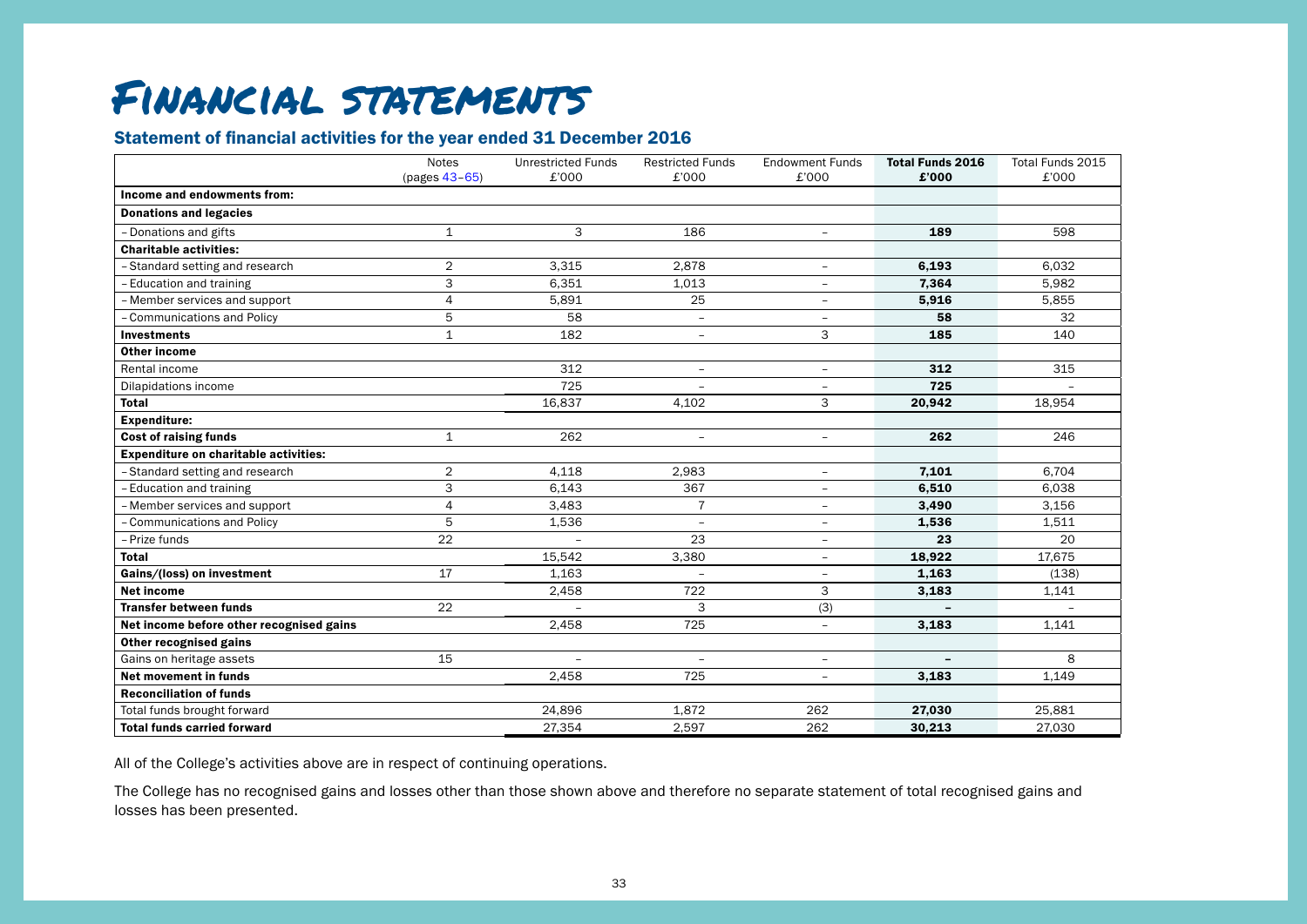# Financial statements

## Statement of financial activities for the year ended 31 December 2016

| | Notes (pages 43–65) | Unrestricted Funds £'000 | Restricted Funds £'000 | Endowment Funds £'000 | **Total Funds 2016 £'000** | Total Funds 2015 £'000 |
|---|---|---|---|---|---|---|
| **Income and endowments from:** | | | | | | |
| **Donations and legacies** | | | | | | |
| – Donations and gifts | 1 | 3 | 186 | – | **189** | 598 |
| **Charitable activities:** | | | | | | |
| – Standard setting and research | 2 | 3,315 | 2,878 | – | **6,193** | 6,032 |
| – Education and training | 3 | 6,351 | 1,013 | – | **7,364** | 5,982 |
| – Member services and support | 4 | 5,891 | 25 | – | **5,916** | 5,855 |
| – Communications and Policy | 5 | 58 | – | – | **58** | 32 |
| **Investments** | 1 | 182 | – | 3 | **185** | 140 |
| **Other income** | | | | | | |
| Rental income | | 312 | – | – | **312** | 315 |
| Dilapidations income | | 725 | – | – | **725** | – |
| **Total** | | 16,837 | 4,102 | 3 | **20,942** | 18,954 |
| **Expenditure:** | | | | | | |
| **Cost of raising funds** | 1 | 262 | – | – | **262** | 246 |
| **Expenditure on charitable activities:** | | | | | | |
| – Standard setting and research | 2 | 4,118 | 2,983 | – | **7,101** | 6,704 |
| – Education and training | 3 | 6,143 | 367 | – | **6,510** | 6,038 |
| – Member services and support | 4 | 3,483 | 7 | – | **3,490** | 3,156 |
| – Communications and Policy | 5 | 1,536 | – | – | **1,536** | 1,511 |
| – Prize funds | 22 | – | 23 | – | **23** | 20 |
| **Total** | | 15,542 | 3,380 | – | **18,922** | 17,675 |
| **Gains/(loss) on investment** | 17 | 1,163 | – | – | **1,163** | (138) |
| **Net income** | | 2,458 | 722 | 3 | **3,183** | 1,141 |
| **Transfer between funds** | 22 | – | 3 | (3) | **–** | – |
| **Net income before other recognised gains** | | 2,458 | 725 | – | **3,183** | 1,141 |
| **Other recognised gains** | | | | | | |
| Gains on heritage assets | 15 | – | – | – | **–** | 8 |
| **Net movement in funds** | | 2,458 | 725 | – | **3,183** | 1,149 |
| **Reconciliation of funds** | | | | | | |
| Total funds brought forward | | 24,896 | 1,872 | 262 | **27,030** | 25,881 |
| **Total funds carried forward** | | 27,354 | 2,597 | 262 | **30,213** | 27,030 |

All of the College's activities above are in respect of continuing operations.

The College has no recognised gains and losses other than those shown above and therefore no separate statement of total recognised gains and losses has been presented.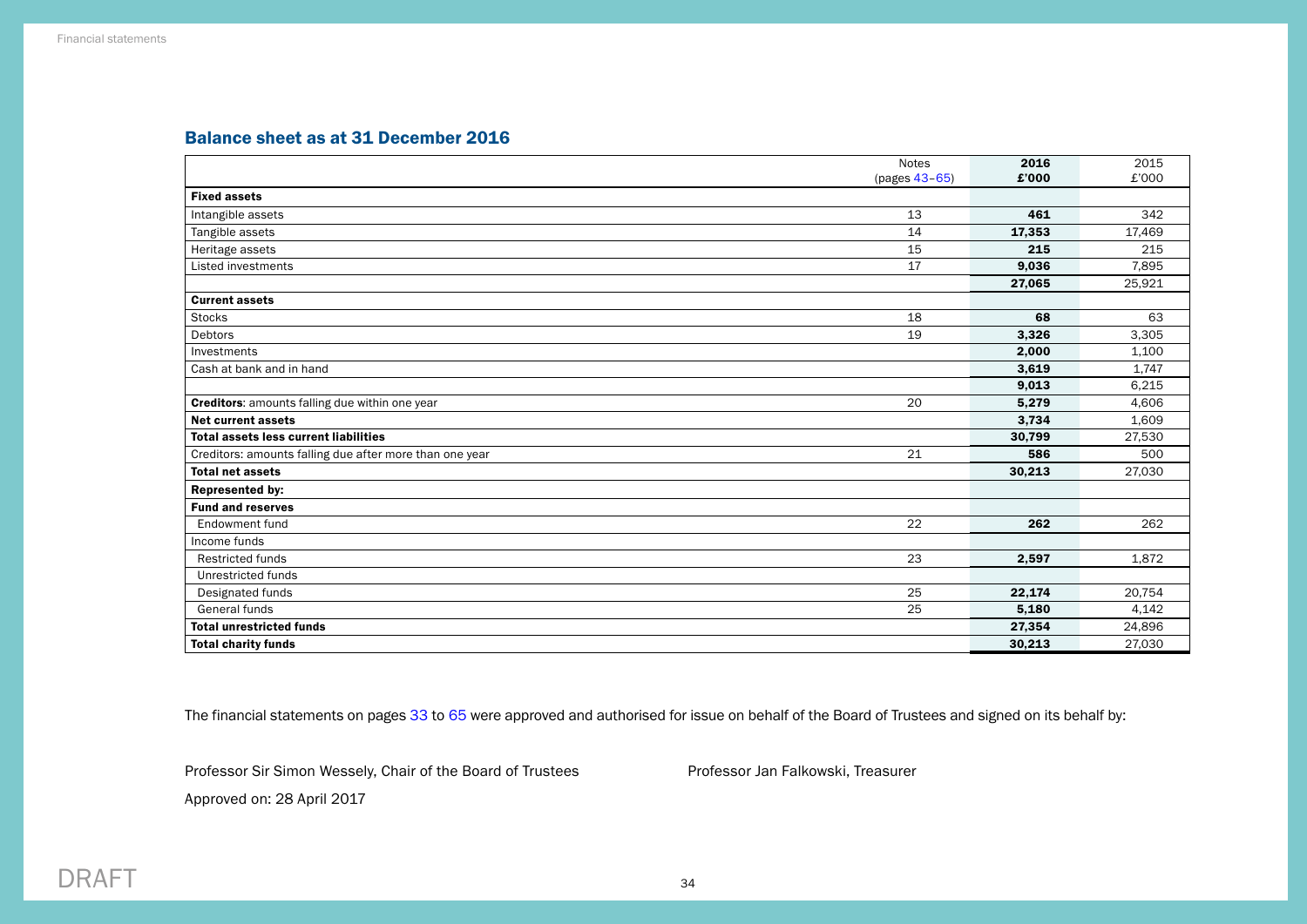## Balance sheet as at 31 December 2016

| | Notes (pages 43–65) | 2016 £'000 | 2015 £'000 |
|---|---|---|---|
| **Fixed assets** | | | |
| Intangible assets | 13 | **461** | 342 |
| Tangible assets | 14 | **17,353** | 17,469 |
| Heritage assets | 15 | **215** | 215 |
| Listed investments | 17 | **9,036** | 7,895 |
| | | **27,065** | 25,921 |
| **Current assets** | | | |
| Stocks | 18 | **68** | 63 |
| Debtors | 19 | **3,326** | 3,305 |
| Investments | | **2,000** | 1,100 |
| Cash at bank and in hand | | **3,619** | 1,747 |
| | | **9,013** | 6,215 |
| **Creditors**: amounts falling due within one year | 20 | **5,279** | 4,606 |
| **Net current assets** | | **3,734** | 1,609 |
| **Total assets less current liabilities** | | **30,799** | 27,530 |
| Creditors: amounts falling due after more than one year | 21 | **586** | 500 |
| **Total net assets** | | **30,213** | 27,030 |
| **Represented by:** | | | |
| **Fund and reserves** | | | |
| Endowment fund | 22 | **262** | 262 |
| Income funds | | | |
| Restricted funds | 23 | **2,597** | 1,872 |
| Unrestricted funds | | | |
| Designated funds | 25 | **22,174** | 20,754 |
| General funds | 25 | **5,180** | 4,142 |
| **Total unrestricted funds** | | **27,354** | 24,896 |
| **Total charity funds** | | **30,213** | 27,030 |

The financial statements on pages 33 to 65 were approved and authorised for issue on behalf of the Board of Trustees and signed on its behalf by:

Professor Sir Simon Wessely, Chair of the Board of Trustees

Professor Jan Falkowski, Treasurer

Approved on: 28 April 2017

DRAFT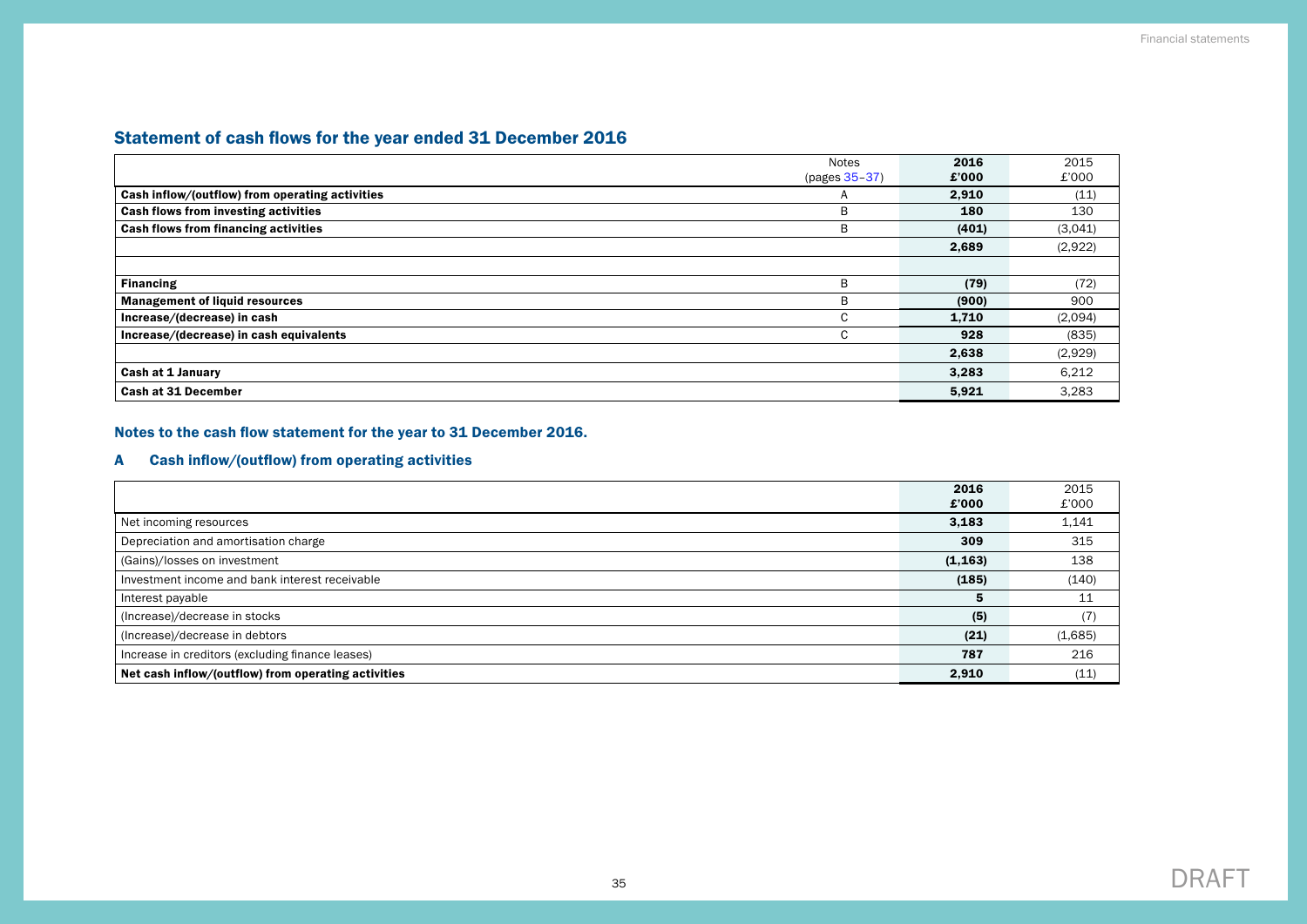## Statement of cash flows for the year ended 31 December 2016

| | Notes (pages 35–37) | 2016 £'000 | 2015 £'000 |
|---|---|---|---|
| **Cash inflow/(outflow) from operating activities** | A | **2,910** | (11) |
| **Cash flows from investing activities** | B | **180** | 130 |
| **Cash flows from financing activities** | B | **(401)** | (3,041) |
| | | **2,689** | (2,922) |
| | | | |
| **Financing** | B | **(79)** | (72) |
| **Management of liquid resources** | B | **(900)** | 900 |
| **Increase/(decrease) in cash** | C | **1,710** | (2,094) |
| **Increase/(decrease) in cash equivalents** | C | **928** | (835) |
| | | **2,638** | (2,929) |
| **Cash at 1 January** | | **3,283** | 6,212 |
| **Cash at 31 December** | | **5,921** | 3,283 |

### Notes to the cash flow statement for the year to 31 December 2016.

### A Cash inflow/(outflow) from operating activities

| | 2016 £'000 | 2015 £'000 |
|---|---|---|
| Net incoming resources | **3,183** | 1,141 |
| Depreciation and amortisation charge | **309** | 315 |
| (Gains)/losses on investment | **(1,163)** | 138 |
| Investment income and bank interest receivable | **(185)** | (140) |
| Interest payable | **5** | 11 |
| (Increase)/decrease in stocks | **(5)** | (7) |
| (Increase)/decrease in debtors | **(21)** | (1,685) |
| Increase in creditors (excluding finance leases) | **787** | 216 |
| **Net cash inflow/(outflow) from operating activities** | **2,910** | (11) |

DRAFT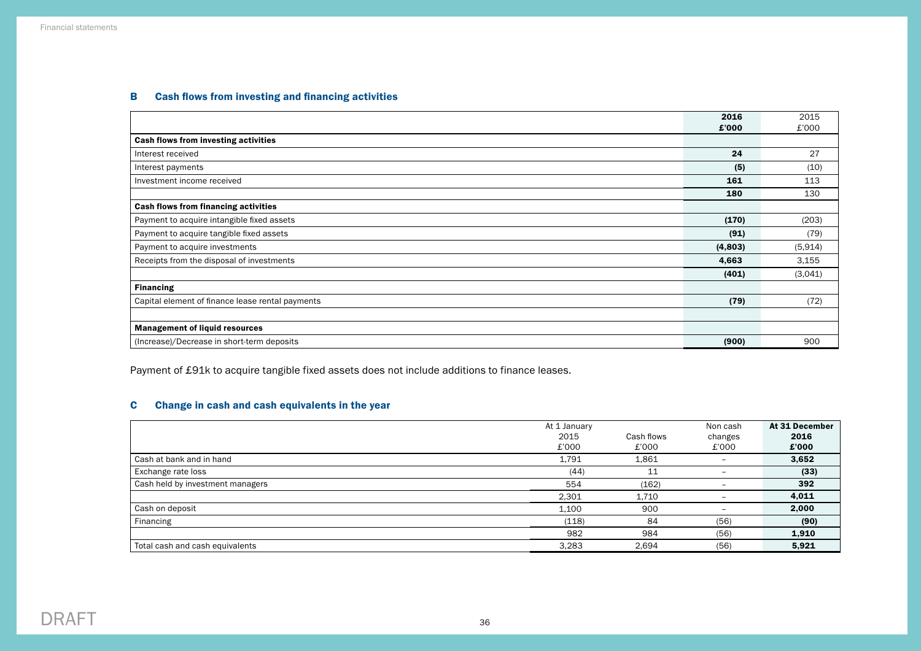### B Cash flows from investing and financing activities

| | 2016 £'000 | 2015 £'000 |
|---|---|---|
| **Cash flows from investing activities** | | |
| Interest received | **24** | 27 |
| Interest payments | **(5)** | (10) |
| Investment income received | **161** | 113 |
| | **180** | 130 |
| **Cash flows from financing activities** | | |
| Payment to acquire intangible fixed assets | **(170)** | (203) |
| Payment to acquire tangible fixed assets | **(91)** | (79) |
| Payment to acquire investments | **(4,803)** | (5,914) |
| Receipts from the disposal of investments | **4,663** | 3,155 |
| | **(401)** | (3,041) |
| **Financing** | | |
| Capital element of finance lease rental payments | **(79)** | (72) |
| | | |
| **Management of liquid resources** | | |
| (Increase)/Decrease in short-term deposits | **(900)** | 900 |

Payment of £91k to acquire tangible fixed assets does not include additions to finance leases.

### C Change in cash and cash equivalents in the year

| | At 1 January 2015 £'000 | Cash flows £'000 | Non cash changes £'000 | At 31 December 2016 £'000 |
|---|---|---|---|---|
| Cash at bank and in hand | 1,791 | 1,861 | – | **3,652** |
| Exchange rate loss | (44) | 11 | – | **(33)** |
| Cash held by investment managers | 554 | (162) | – | **392** |
| | 2,301 | 1,710 | – | **4,011** |
| Cash on deposit | 1,100 | 900 | – | **2,000** |
| Financing | (118) | 84 | (56) | **(90)** |
| | 982 | 984 | (56) | **1,910** |
| Total cash and cash equivalents | 3,283 | 2,694 | (56) | **5,921** |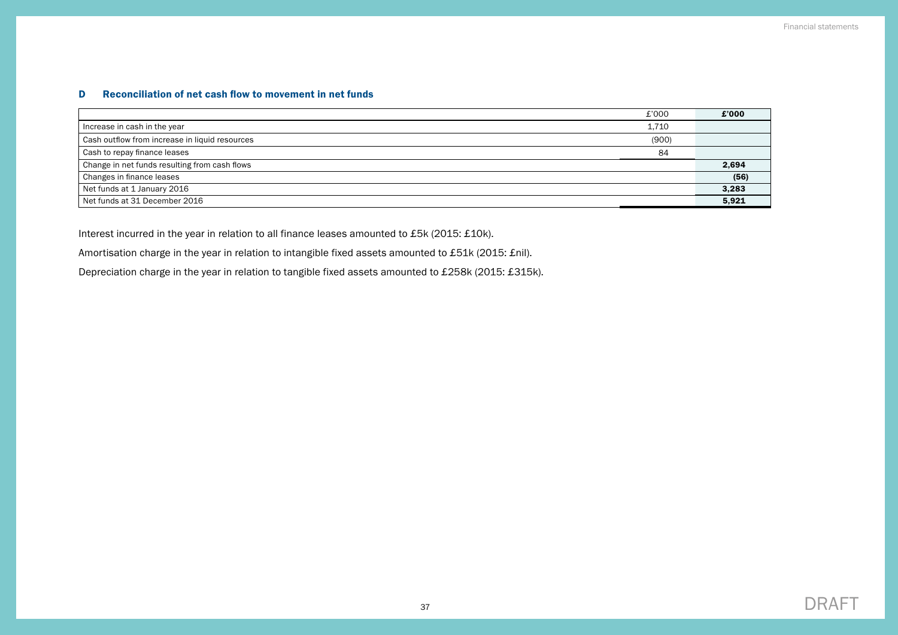### D Reconciliation of net cash flow to movement in net funds

| | £'000 | **£'000** |
|---|---|---|
| Increase in cash in the year | 1,710 | |
| Cash outflow from increase in liquid resources | (900) | |
| Cash to repay finance leases | 84 | |
| Change in net funds resulting from cash flows | | **2,694** |
| Changes in finance leases | | **(56)** |
| Net funds at 1 January 2016 | | **3,283** |
| Net funds at 31 December 2016 | | **5,921** |

Interest incurred in the year in relation to all finance leases amounted to £5k (2015: £10k).

Amortisation charge in the year in relation to intangible fixed assets amounted to £51k (2015: £nil).

Depreciation charge in the year in relation to tangible fixed assets amounted to £258k (2015: £315k).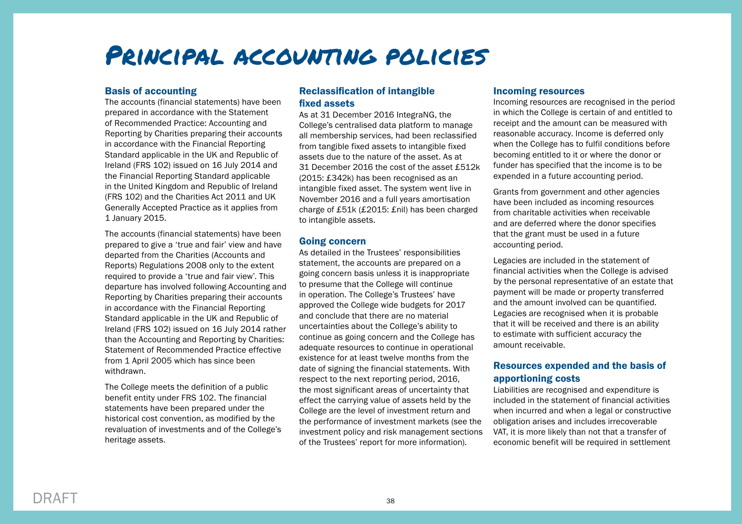# Principal accounting policies

## Basis of accounting

The accounts (financial statements) have been prepared in accordance with the Statement of Recommended Practice: Accounting and Reporting by Charities preparing their accounts in accordance with the Financial Reporting Standard applicable in the UK and Republic of Ireland (FRS 102) issued on 16 July 2014 and the Financial Reporting Standard applicable in the United Kingdom and Republic of Ireland (FRS 102) and the Charities Act 2011 and UK Generally Accepted Practice as it applies from 1 January 2015.

The accounts (financial statements) have been prepared to give a 'true and fair' view and have departed from the Charities (Accounts and Reports) Regulations 2008 only to the extent required to provide a 'true and fair view'. This departure has involved following Accounting and Reporting by Charities preparing their accounts in accordance with the Financial Reporting Standard applicable in the UK and Republic of Ireland (FRS 102) issued on 16 July 2014 rather than the Accounting and Reporting by Charities: Statement of Recommended Practice effective from 1 April 2005 which has since been withdrawn.

The College meets the definition of a public benefit entity under FRS 102. The financial statements have been prepared under the historical cost convention, as modified by the revaluation of investments and of the College's heritage assets.

## Reclassification of intangible fixed assets

As at 31 December 2016 IntegraNG, the College's centralised data platform to manage all membership services, had been reclassified from tangible fixed assets to intangible fixed assets due to the nature of the asset. As at 31 December 2016 the cost of the asset £512k (2015: £342k) has been recognised as an intangible fixed asset. The system went live in November 2016 and a full years amortisation charge of £51k (£2015: £nil) has been charged to intangible assets.

## Going concern

As detailed in the Trustees' responsibilities statement, the accounts are prepared on a going concern basis unless it is inappropriate to presume that the College will continue in operation. The College's Trustees' have approved the College wide budgets for 2017 and conclude that there are no material uncertainties about the College's ability to continue as going concern and the College has adequate resources to continue in operational existence for at least twelve months from the date of signing the financial statements. With respect to the next reporting period, 2016, the most significant areas of uncertainty that effect the carrying value of assets held by the College are the level of investment return and the performance of investment markets (see the investment policy and risk management sections of the Trustees' report for more information).

## Incoming resources

Incoming resources are recognised in the period in which the College is certain of and entitled to receipt and the amount can be measured with reasonable accuracy. Income is deferred only when the College has to fulfil conditions before becoming entitled to it or where the donor or funder has specified that the income is to be expended in a future accounting period.

Grants from government and other agencies have been included as incoming resources from charitable activities when receivable and are deferred where the donor specifies that the grant must be used in a future accounting period.

Legacies are included in the statement of financial activities when the College is advised by the personal representative of an estate that payment will be made or property transferred and the amount involved can be quantified. Legacies are recognised when it is probable that it will be received and there is an ability to estimate with sufficient accuracy the amount receivable.

## Resources expended and the basis of apportioning costs

Liabilities are recognised and expenditure is included in the statement of financial activities when incurred and when a legal or constructive obligation arises and includes irrecoverable VAT, it is more likely than not that a transfer of economic benefit will be required in settlement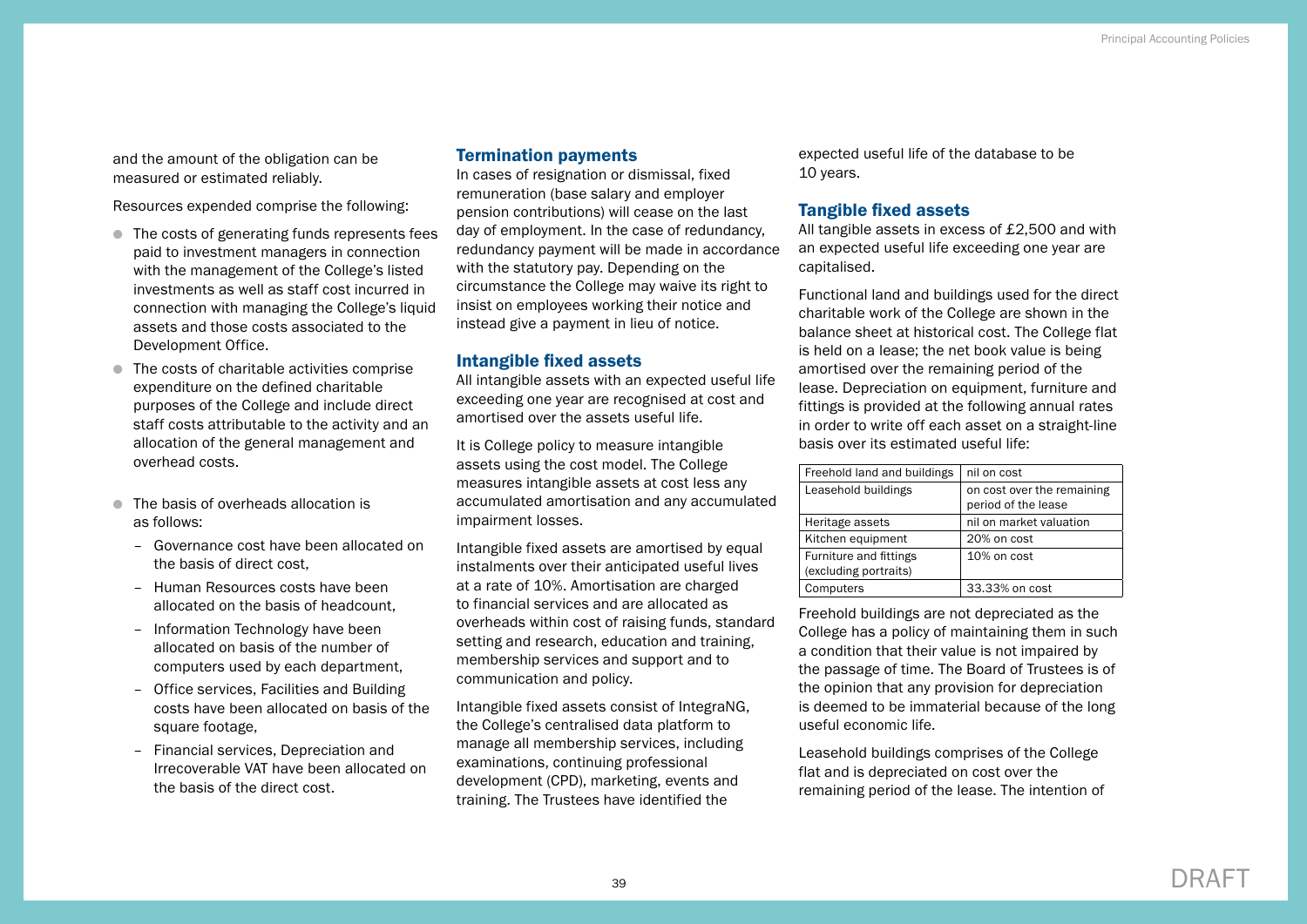and the amount of the obligation can be measured or estimated reliably.

Resources expended comprise the following:

- The costs of generating funds represents fees paid to investment managers in connection with the management of the College's listed investments as well as staff cost incurred in connection with managing the College's liquid assets and those costs associated to the Development Office.
- The costs of charitable activities comprise expenditure on the defined charitable purposes of the College and include direct staff costs attributable to the activity and an allocation of the general management and overhead costs.
- The basis of overheads allocation is as follows:
  - Governance cost have been allocated on the basis of direct cost,
  - Human Resources costs have been allocated on the basis of headcount,
  - Information Technology have been allocated on basis of the number of computers used by each department,
  - Office services, Facilities and Building costs have been allocated on basis of the square footage,
  - Financial services, Depreciation and Irrecoverable VAT have been allocated on the basis of the direct cost.

## Termination payments

In cases of resignation or dismissal, fixed remuneration (base salary and employer pension contributions) will cease on the last day of employment. In the case of redundancy, redundancy payment will be made in accordance with the statutory pay. Depending on the circumstance the College may waive its right to insist on employees working their notice and instead give a payment in lieu of notice.

## Intangible fixed assets

All intangible assets with an expected useful life exceeding one year are recognised at cost and amortised over the assets useful life.

It is College policy to measure intangible assets using the cost model. The College measures intangible assets at cost less any accumulated amortisation and any accumulated impairment losses.

Intangible fixed assets are amortised by equal instalments over their anticipated useful lives at a rate of 10%. Amortisation are charged to financial services and are allocated as overheads within cost of raising funds, standard setting and research, education and training, membership services and support and to communication and policy.

Intangible fixed assets consist of IntegraNG, the College's centralised data platform to manage all membership services, including examinations, continuing professional development (CPD), marketing, events and training. The Trustees have identified the expected useful life of the database to be 10 years.

## Tangible fixed assets

All tangible assets in excess of £2,500 and with an expected useful life exceeding one year are capitalised.

Functional land and buildings used for the direct charitable work of the College are shown in the balance sheet at historical cost. The College flat is held on a lease; the net book value is being amortised over the remaining period of the lease. Depreciation on equipment, furniture and fittings is provided at the following annual rates in order to write off each asset on a straight-line basis over its estimated useful life:

| | |
|---|---|
| Freehold land and buildings | nil on cost |
| Leasehold buildings | on cost over the remaining period of the lease |
| Heritage assets | nil on market valuation |
| Kitchen equipment | 20% on cost |
| Furniture and fittings (excluding portraits) | 10% on cost |
| Computers | 33.33% on cost |

Freehold buildings are not depreciated as the College has a policy of maintaining them in such a condition that their value is not impaired by the passage of time. The Board of Trustees is of the opinion that any provision for depreciation is deemed to be immaterial because of the long useful economic life.

Leasehold buildings comprises of the College flat and is depreciated on cost over the remaining period of the lease. The intention of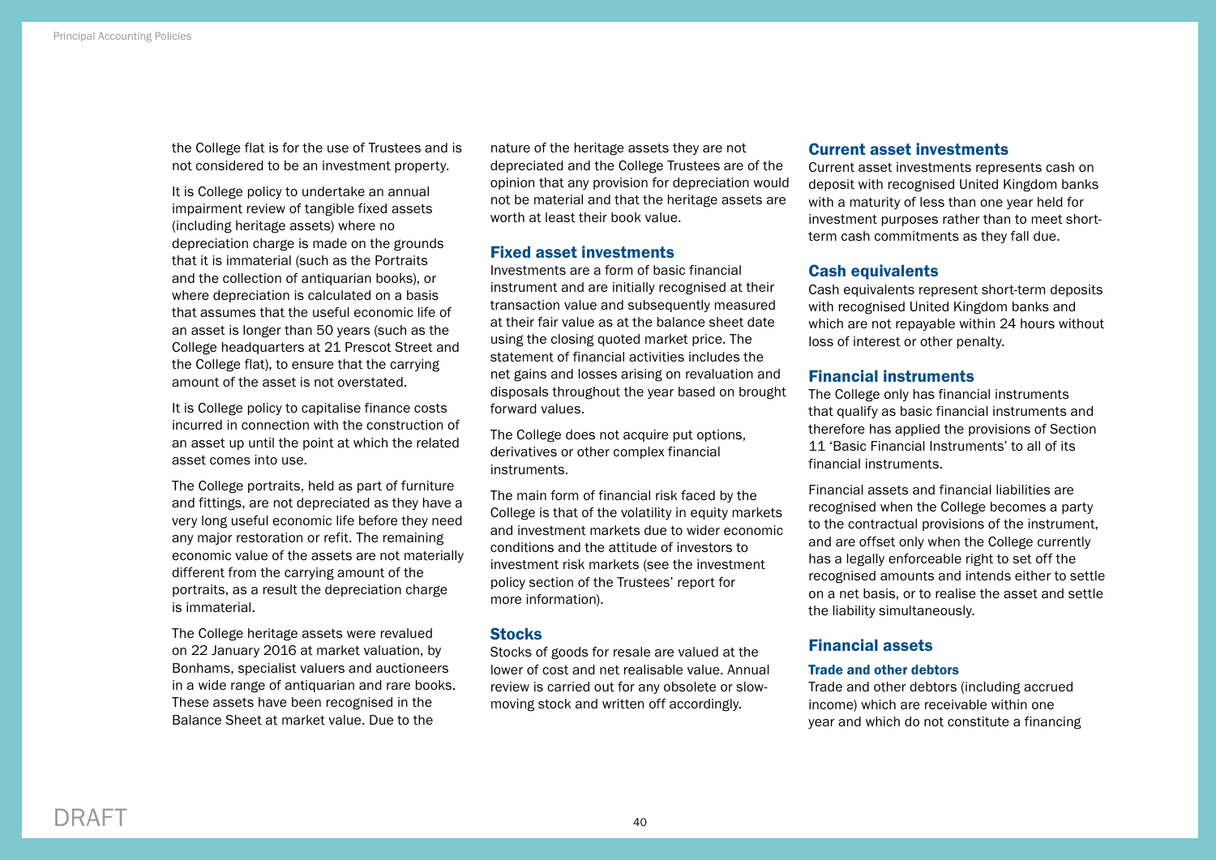the College flat is for the use of Trustees and is not considered to be an investment property.

It is College policy to undertake an annual impairment review of tangible fixed assets (including heritage assets) where no depreciation charge is made on the grounds that it is immaterial (such as the Portraits and the collection of antiquarian books), or where depreciation is calculated on a basis that assumes that the useful economic life of an asset is longer than 50 years (such as the College headquarters at 21 Prescot Street and the College flat), to ensure that the carrying amount of the asset is not overstated.

It is College policy to capitalise finance costs incurred in connection with the construction of an asset up until the point at which the related asset comes into use.

The College portraits, held as part of furniture and fittings, are not depreciated as they have a very long useful economic life before they need any major restoration or refit. The remaining economic value of the assets are not materially different from the carrying amount of the portraits, as a result the depreciation charge is immaterial.

The College heritage assets were revalued on 22 January 2016 at market valuation, by Bonhams, specialist valuers and auctioneers in a wide range of antiquarian and rare books. These assets have been recognised in the Balance Sheet at market value. Due to the nature of the heritage assets they are not depreciated and the College Trustees are of the opinion that any provision for depreciation would not be material and that the heritage assets are worth at least their book value.

## Fixed asset investments

Investments are a form of basic financial instrument and are initially recognised at their transaction value and subsequently measured at their fair value as at the balance sheet date using the closing quoted market price. The statement of financial activities includes the net gains and losses arising on revaluation and disposals throughout the year based on brought forward values.

The College does not acquire put options, derivatives or other complex financial instruments.

The main form of financial risk faced by the College is that of the volatility in equity markets and investment markets due to wider economic conditions and the attitude of investors to investment risk markets (see the investment policy section of the Trustees' report for more information).

## Stocks

Stocks of goods for resale are valued at the lower of cost and net realisable value. Annual review is carried out for any obsolete or slow-moving stock and written off accordingly.

## Current asset investments

Current asset investments represents cash on deposit with recognised United Kingdom banks with a maturity of less than one year held for investment purposes rather than to meet short-term cash commitments as they fall due.

## Cash equivalents

Cash equivalents represent short-term deposits with recognised United Kingdom banks and which are not repayable within 24 hours without loss of interest or other penalty.

## Financial instruments

The College only has financial instruments that qualify as basic financial instruments and therefore has applied the provisions of Section 11 'Basic Financial Instruments' to all of its financial instruments.

Financial assets and financial liabilities are recognised when the College becomes a party to the contractual provisions of the instrument, and are offset only when the College currently has a legally enforceable right to set off the recognised amounts and intends either to settle on a net basis, or to realise the asset and settle the liability simultaneously.

## Financial assets

### Trade and other debtors

Trade and other debtors (including accrued income) which are receivable within one year and which do not constitute a financing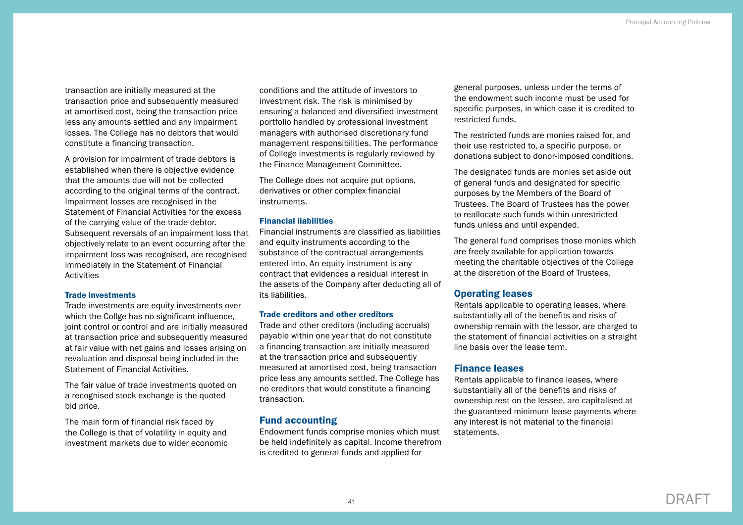transaction are initially measured at the transaction price and subsequently measured at amortised cost, being the transaction price less any amounts settled and any impairment losses. The College has no debtors that would constitute a financing transaction.

A provision for impairment of trade debtors is established when there is objective evidence that the amounts due will not be collected according to the original terms of the contract. Impairment losses are recognised in the Statement of Financial Activities for the excess of the carrying value of the trade debtor. Subsequent reversals of an impairment loss that objectively relate to an event occurring after the impairment loss was recognised, are recognised immediately in the Statement of Financial Activities

### Trade investments

Trade investments are equity investments over which the Collge has no significant influence, joint control or control and are initially measured at transaction price and subsequently measured at fair value with net gains and losses arising on revaluation and disposal being included in the Statement of Financial Activities.

The fair value of trade investments quoted on a recognised stock exchange is the quoted bid price.

The main form of financial risk faced by the College is that of volatility in equity and investment markets due to wider economic conditions and the attitude of investors to investment risk. The risk is minimised by ensuring a balanced and diversified investment portfolio handled by professional investment managers with authorised discretionary fund management responsibilities. The performance of College investments is regularly reviewed by the Finance Management Committee.

The College does not acquire put options, derivatives or other complex financial instruments.

### Financial liabilities

Financial instruments are classified as liabilities and equity instruments according to the substance of the contractual arrangements entered into. An equity instrument is any contract that evidences a residual interest in the assets of the Company after deducting all of its liabilities.

### Trade creditors and other creditors

Trade and other creditors (including accruals) payable within one year that do not constitute a financing transaction are initially measured at the transaction price and subsequently measured at amortised cost, being transaction price less any amounts settled. The College has no creditors that would constitute a financing transaction.

## Fund accounting

Endowment funds comprise monies which must be held indefinitely as capital. Income therefrom is credited to general funds and applied for general purposes, unless under the terms of the endowment such income must be used for specific purposes, in which case it is credited to restricted funds.

The restricted funds are monies raised for, and their use restricted to, a specific purpose, or donations subject to donor-imposed conditions.

The designated funds are monies set aside out of general funds and designated for specific purposes by the Members of the Board of Trustees. The Board of Trustees has the power to reallocate such funds within unrestricted funds unless and until expended.

The general fund comprises those monies which are freely available for application towards meeting the charitable objectives of the College at the discretion of the Board of Trustees.

## Operating leases

Rentals applicable to operating leases, where substantially all of the benefits and risks of ownership remain with the lessor, are charged to the statement of financial activities on a straight line basis over the lease term.

## Finance leases

Rentals applicable to finance leases, where substantially all of the benefits and risks of ownership rest on the lessee, are capitalised at the guaranteed minimum lease payments where any interest is not material to the financial statements.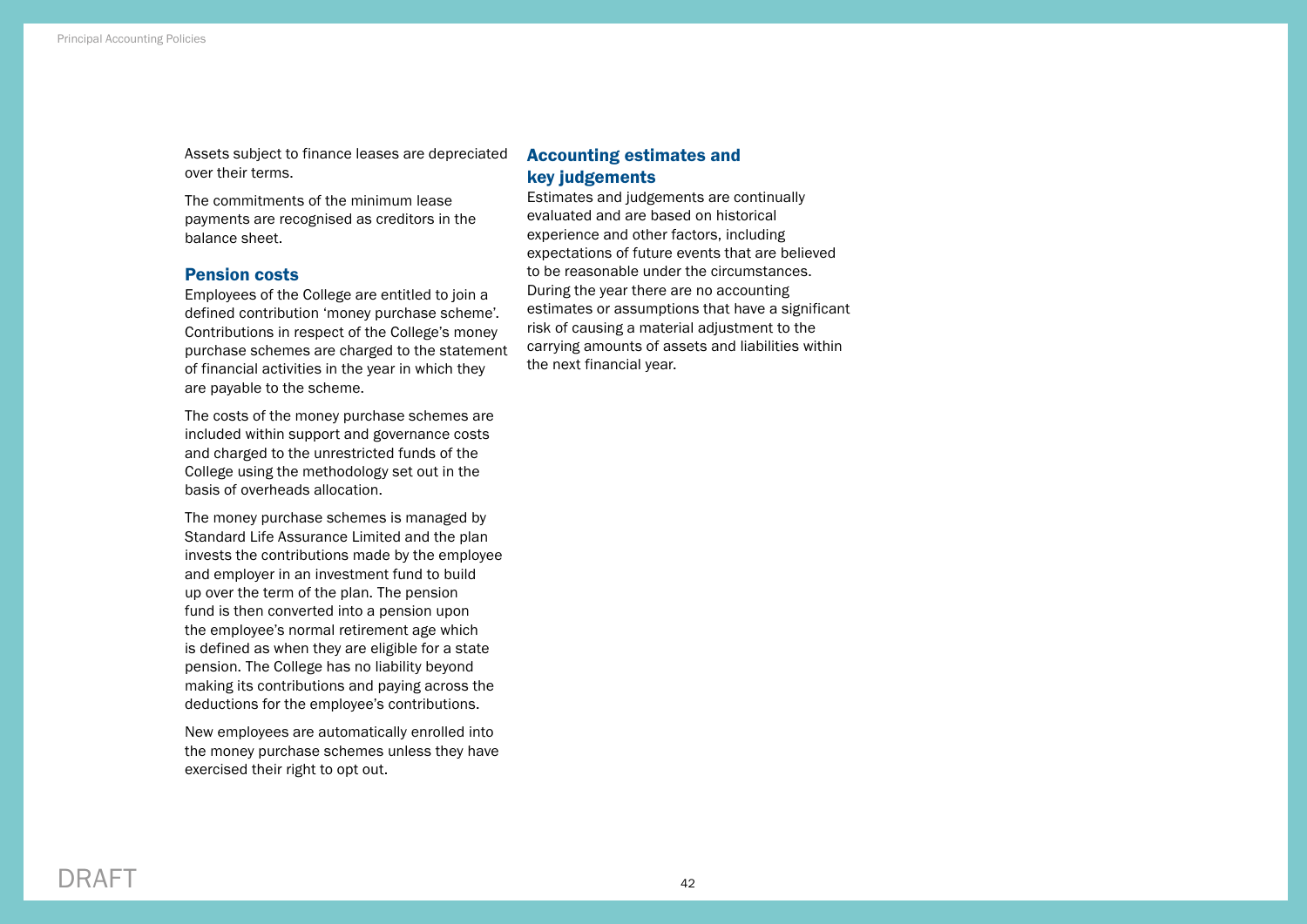Assets subject to finance leases are depreciated over their terms.

The commitments of the minimum lease payments are recognised as creditors in the balance sheet.

## Pension costs

Employees of the College are entitled to join a defined contribution 'money purchase scheme'. Contributions in respect of the College's money purchase schemes are charged to the statement of financial activities in the year in which they are payable to the scheme.

The costs of the money purchase schemes are included within support and governance costs and charged to the unrestricted funds of the College using the methodology set out in the basis of overheads allocation.

The money purchase schemes is managed by Standard Life Assurance Limited and the plan invests the contributions made by the employee and employer in an investment fund to build up over the term of the plan. The pension fund is then converted into a pension upon the employee's normal retirement age which is defined as when they are eligible for a state pension. The College has no liability beyond making its contributions and paying across the deductions for the employee's contributions.

New employees are automatically enrolled into the money purchase schemes unless they have exercised their right to opt out.

## Accounting estimates and key judgements

Estimates and judgements are continually evaluated and are based on historical experience and other factors, including expectations of future events that are believed to be reasonable under the circumstances. During the year there are no accounting estimates or assumptions that have a significant risk of causing a material adjustment to the carrying amounts of assets and liabilities within the next financial year.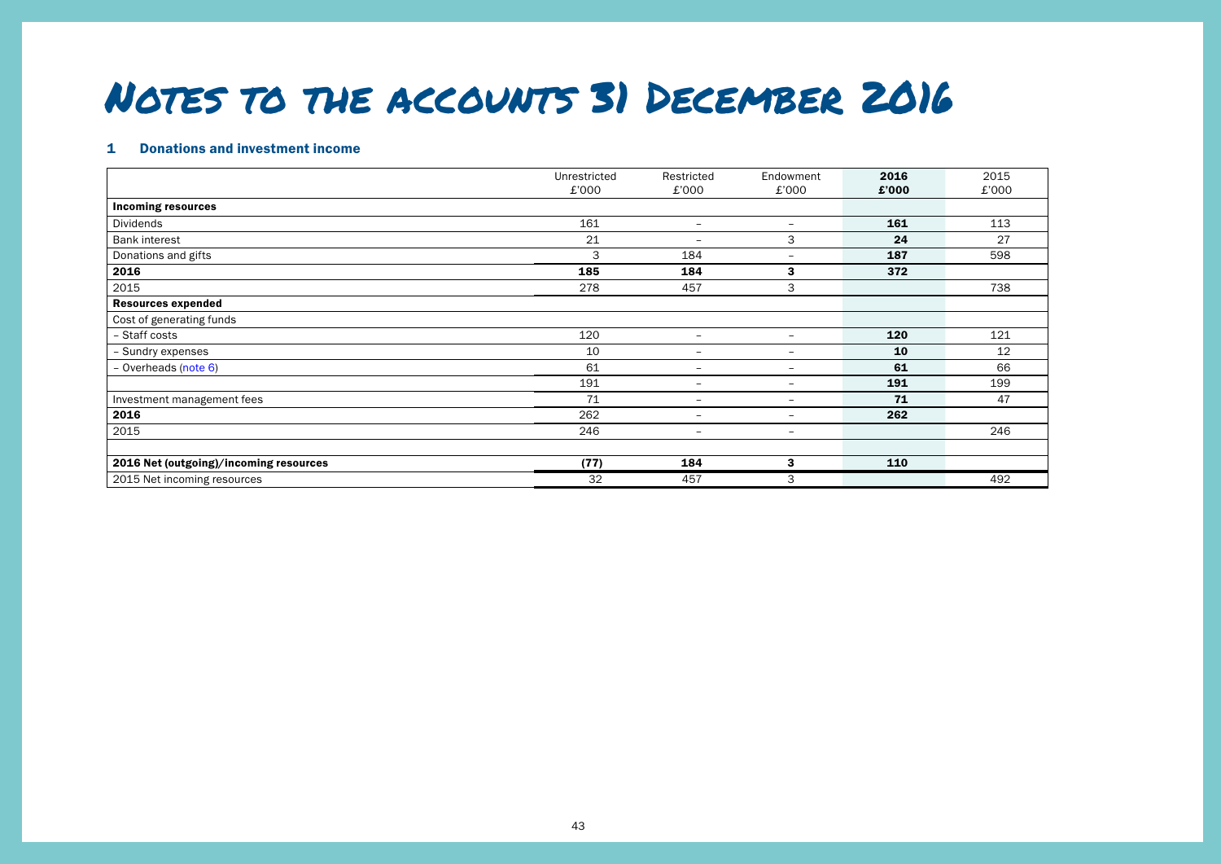# Notes to the accounts 31 December 2016

## 1 Donations and investment income

| | Unrestricted £'000 | Restricted £'000 | Endowment £'000 | **2016 £'000** | 2015 £'000 |
|---|---|---|---|---|---|
| **Incoming resources** | | | | | |
| Dividends | 161 | – | – | **161** | 113 |
| Bank interest | 21 | – | 3 | **24** | 27 |
| Donations and gifts | 3 | 184 | – | **187** | 598 |
| **2016** | **185** | **184** | **3** | **372** | |
| 2015 | 278 | 457 | 3 | | 738 |
| **Resources expended** | | | | | |
| Cost of generating funds | | | | | |
| – Staff costs | 120 | – | – | **120** | 121 |
| – Sundry expenses | 10 | – | – | **10** | 12 |
| – Overheads (note 6) | 61 | – | – | **61** | 66 |
| | 191 | – | – | **191** | 199 |
| Investment management fees | 71 | – | – | **71** | 47 |
| **2016** | 262 | – | – | **262** | |
| 2015 | 246 | – | – | | 246 |
| | | | | | |
| **2016 Net (outgoing)/incoming resources** | **(77)** | **184** | **3** | **110** | |
| 2015 Net incoming resources | 32 | 457 | 3 | | 492 |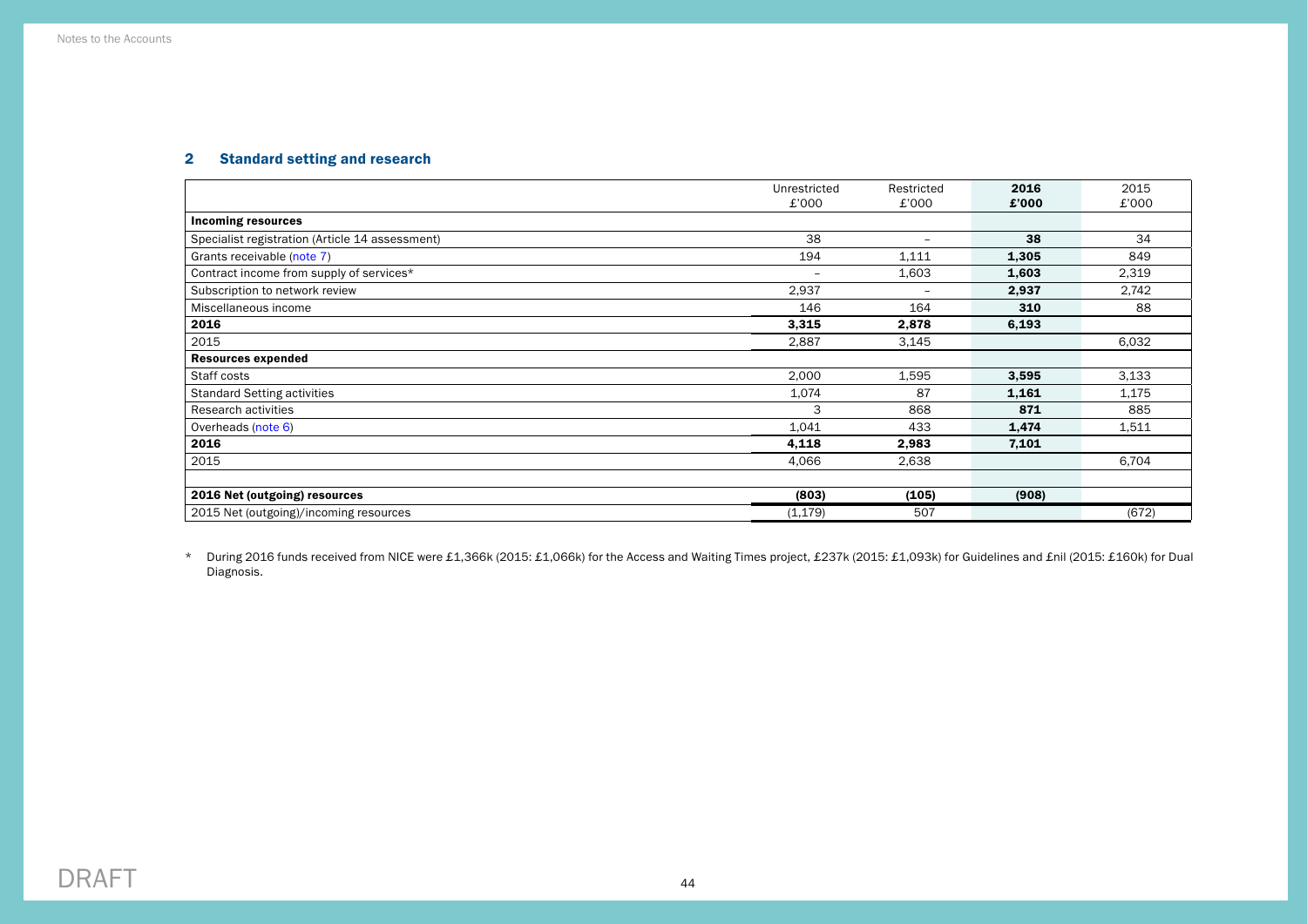## 2 Standard setting and research

| | Unrestricted £'000 | Restricted £'000 | **2016 £'000** | 2015 £'000 |
|---|---|---|---|---|
| **Incoming resources** | | | | |
| Specialist registration (Article 14 assessment) | 38 | – | **38** | 34 |
| Grants receivable (note 7) | 194 | 1,111 | **1,305** | 849 |
| Contract income from supply of services* | – | 1,603 | **1,603** | 2,319 |
| Subscription to network review | 2,937 | – | **2,937** | 2,742 |
| Miscellaneous income | 146 | 164 | **310** | 88 |
| **2016** | **3,315** | **2,878** | **6,193** | |
| 2015 | 2,887 | 3,145 | | 6,032 |
| **Resources expended** | | | | |
| Staff costs | 2,000 | 1,595 | **3,595** | 3,133 |
| Standard Setting activities | 1,074 | 87 | **1,161** | 1,175 |
| Research activities | 3 | 868 | **871** | 885 |
| Overheads (note 6) | 1,041 | 433 | **1,474** | 1,511 |
| **2016** | **4,118** | **2,983** | **7,101** | |
| 2015 | 4,066 | 2,638 | | 6,704 |
| | | | | |
| **2016 Net (outgoing) resources** | **(803)** | **(105)** | **(908)** | |
| 2015 Net (outgoing)/incoming resources | (1,179) | 507 | | (672) |

\* During 2016 funds received from NICE were £1,366k (2015: £1,066k) for the Access and Waiting Times project, £237k (2015: £1,093k) for Guidelines and £nil (2015: £160k) for Dual Diagnosis.

DRAFT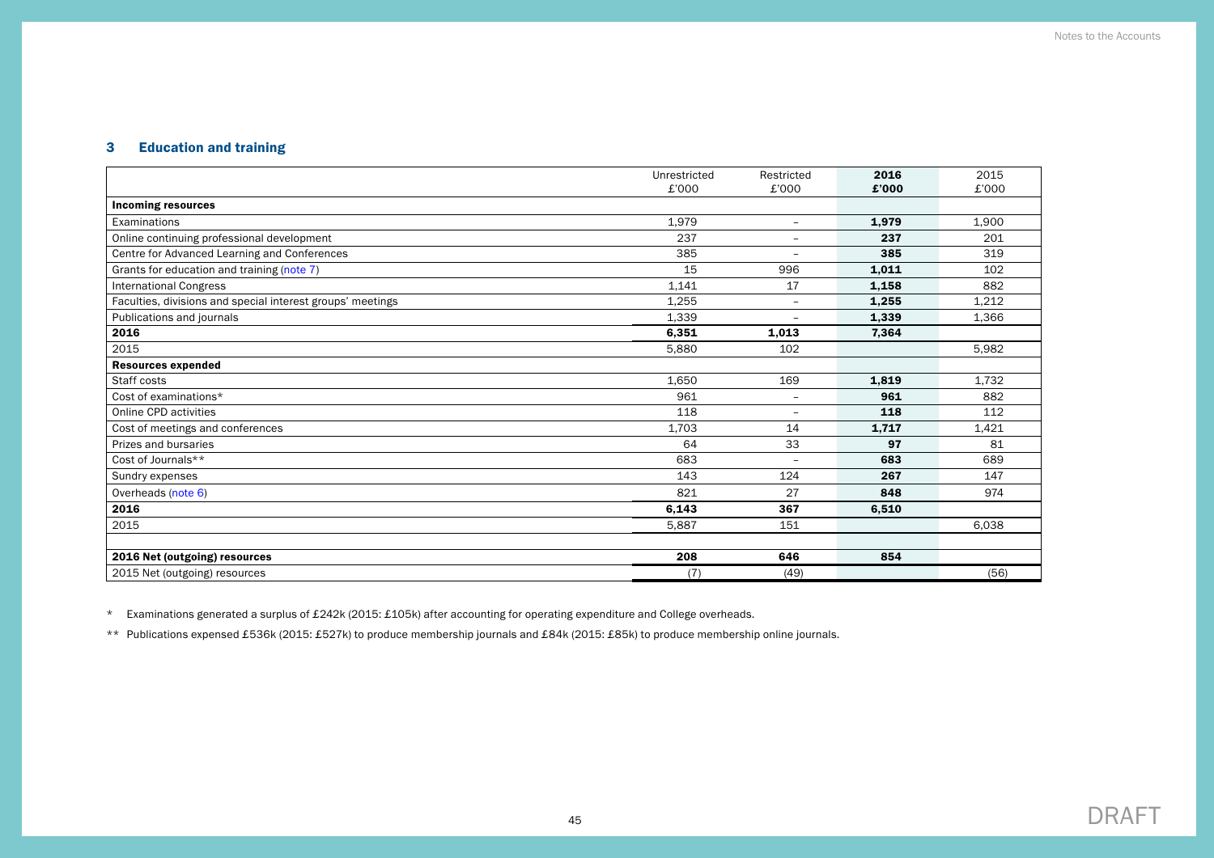## 3 Education and training

| | Unrestricted £'000 | Restricted £'000 | **2016 £'000** | 2015 £'000 |
|---|---|---|---|---|
| **Incoming resources** | | | | |
| Examinations | 1,979 | – | **1,979** | 1,900 |
| Online continuing professional development | 237 | – | **237** | 201 |
| Centre for Advanced Learning and Conferences | 385 | – | **385** | 319 |
| Grants for education and training (note 7) | 15 | 996 | **1,011** | 102 |
| International Congress | 1,141 | 17 | **1,158** | 882 |
| Faculties, divisions and special interest groups' meetings | 1,255 | – | **1,255** | 1,212 |
| Publications and journals | 1,339 | – | **1,339** | 1,366 |
| **2016** | **6,351** | **1,013** | **7,364** | |
| 2015 | 5,880 | 102 | | 5,982 |
| **Resources expended** | | | | |
| Staff costs | 1,650 | 169 | **1,819** | 1,732 |
| Cost of examinations* | 961 | – | **961** | 882 |
| Online CPD activities | 118 | – | **118** | 112 |
| Cost of meetings and conferences | 1,703 | 14 | **1,717** | 1,421 |
| Prizes and bursaries | 64 | 33 | **97** | 81 |
| Cost of Journals** | 683 | – | **683** | 689 |
| Sundry expenses | 143 | 124 | **267** | 147 |
| Overheads (note 6) | 821 | 27 | **848** | 974 |
| **2016** | **6,143** | **367** | **6,510** | |
| 2015 | 5,887 | 151 | | 6,038 |
| | | | | |
| **2016 Net (outgoing) resources** | **208** | **646** | **854** | |
| 2015 Net (outgoing) resources | (7) | (49) | | (56) |

* Examinations generated a surplus of £242k (2015: £105k) after accounting for operating expenditure and College overheads.

** Publications expensed £536k (2015: £527k) to produce membership journals and £84k (2015: £85k) to produce membership online journals.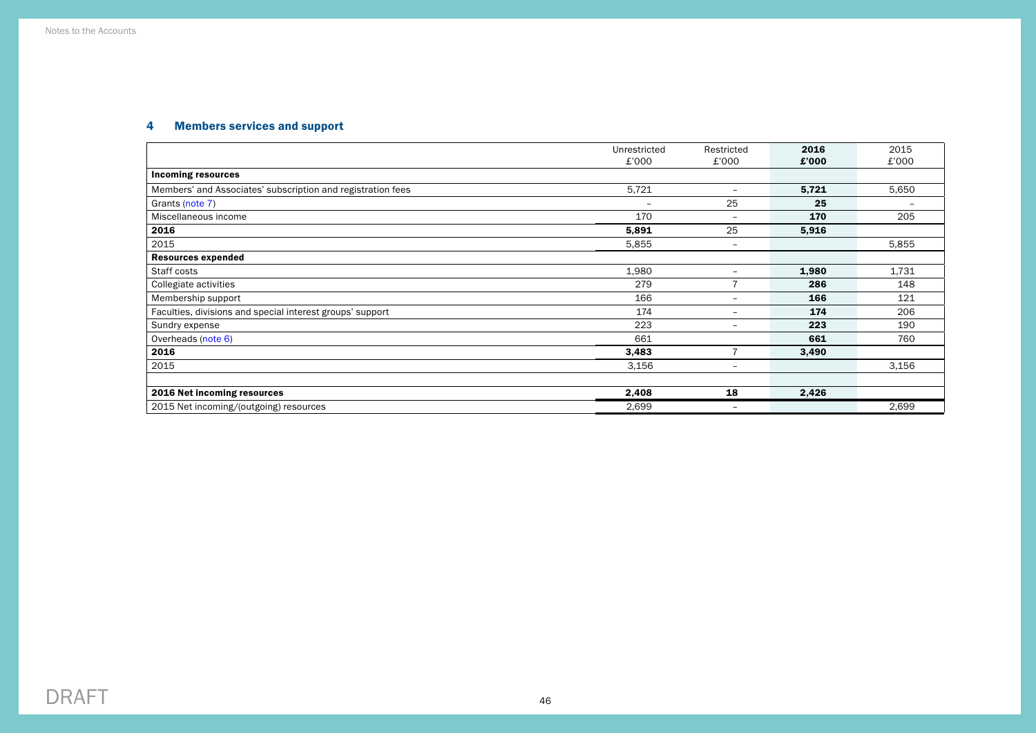## 4 Members services and support

| | Unrestricted £'000 | Restricted £'000 | **2016 £'000** | 2015 £'000 |
|---|---|---|---|---|
| **Incoming resources** | | | | |
| Members' and Associates' subscription and registration fees | 5,721 | – | **5,721** | 5,650 |
| Grants (note 7) | – | 25 | **25** | – |
| Miscellaneous income | 170 | – | **170** | 205 |
| **2016** | **5,891** | 25 | **5,916** | |
| 2015 | 5,855 | – | | 5,855 |
| **Resources expended** | | | | |
| Staff costs | 1,980 | – | **1,980** | 1,731 |
| Collegiate activities | 279 | 7 | **286** | 148 |
| Membership support | 166 | – | **166** | 121 |
| Faculties, divisions and special interest groups' support | 174 | – | **174** | 206 |
| Sundry expense | 223 | – | **223** | 190 |
| Overheads (note 6) | 661 | | **661** | 760 |
| **2016** | **3,483** | 7 | **3,490** | |
| 2015 | 3,156 | – | | 3,156 |
| | | | | |
| **2016 Net incoming resources** | **2,408** | **18** | **2,426** | |
| 2015 Net incoming/(outgoing) resources | 2,699 | – | | 2,699 |

DRAFT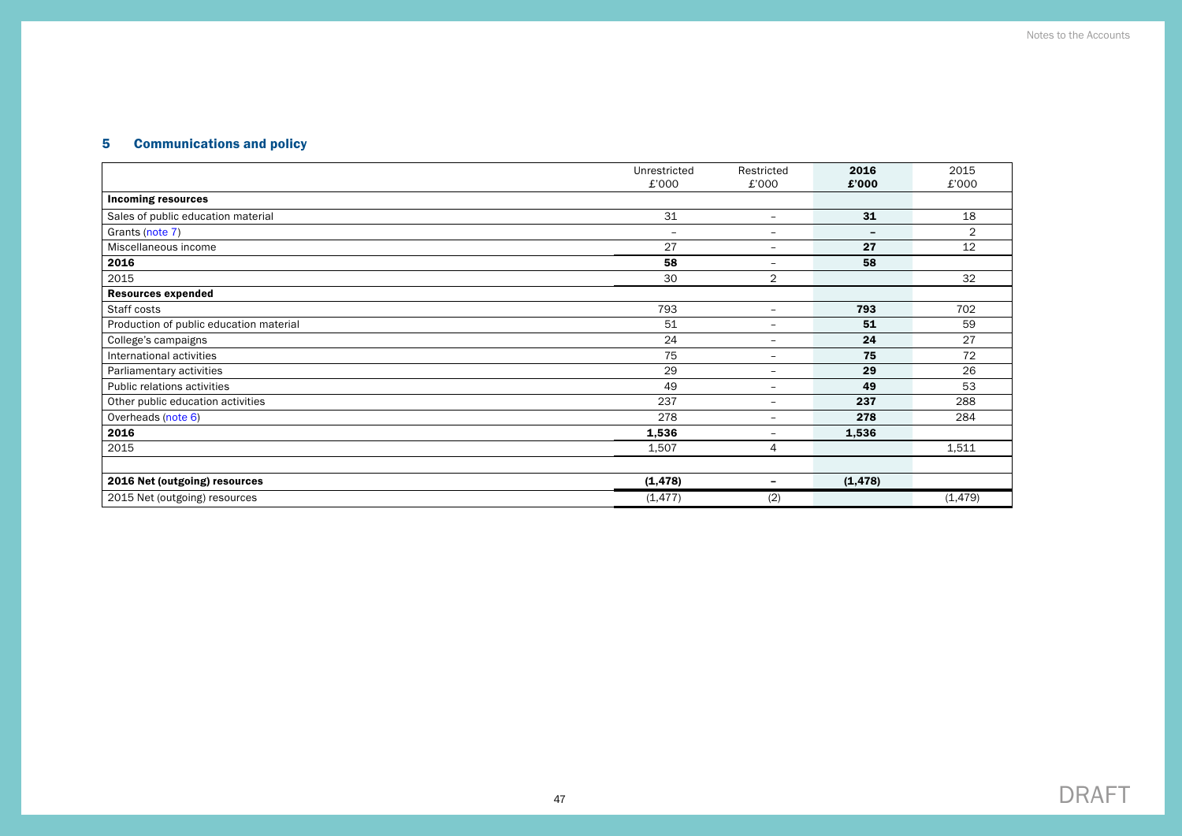## 5 Communications and policy

| | Unrestricted £'000 | Restricted £'000 | **2016 £'000** | 2015 £'000 |
|---|---|---|---|---|
| **Incoming resources** | | | | |
| Sales of public education material | 31 | – | **31** | 18 |
| Grants (note 7) | – | – | **–** | 2 |
| Miscellaneous income | 27 | – | **27** | 12 |
| **2016** | **58** | – | **58** | |
| 2015 | 30 | 2 | | 32 |
| **Resources expended** | | | | |
| Staff costs | 793 | – | **793** | 702 |
| Production of public education material | 51 | – | **51** | 59 |
| College's campaigns | 24 | – | **24** | 27 |
| International activities | 75 | – | **75** | 72 |
| Parliamentary activities | 29 | – | **29** | 26 |
| Public relations activities | 49 | – | **49** | 53 |
| Other public education activities | 237 | – | **237** | 288 |
| Overheads (note 6) | 278 | – | **278** | 284 |
| **2016** | **1,536** | – | **1,536** | |
| 2015 | 1,507 | 4 | | 1,511 |
| | | | | |
| **2016 Net (outgoing) resources** | **(1,478)** | **–** | **(1,478)** | |
| 2015 Net (outgoing) resources | (1,477) | (2) | | (1,479) |

DRAFT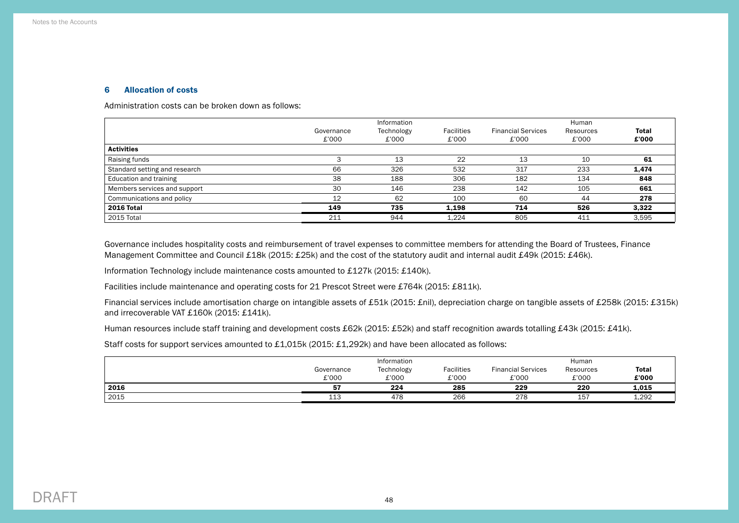## 6 Allocation of costs

Administration costs can be broken down as follows:

| | Governance £'000 | Information Technology £'000 | Facilities £'000 | Financial Services £'000 | Human Resources £'000 | **Total £'000** |
|---|---|---|---|---|---|---|
| **Activities** | | | | | | |
| Raising funds | 3 | 13 | 22 | 13 | 10 | **61** |
| Standard setting and research | 66 | 326 | 532 | 317 | 233 | **1,474** |
| Education and training | 38 | 188 | 306 | 182 | 134 | **848** |
| Members services and support | 30 | 146 | 238 | 142 | 105 | **661** |
| Communications and policy | 12 | 62 | 100 | 60 | 44 | **278** |
| **2016 Total** | **149** | **735** | **1,198** | **714** | **526** | **3,322** |
| 2015 Total | 211 | 944 | 1,224 | 805 | 411 | 3,595 |

Governance includes hospitality costs and reimbursement of travel expenses to committee members for attending the Board of Trustees, Finance Management Committee and Council £18k (2015: £25k) and the cost of the statutory audit and internal audit £49k (2015: £46k).

Information Technology include maintenance costs amounted to £127k (2015: £140k).

Facilities include maintenance and operating costs for 21 Prescot Street were £764k (2015: £811k).

Financial services include amortisation charge on intangible assets of £51k (2015: £nil), depreciation charge on tangible assets of £258k (2015: £315k) and irrecoverable VAT £160k (2015: £141k).

Human resources include staff training and development costs £62k (2015: £52k) and staff recognition awards totalling £43k (2015: £41k).

Staff costs for support services amounted to £1,015k (2015: £1,292k) and have been allocated as follows:

| | Governance £'000 | Information Technology £'000 | Facilities £'000 | Financial Services £'000 | Human Resources £'000 | **Total £'000** |
|---|---|---|---|---|---|---|
| **2016** | **57** | **224** | **285** | **229** | **220** | **1,015** |
| 2015 | 113 | 478 | 266 | 278 | 157 | 1,292 |

DRAFT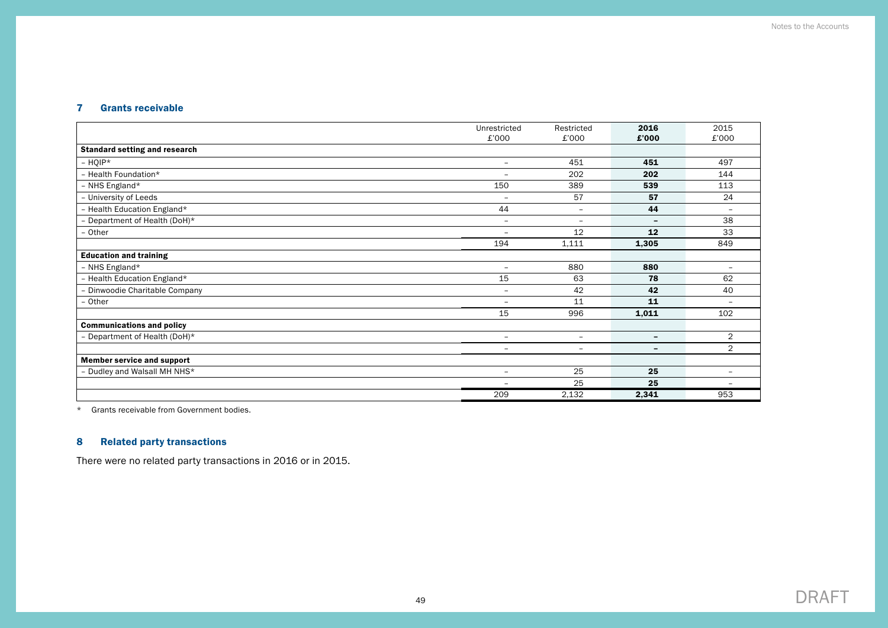## 7 Grants receivable

| | Unrestricted £'000 | Restricted £'000 | **2016 £'000** | 2015 £'000 |
|---|---|---|---|---|
| **Standard setting and research** | | | | |
| – HQIP* | – | 451 | **451** | 497 |
| – Health Foundation* | – | 202 | **202** | 144 |
| – NHS England* | 150 | 389 | **539** | 113 |
| – University of Leeds | – | 57 | **57** | 24 |
| – Health Education England* | 44 | – | **44** | – |
| – Department of Health (DoH)* | – | – | **–** | 38 |
| – Other | – | 12 | **12** | 33 |
| | 194 | 1,111 | **1,305** | 849 |
| **Education and training** | | | | |
| – NHS England* | – | 880 | **880** | – |
| – Health Education England* | 15 | 63 | **78** | 62 |
| – Dinwoodie Charitable Company | – | 42 | **42** | 40 |
| – Other | – | 11 | **11** | – |
| | 15 | 996 | **1,011** | 102 |
| **Communications and policy** | | | | |
| – Department of Health (DoH)* | – | – | **–** | 2 |
| | – | – | **–** | 2 |
| **Member service and support** | | | | |
| – Dudley and Walsall MH NHS* | – | 25 | **25** | – |
| | – | 25 | **25** | – |
| | 209 | 2,132 | **2,341** | 953 |

* Grants receivable from Government bodies.

## 8 Related party transactions

There were no related party transactions in 2016 or in 2015.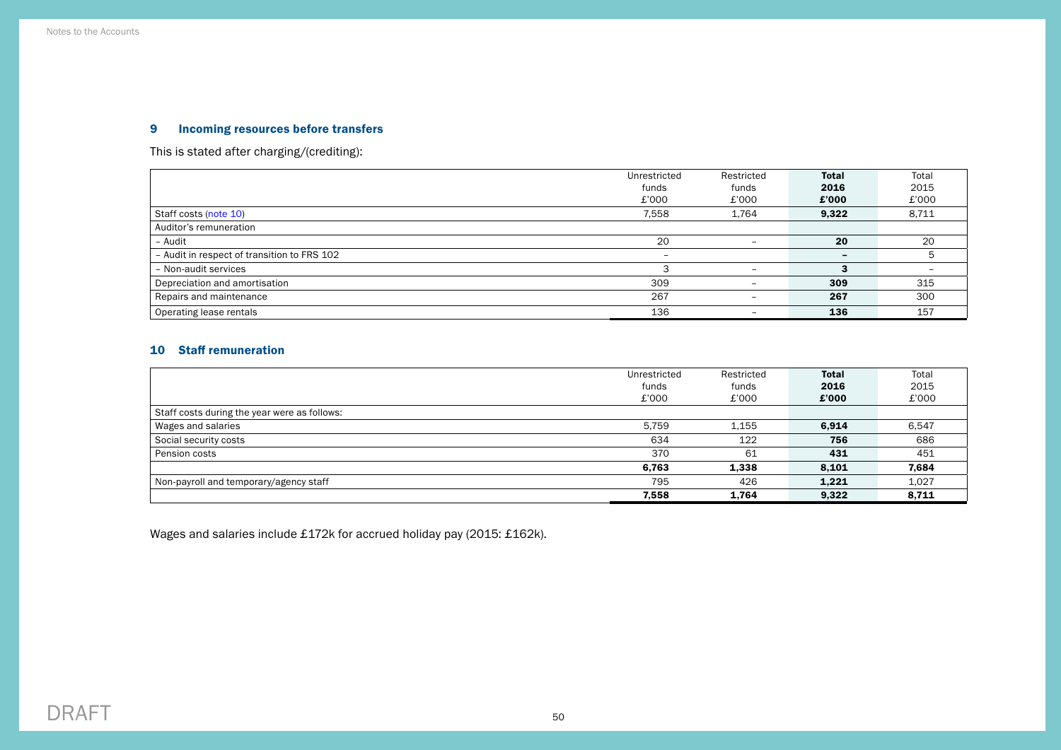## 9 Incoming resources before transfers

This is stated after charging/(crediting):

| | Unrestricted funds £'000 | Restricted funds £'000 | **Total 2016 £'000** | Total 2015 £'000 |
|---|---|---|---|---|
| Staff costs (note 10) | 7,558 | 1,764 | **9,322** | 8,711 |
| Auditor's remuneration | | | | |
| – Audit | 20 | – | **20** | 20 |
| – Audit in respect of transition to FRS 102 | – | | **–** | 5 |
| – Non-audit services | 3 | – | **3** | – |
| Depreciation and amortisation | 309 | – | **309** | 315 |
| Repairs and maintenance | 267 | – | **267** | 300 |
| Operating lease rentals | 136 | – | **136** | 157 |

## 10 Staff remuneration

| | Unrestricted funds £'000 | Restricted funds £'000 | **Total 2016 £'000** | Total 2015 £'000 |
|---|---|---|---|---|
| Staff costs during the year were as follows: | | | | |
| Wages and salaries | 5,759 | 1,155 | **6,914** | 6,547 |
| Social security costs | 634 | 122 | **756** | 686 |
| Pension costs | 370 | 61 | **431** | 451 |
| | **6,763** | **1,338** | **8,101** | **7,684** |
| Non-payroll and temporary/agency staff | 795 | 426 | **1,221** | 1,027 |
| | **7,558** | **1,764** | **9,322** | **8,711** |

Wages and salaries include £172k for accrued holiday pay (2015: £162k).

DRAFT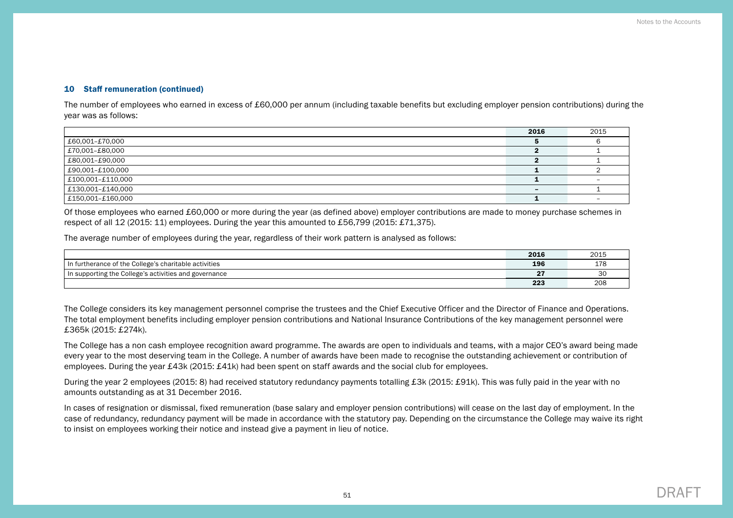## 10 Staff remuneration (continued)

The number of employees who earned in excess of £60,000 per annum (including taxable benefits but excluding employer pension contributions) during the year was as follows:

| | **2016** | 2015 |
|---|---|---|
| £60,001–£70,000 | **5** | 6 |
| £70,001–£80,000 | **2** | 1 |
| £80,001–£90,000 | **2** | 1 |
| £90,001–£100,000 | **1** | 2 |
| £100,001–£110,000 | **1** | – |
| £130,001–£140,000 | **–** | 1 |
| £150,001–£160,000 | **1** | – |

Of those employees who earned £60,000 or more during the year (as defined above) employer contributions are made to money purchase schemes in respect of all 12 (2015: 11) employees. During the year this amounted to £56,799 (2015: £71,375).

The average number of employees during the year, regardless of their work pattern is analysed as follows:

| | **2016** | 2015 |
|---|---|---|
| In furtherance of the College's charitable activities | **196** | 178 |
| In supporting the College's activities and governance | **27** | 30 |
| | **223** | 208 |

The College considers its key management personnel comprise the trustees and the Chief Executive Officer and the Director of Finance and Operations. The total employment benefits including employer pension contributions and National Insurance Contributions of the key management personnel were £365k (2015: £274k).

The College has a non cash employee recognition award programme. The awards are open to individuals and teams, with a major CEO's award being made every year to the most deserving team in the College. A number of awards have been made to recognise the outstanding achievement or contribution of employees. During the year £43k (2015: £41k) had been spent on staff awards and the social club for employees.

During the year 2 employees (2015: 8) had received statutory redundancy payments totalling £3k (2015: £91k). This was fully paid in the year with no amounts outstanding as at 31 December 2016.

In cases of resignation or dismissal, fixed remuneration (base salary and employer pension contributions) will cease on the last day of employment. In the case of redundancy, redundancy payment will be made in accordance with the statutory pay. Depending on the circumstance the College may waive its right to insist on employees working their notice and instead give a payment in lieu of notice.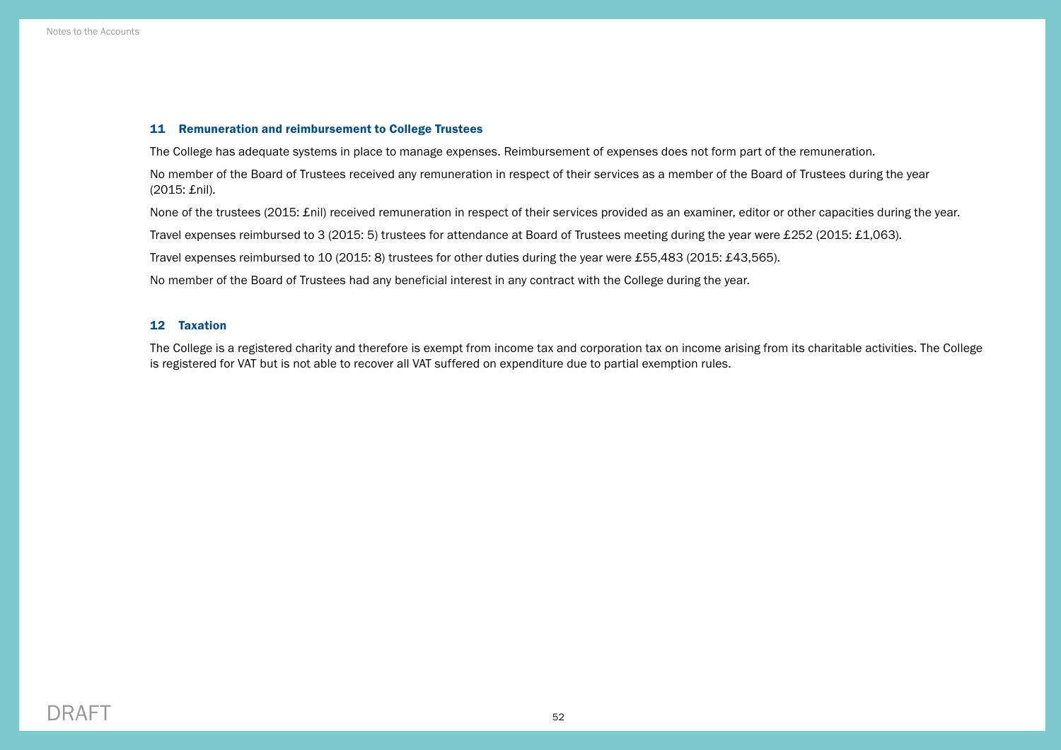## 11 Remuneration and reimbursement to College Trustees

The College has adequate systems in place to manage expenses. Reimbursement of expenses does not form part of the remuneration.

No member of the Board of Trustees received any remuneration in respect of their services as a member of the Board of Trustees during the year (2015: £nil).

None of the trustees (2015: £nil) received remuneration in respect of their services provided as an examiner, editor or other capacities during the year.

Travel expenses reimbursed to 3 (2015: 5) trustees for attendance at Board of Trustees meeting during the year were £252 (2015: £1,063).

Travel expenses reimbursed to 10 (2015: 8) trustees for other duties during the year were £55,483 (2015: £43,565).

No member of the Board of Trustees had any beneficial interest in any contract with the College during the year.

## 12 Taxation

The College is a registered charity and therefore is exempt from income tax and corporation tax on income arising from its charitable activities. The College is registered for VAT but is not able to recover all VAT suffered on expenditure due to partial exemption rules.

DRAFT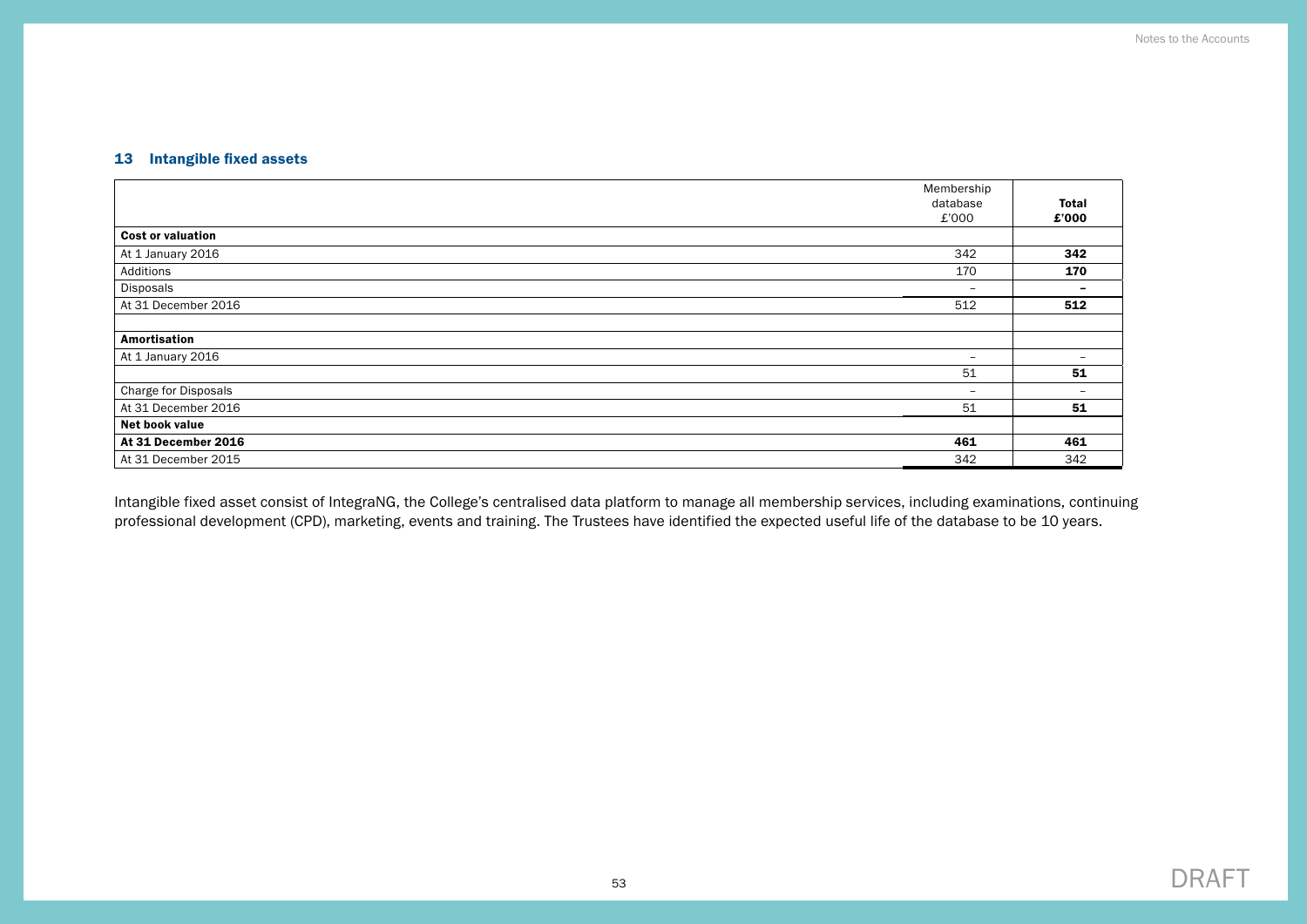## 13 Intangible fixed assets

| | Membership database £'000 | **Total £'000** |
|---|---|---|
| **Cost or valuation** | | |
| At 1 January 2016 | 342 | **342** |
| Additions | 170 | **170** |
| Disposals | – | **–** |
| At 31 December 2016 | 512 | **512** |
| | | |
| **Amortisation** | | |
| At 1 January 2016 | – | – |
| | 51 | **51** |
| Charge for Disposals | – | – |
| At 31 December 2016 | 51 | **51** |
| **Net book value** | | |
| **At 31 December 2016** | **461** | **461** |
| At 31 December 2015 | 342 | 342 |

Intangible fixed asset consist of IntegraNG, the College's centralised data platform to manage all membership services, including examinations, continuing professional development (CPD), marketing, events and training. The Trustees have identified the expected useful life of the database to be 10 years.

DRAFT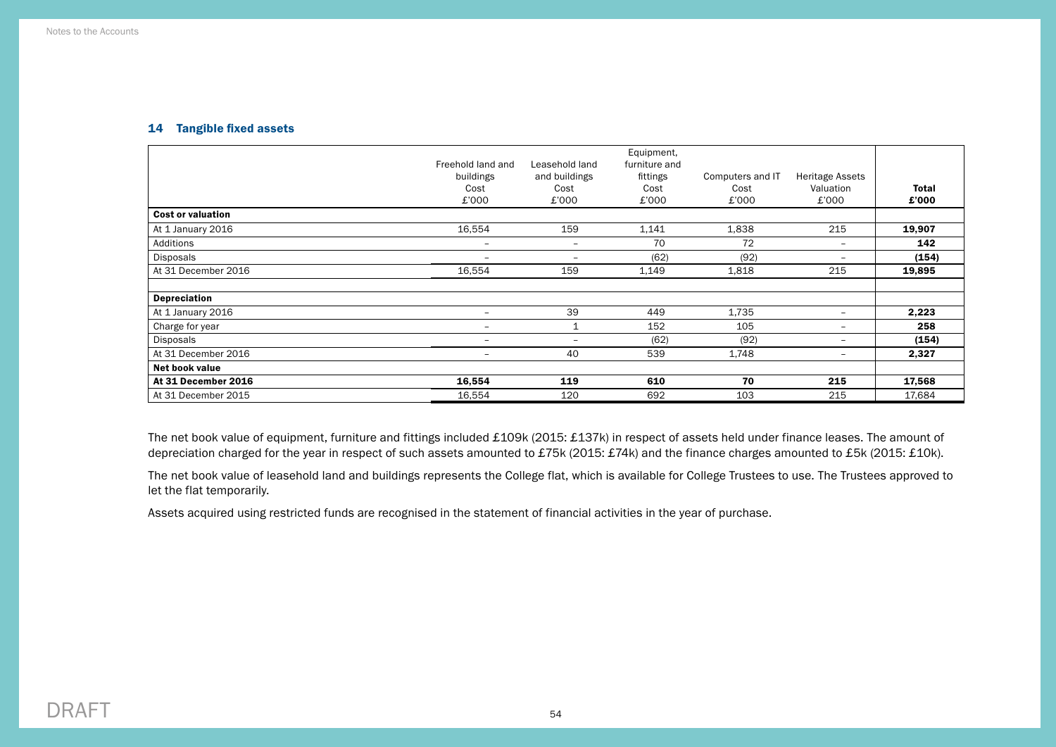### 14 Tangible fixed assets

| | Freehold land and buildings Cost £'000 | Leasehold land and buildings Cost £'000 | Equipment, furniture and fittings Cost £'000 | Computers and IT Cost £'000 | Heritage Assets Valuation £'000 | **Total £'000** |
|---|---|---|---|---|---|---|
| **Cost or valuation** | | | | | | |
| At 1 January 2016 | 16,554 | 159 | 1,141 | 1,838 | 215 | **19,907** |
| Additions | – | – | 70 | 72 | – | **142** |
| Disposals | – | – | (62) | (92) | – | **(154)** |
| At 31 December 2016 | 16,554 | 159 | 1,149 | 1,818 | 215 | **19,895** |
| | | | | | | |
| **Depreciation** | | | | | | |
| At 1 January 2016 | – | 39 | 449 | 1,735 | – | **2,223** |
| Charge for year | – | 1 | 152 | 105 | – | **258** |
| Disposals | – | – | (62) | (92) | – | **(154)** |
| At 31 December 2016 | – | 40 | 539 | 1,748 | – | **2,327** |
| **Net book value** | | | | | | |
| **At 31 December 2016** | **16,554** | **119** | **610** | **70** | **215** | **17,568** |
| At 31 December 2015 | 16,554 | 120 | 692 | 103 | 215 | 17,684 |

The net book value of equipment, furniture and fittings included £109k (2015: £137k) in respect of assets held under finance leases. The amount of depreciation charged for the year in respect of such assets amounted to £75k (2015: £74k) and the finance charges amounted to £5k (2015: £10k).

The net book value of leasehold land and buildings represents the College flat, which is available for College Trustees to use. The Trustees approved to let the flat temporarily.

Assets acquired using restricted funds are recognised in the statement of financial activities in the year of purchase.

DRAFT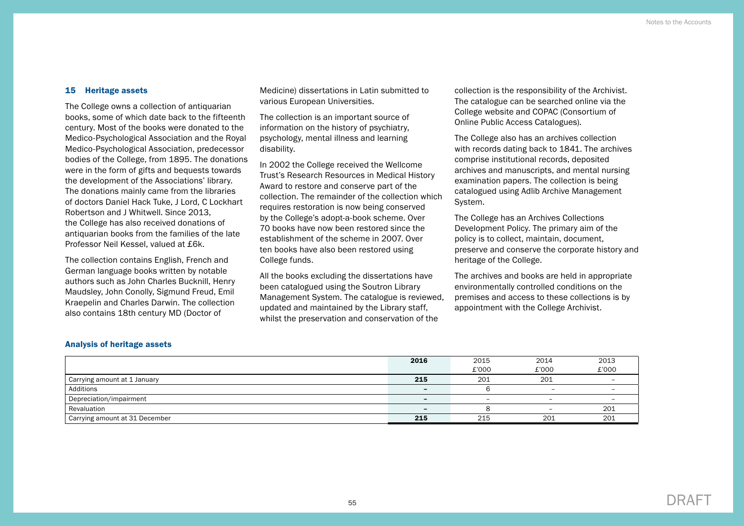## 15 Heritage assets

The College owns a collection of antiquarian books, some of which date back to the fifteenth century. Most of the books were donated to the Medico-Psychological Association and the Royal Medico-Psychological Association, predecessor bodies of the College, from 1895. The donations were in the form of gifts and bequests towards the development of the Associations' library. The donations mainly came from the libraries of doctors Daniel Hack Tuke, J Lord, C Lockhart Robertson and J Whitwell. Since 2013, the College has also received donations of antiquarian books from the families of the late Professor Neil Kessel, valued at £6k.

The collection contains English, French and German language books written by notable authors such as John Charles Bucknill, Henry Maudsley, John Conolly, Sigmund Freud, Emil Kraepelin and Charles Darwin. The collection also contains 18th century MD (Doctor of Medicine) dissertations in Latin submitted to various European Universities.

The collection is an important source of information on the history of psychiatry, psychology, mental illness and learning disability.

In 2002 the College received the Wellcome Trust's Research Resources in Medical History Award to restore and conserve part of the collection. The remainder of the collection which requires restoration is now being conserved by the College's adopt-a-book scheme. Over 70 books have now been restored since the establishment of the scheme in 2007. Over ten books have also been restored using College funds.

All the books excluding the dissertations have been catalogued using the Soutron Library Management System. The catalogue is reviewed, updated and maintained by the Library staff, whilst the preservation and conservation of the collection is the responsibility of the Archivist. The catalogue can be searched online via the College website and COPAC (Consortium of Online Public Access Catalogues).

The College also has an archives collection with records dating back to 1841. The archives comprise institutional records, deposited archives and manuscripts, and mental nursing examination papers. The collection is being catalogued using Adlib Archive Management System.

The College has an Archives Collections Development Policy. The primary aim of the policy is to collect, maintain, document, preserve and conserve the corporate history and heritage of the College.

The archives and books are held in appropriate environmentally controlled conditions on the premises and access to these collections is by appointment with the College Archivist.

### Analysis of heritage assets

| | **2016** | 2015 £'000 | 2014 £'000 | 2013 £'000 |
|---|---|---|---|---|
| Carrying amount at 1 January | **215** | 201 | 201 | – |
| Additions | **–** | 6 | – | – |
| Depreciation/impairment | **–** | – | – | – |
| Revaluation | **–** | 8 | – | 201 |
| Carrying amount at 31 December | **215** | 215 | 201 | 201 |

DRAFT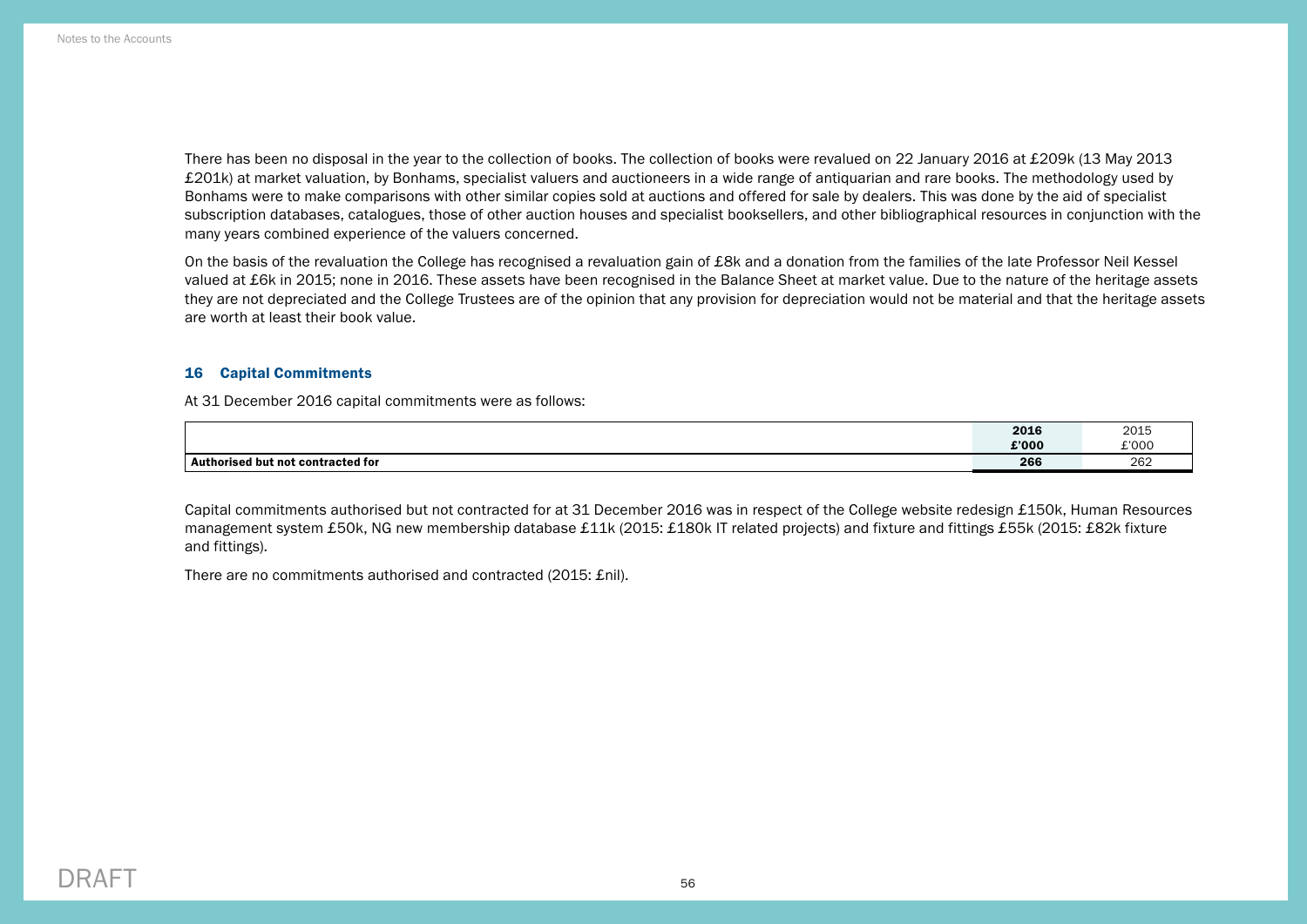There has been no disposal in the year to the collection of books. The collection of books were revalued on 22 January 2016 at £209k (13 May 2013 £201k) at market valuation, by Bonhams, specialist valuers and auctioneers in a wide range of antiquarian and rare books. The methodology used by Bonhams were to make comparisons with other similar copies sold at auctions and offered for sale by dealers. This was done by the aid of specialist subscription databases, catalogues, those of other auction houses and specialist booksellers, and other bibliographical resources in conjunction with the many years combined experience of the valuers concerned.

On the basis of the revaluation the College has recognised a revaluation gain of £8k and a donation from the families of the late Professor Neil Kessel valued at £6k in 2015; none in 2016. These assets have been recognised in the Balance Sheet at market value. Due to the nature of the heritage assets they are not depreciated and the College Trustees are of the opinion that any provision for depreciation would not be material and that the heritage assets are worth at least their book value.

## 16 Capital Commitments

At 31 December 2016 capital commitments were as follows:

| | **2016** **£'000** | 2015 £'000 |
|---|---|---|
| **Authorised but not contracted for** | **266** | 262 |

Capital commitments authorised but not contracted for at 31 December 2016 was in respect of the College website redesign £150k, Human Resources management system £50k, NG new membership database £11k (2015: £180k IT related projects) and fixture and fittings £55k (2015: £82k fixture and fittings).

There are no commitments authorised and contracted (2015: £nil).

DRAFT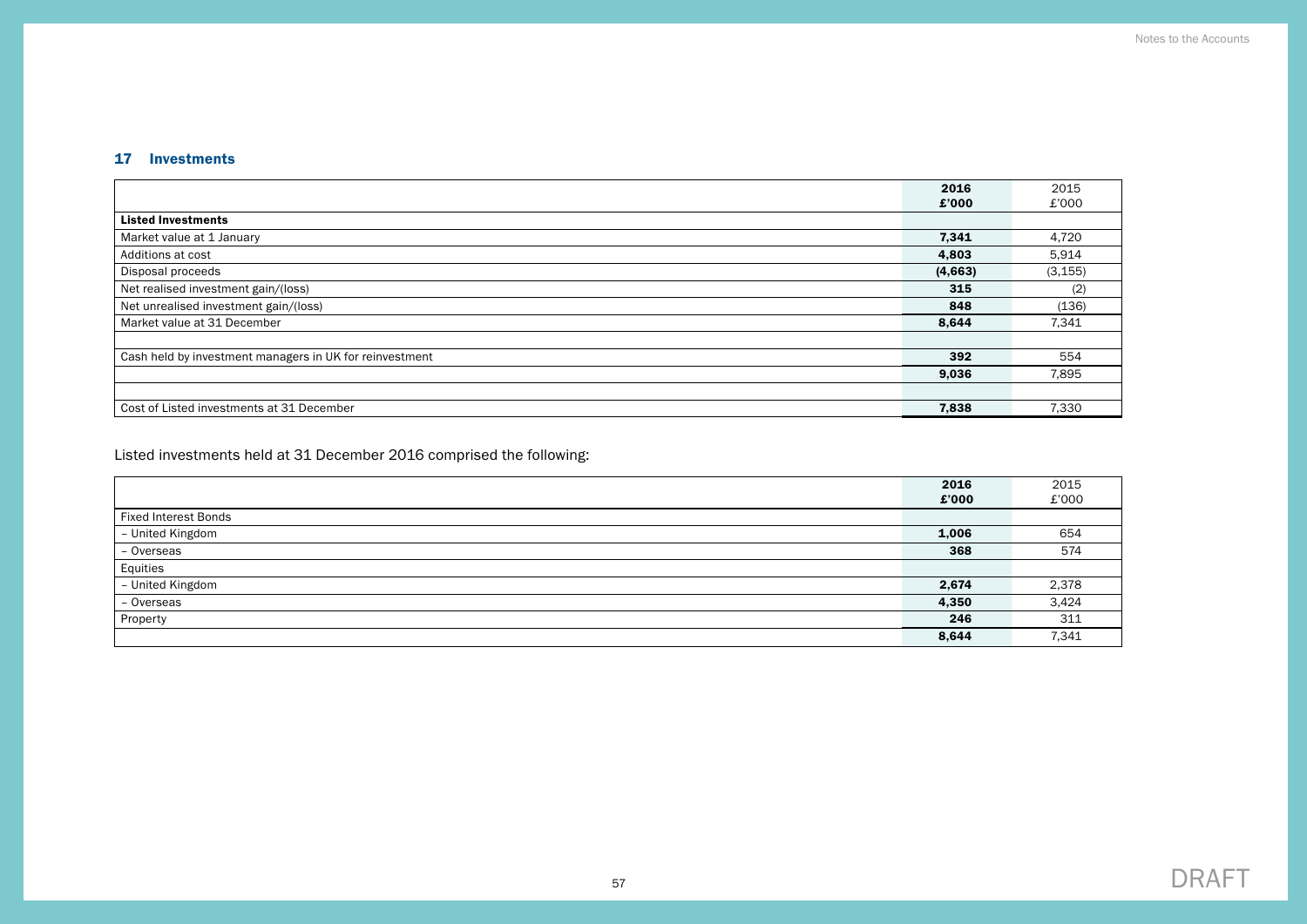## 17 Investments

| | **2016** **£'000** | 2015 £'000 |
|---|---|---|
| **Listed Investments** | | |
| Market value at 1 January | **7,341** | 4,720 |
| Additions at cost | **4,803** | 5,914 |
| Disposal proceeds | **(4,663)** | (3,155) |
| Net realised investment gain/(loss) | **315** | (2) |
| Net unrealised investment gain/(loss) | **848** | (136) |
| Market value at 31 December | **8,644** | 7,341 |
| | | |
| Cash held by investment managers in UK for reinvestment | **392** | 554 |
| | **9,036** | 7,895 |
| | | |
| Cost of Listed investments at 31 December | **7,838** | 7,330 |

Listed investments held at 31 December 2016 comprised the following:

| | **2016** **£'000** | 2015 £'000 |
|---|---|---|
| Fixed Interest Bonds | | |
| – United Kingdom | **1,006** | 654 |
| – Overseas | **368** | 574 |
| Equities | | |
| – United Kingdom | **2,674** | 2,378 |
| – Overseas | **4,350** | 3,424 |
| Property | **246** | 311 |
| | **8,644** | 7,341 |

DRAFT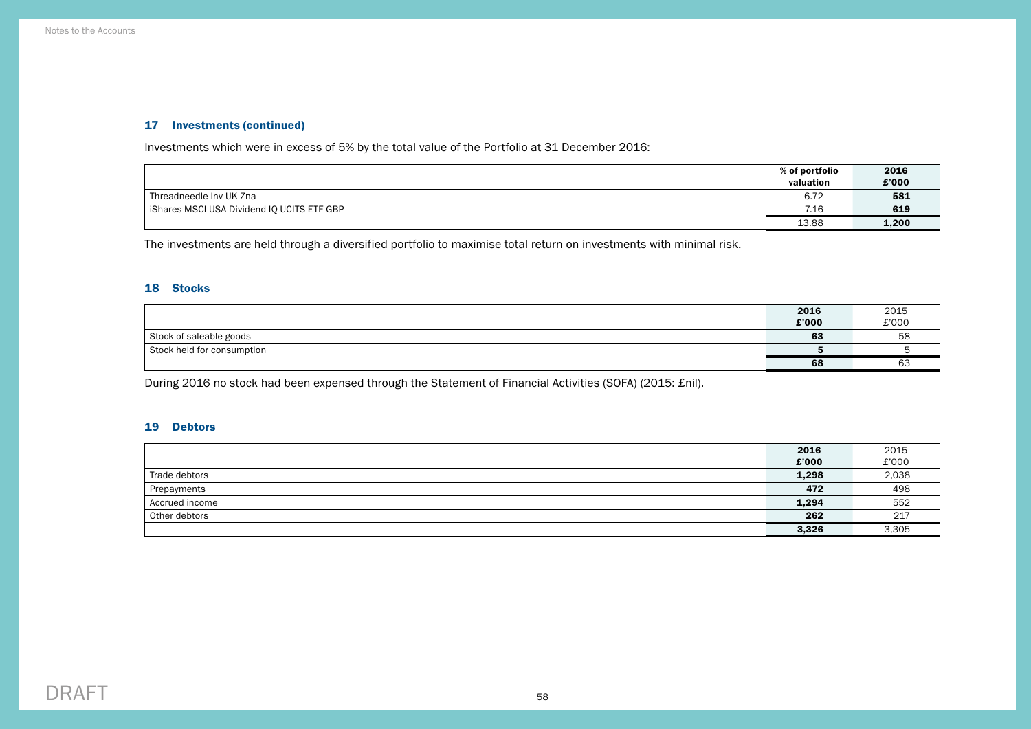### 17 Investments (continued)

Investments which were in excess of 5% by the total value of the Portfolio at 31 December 2016:

| | % of portfolio valuation | 2016 £'000 |
|---|---|---|
| Threadneedle Inv UK Zna | 6.72 | **581** |
| iShares MSCI USA Dividend IQ UCITS ETF GBP | 7.16 | **619** |
| | 13.88 | **1,200** |

The investments are held through a diversified portfolio to maximise total return on investments with minimal risk.

### 18 Stocks

| | 2016 £'000 | 2015 £'000 |
|---|---|---|
| Stock of saleable goods | **63** | 58 |
| Stock held for consumption | **5** | 5 |
| | **68** | 63 |

During 2016 no stock had been expensed through the Statement of Financial Activities (SOFA) (2015: £nil).

### 19 Debtors

| | 2016 £'000 | 2015 £'000 |
|---|---|---|
| Trade debtors | **1,298** | 2,038 |
| Prepayments | **472** | 498 |
| Accrued income | **1,294** | 552 |
| Other debtors | **262** | 217 |
| | **3,326** | 3,305 |

DRAFT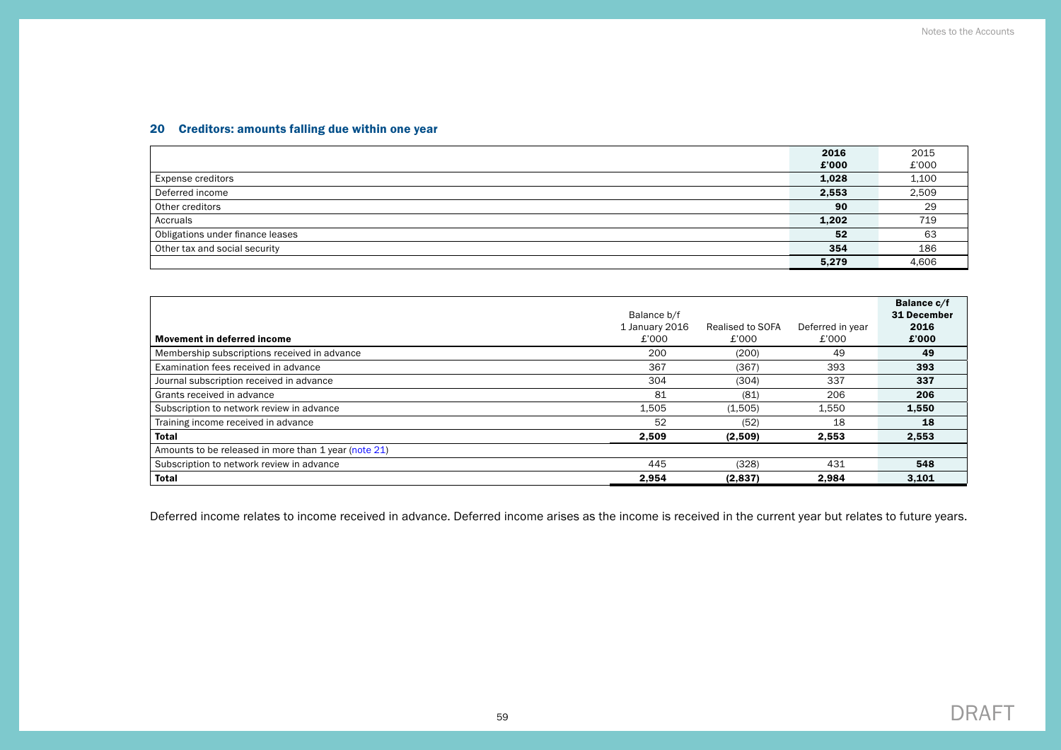## 20 Creditors: amounts falling due within one year

| | 2016<br>£'000 | 2015<br>£'000 |
|---|---|---|
| Expense creditors | **1,028** | 1,100 |
| Deferred income | **2,553** | 2,509 |
| Other creditors | **90** | 29 |
| Accruals | **1,202** | 719 |
| Obligations under finance leases | **52** | 63 |
| Other tax and social security | **354** | 186 |
| | **5,279** | 4,606 |

| **Movement in deferred income** | Balance b/f<br>1 January 2016<br>£'000 | Realised to SOFA<br>£'000 | Deferred in year<br>£'000 | **Balance c/f<br>31 December<br>2016<br>£'000** |
|---|---|---|---|---|
| Membership subscriptions received in advance | 200 | (200) | 49 | **49** |
| Examination fees received in advance | 367 | (367) | 393 | **393** |
| Journal subscription received in advance | 304 | (304) | 337 | **337** |
| Grants received in advance | 81 | (81) | 206 | **206** |
| Subscription to network review in advance | 1,505 | (1,505) | 1,550 | **1,550** |
| Training income received in advance | 52 | (52) | 18 | **18** |
| **Total** | **2,509** | **(2,509)** | **2,553** | **2,553** |
| Amounts to be released in more than 1 year (note 21) | | | | |
| Subscription to network review in advance | 445 | (328) | 431 | **548** |
| **Total** | **2,954** | **(2,837)** | **2,984** | **3,101** |

Deferred income relates to income received in advance. Deferred income arises as the income is received in the current year but relates to future years.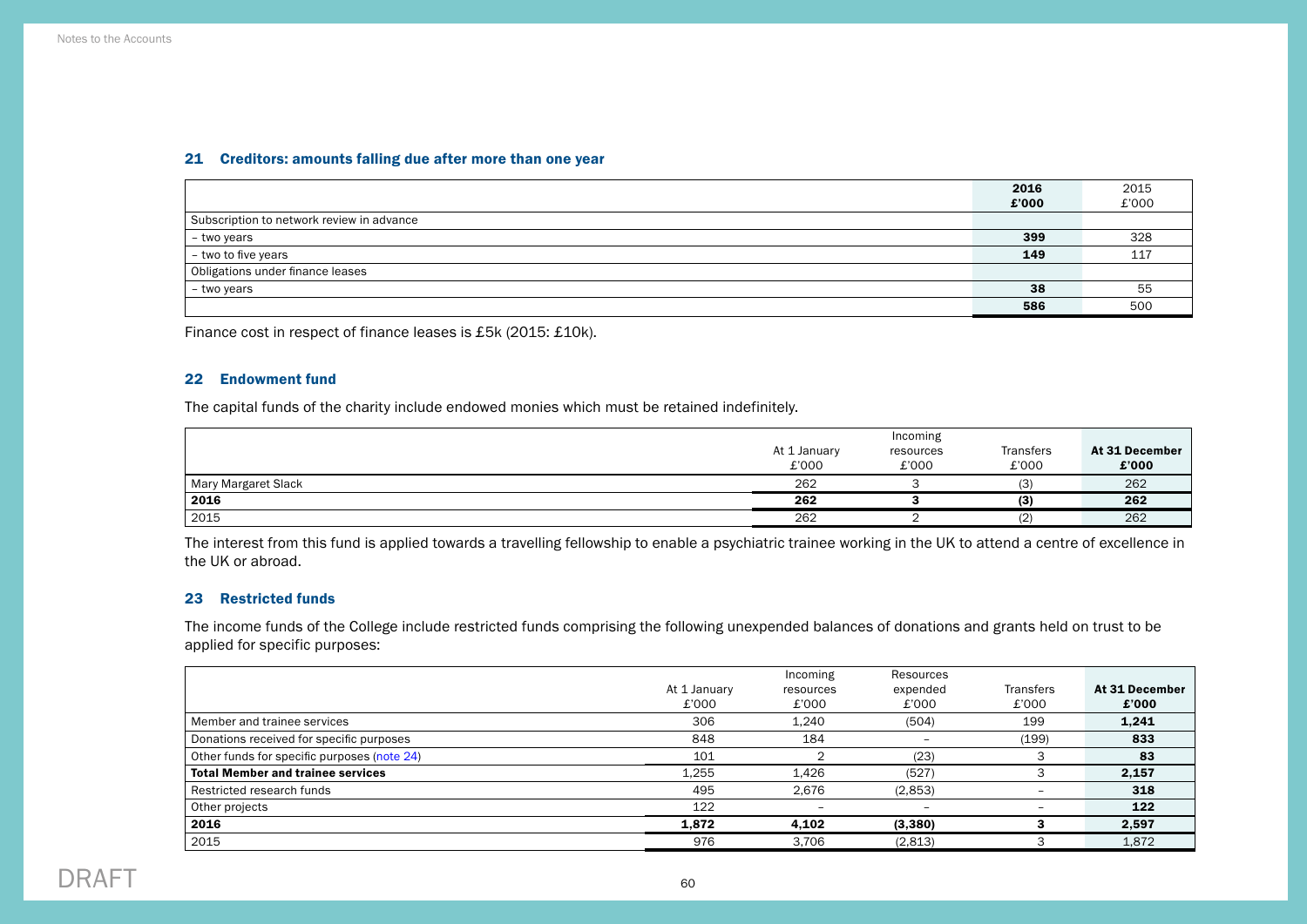## 21 Creditors: amounts falling due after more than one year

| | 2016 £'000 | 2015 £'000 |
|---|---|---|
| Subscription to network review in advance | | |
| – two years | **399** | 328 |
| – two to five years | **149** | 117 |
| Obligations under finance leases | | |
| – two years | **38** | 55 |
| | **586** | 500 |

Finance cost in respect of finance leases is £5k (2015: £10k).

## 22 Endowment fund

The capital funds of the charity include endowed monies which must be retained indefinitely.

| | At 1 January £'000 | Incoming resources £'000 | Transfers £'000 | At 31 December £'000 |
|---|---|---|---|---|
| Mary Margaret Slack | 262 | 3 | (3) | 262 |
| **2016** | **262** | **3** | **(3)** | **262** |
| 2015 | 262 | 2 | (2) | 262 |

The interest from this fund is applied towards a travelling fellowship to enable a psychiatric trainee working in the UK to attend a centre of excellence in the UK or abroad.

## 23 Restricted funds

The income funds of the College include restricted funds comprising the following unexpended balances of donations and grants held on trust to be applied for specific purposes:

| | At 1 January £'000 | Incoming resources £'000 | Resources expended £'000 | Transfers £'000 | At 31 December £'000 |
|---|---|---|---|---|---|
| Member and trainee services | 306 | 1,240 | (504) | 199 | **1,241** |
| Donations received for specific purposes | 848 | 184 | – | (199) | **833** |
| Other funds for specific purposes (note 24) | 101 | 2 | (23) | 3 | **83** |
| **Total Member and trainee services** | 1,255 | 1,426 | (527) | 3 | **2,157** |
| Restricted research funds | 495 | 2,676 | (2,853) | – | **318** |
| Other projects | 122 | – | – | – | **122** |
| **2016** | **1,872** | **4,102** | **(3,380)** | **3** | **2,597** |
| 2015 | 976 | 3,706 | (2,813) | 3 | 1,872 |

DRAFT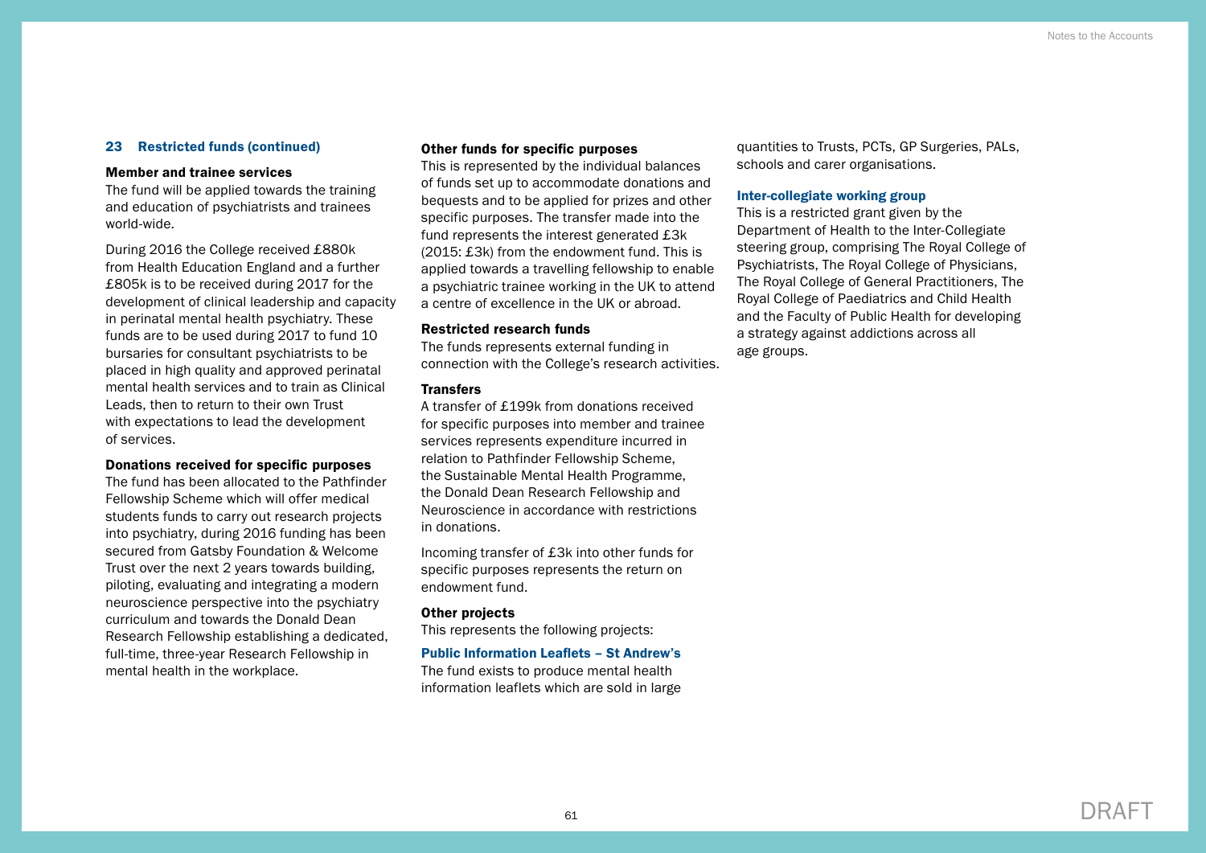## 23 Restricted funds (continued)

**Member and trainee services**

The fund will be applied towards the training and education of psychiatrists and trainees world-wide.

During 2016 the College received £880k from Health Education England and a further £805k is to be received during 2017 for the development of clinical leadership and capacity in perinatal mental health psychiatry. These funds are to be used during 2017 to fund 10 bursaries for consultant psychiatrists to be placed in high quality and approved perinatal mental health services and to train as Clinical Leads, then to return to their own Trust with expectations to lead the development of services.

**Donations received for specific purposes**

The fund has been allocated to the Pathfinder Fellowship Scheme which will offer medical students funds to carry out research projects into psychiatry, during 2016 funding has been secured from Gatsby Foundation & Welcome Trust over the next 2 years towards building, piloting, evaluating and integrating a modern neuroscience perspective into the psychiatry curriculum and towards the Donald Dean Research Fellowship establishing a dedicated, full-time, three-year Research Fellowship in mental health in the workplace.

**Other funds for specific purposes**

This is represented by the individual balances of funds set up to accommodate donations and bequests and to be applied for prizes and other specific purposes. The transfer made into the fund represents the interest generated £3k (2015: £3k) from the endowment fund. This is applied towards a travelling fellowship to enable a psychiatric trainee working in the UK to attend a centre of excellence in the UK or abroad.

**Restricted research funds**

The funds represents external funding in connection with the College's research activities.

**Transfers**

A transfer of £199k from donations received for specific purposes into member and trainee services represents expenditure incurred in relation to Pathfinder Fellowship Scheme, the Sustainable Mental Health Programme, the Donald Dean Research Fellowship and Neuroscience in accordance with restrictions in donations.

Incoming transfer of £3k into other funds for specific purposes represents the return on endowment fund.

**Other projects**

This represents the following projects:

**Public Information Leaflets – St Andrew's**

The fund exists to produce mental health information leaflets which are sold in large quantities to Trusts, PCTs, GP Surgeries, PALs, schools and carer organisations.

**Inter-collegiate working group**

This is a restricted grant given by the Department of Health to the Inter-Collegiate steering group, comprising The Royal College of Psychiatrists, The Royal College of Physicians, The Royal College of General Practitioners, The Royal College of Paediatrics and Child Health and the Faculty of Public Health for developing a strategy against addictions across all age groups.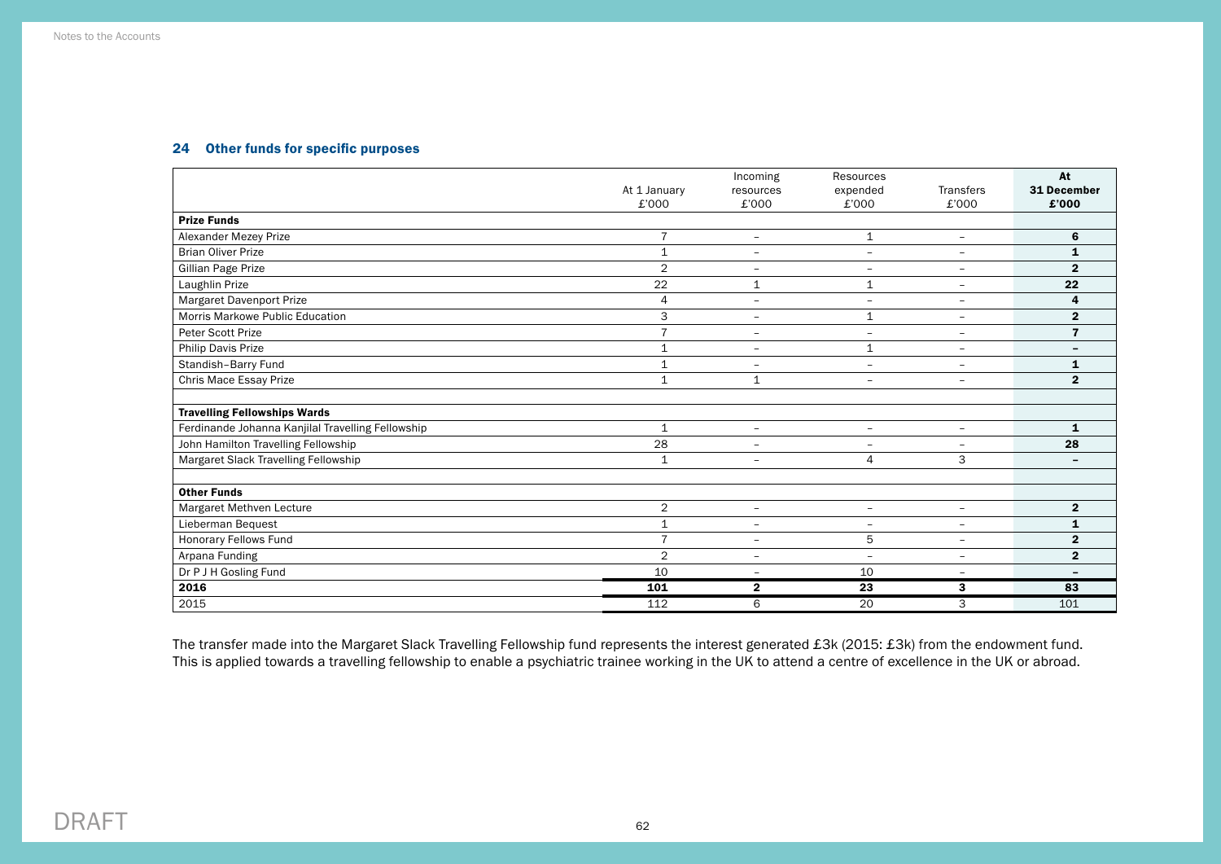## 24 Other funds for specific purposes

| | At 1 January £'000 | Incoming resources £'000 | Resources expended £'000 | Transfers £'000 | **At 31 December £'000** |
|---|---|---|---|---|---|
| **Prize Funds** | | | | | |
| Alexander Mezey Prize | 7 | – | 1 | – | **6** |
| Brian Oliver Prize | 1 | – | – | – | **1** |
| Gillian Page Prize | 2 | – | – | – | **2** |
| Laughlin Prize | 22 | 1 | 1 | – | **22** |
| Margaret Davenport Prize | 4 | – | – | – | **4** |
| Morris Markowe Public Education | 3 | – | 1 | – | **2** |
| Peter Scott Prize | 7 | – | – | – | **7** |
| Philip Davis Prize | 1 | – | 1 | – | **–** |
| Standish–Barry Fund | 1 | – | – | – | **1** |
| Chris Mace Essay Prize | 1 | 1 | – | – | **2** |
| | | | | | |
| **Travelling Fellowships Wards** | | | | | |
| Ferdinande Johanna Kanjilal Travelling Fellowship | 1 | – | – | – | **1** |
| John Hamilton Travelling Fellowship | 28 | – | – | – | **28** |
| Margaret Slack Travelling Fellowship | 1 | – | 4 | 3 | **–** |
| | | | | | |
| **Other Funds** | | | | | |
| Margaret Methven Lecture | 2 | – | – | – | **2** |
| Lieberman Bequest | 1 | – | – | – | **1** |
| Honorary Fellows Fund | 7 | – | 5 | – | **2** |
| Arpana Funding | 2 | – | – | – | **2** |
| Dr P J H Gosling Fund | 10 | – | 10 | – | **–** |
| **2016** | **101** | **2** | **23** | **3** | **83** |
| 2015 | 112 | 6 | 20 | 3 | 101 |

The transfer made into the Margaret Slack Travelling Fellowship fund represents the interest generated £3k (2015: £3k) from the endowment fund. This is applied towards a travelling fellowship to enable a psychiatric trainee working in the UK to attend a centre of excellence in the UK or abroad.

DRAFT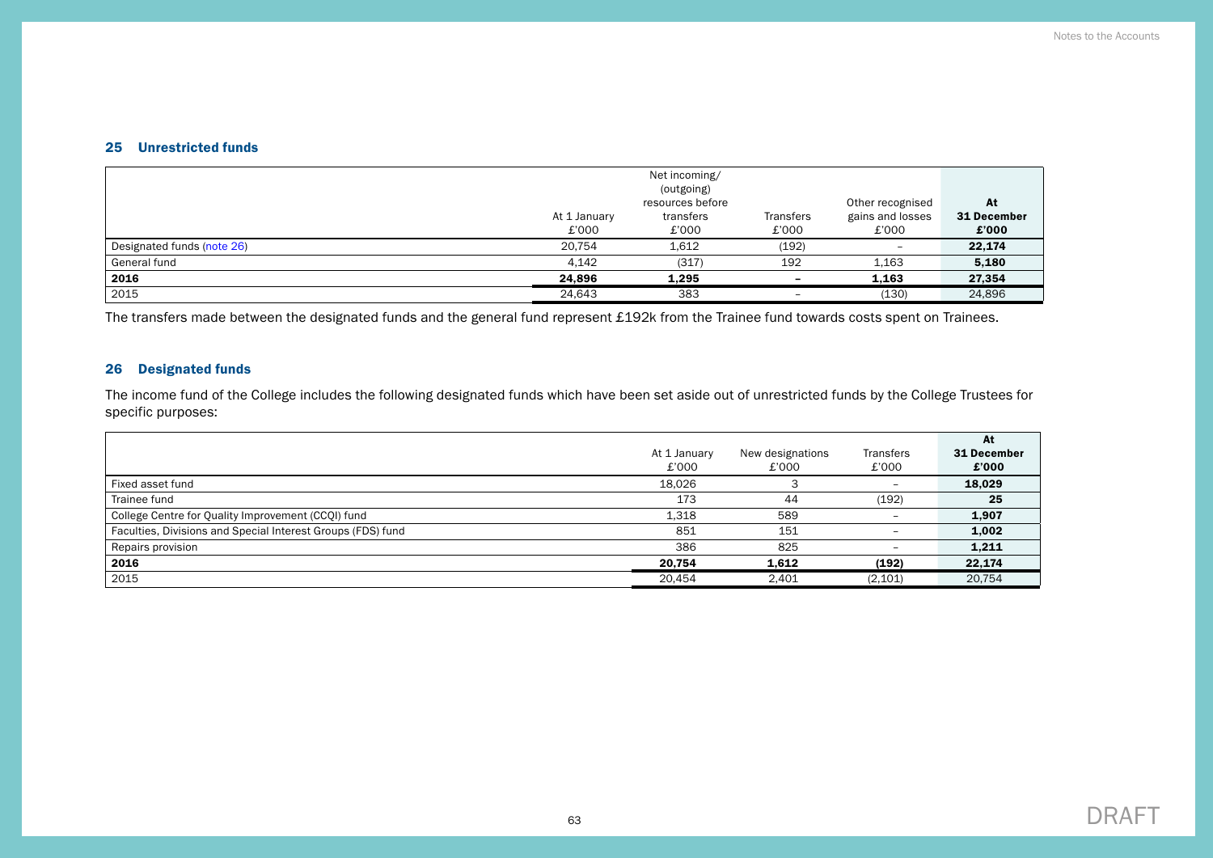## 25 Unrestricted funds

| | At 1 January £'000 | Net incoming/ (outgoing) resources before transfers £'000 | Transfers £'000 | Other recognised gains and losses £'000 | **At 31 December £'000** |
|---|---|---|---|---|---|
| Designated funds (note 26) | 20,754 | 1,612 | (192) | – | **22,174** |
| General fund | 4,142 | (317) | 192 | 1,163 | **5,180** |
| **2016** | **24,896** | **1,295** | **–** | **1,163** | **27,354** |
| 2015 | 24,643 | 383 | – | (130) | 24,896 |

The transfers made between the designated funds and the general fund represent £192k from the Trainee fund towards costs spent on Trainees.

## 26 Designated funds

The income fund of the College includes the following designated funds which have been set aside out of unrestricted funds by the College Trustees for specific purposes:

| | At 1 January £'000 | New designations £'000 | Transfers £'000 | **At 31 December £'000** |
|---|---|---|---|---|
| Fixed asset fund | 18,026 | 3 | – | **18,029** |
| Trainee fund | 173 | 44 | (192) | **25** |
| College Centre for Quality Improvement (CCQI) fund | 1,318 | 589 | – | **1,907** |
| Faculties, Divisions and Special Interest Groups (FDS) fund | 851 | 151 | – | **1,002** |
| Repairs provision | 386 | 825 | – | **1,211** |
| **2016** | **20,754** | **1,612** | **(192)** | **22,174** |
| 2015 | 20,454 | 2,401 | (2,101) | 20,754 |

DRAFT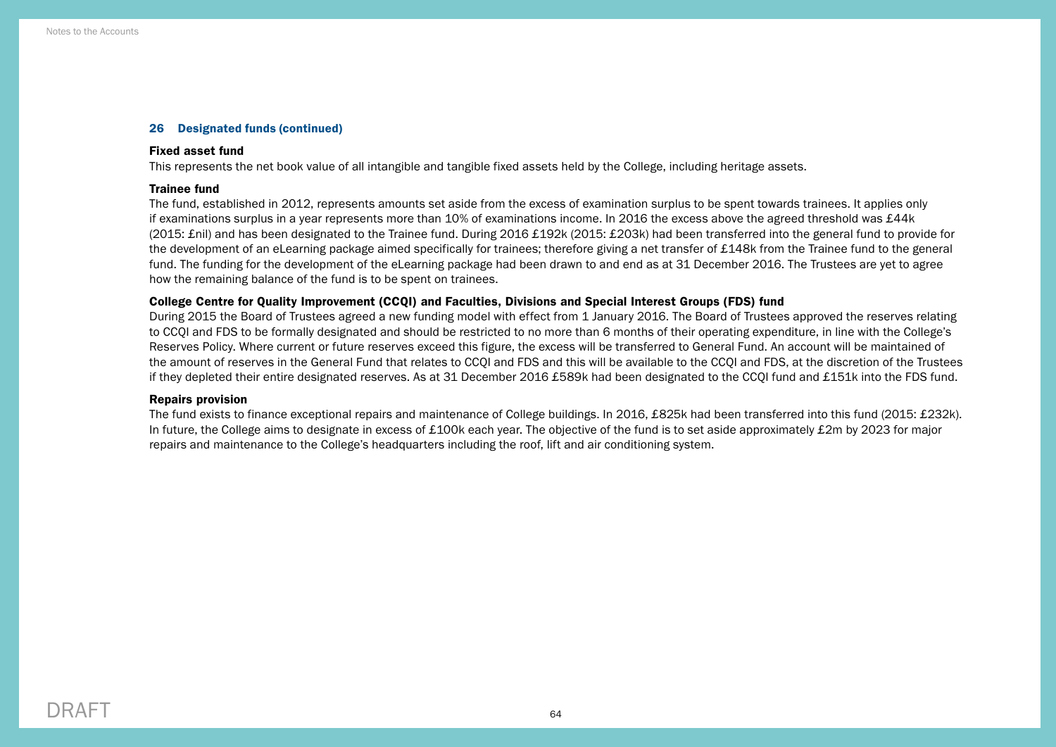## 26 Designated funds (continued)

**Fixed asset fund**

This represents the net book value of all intangible and tangible fixed assets held by the College, including heritage assets.

**Trainee fund**

The fund, established in 2012, represents amounts set aside from the excess of examination surplus to be spent towards trainees. It applies only if examinations surplus in a year represents more than 10% of examinations income. In 2016 the excess above the agreed threshold was £44k (2015: £nil) and has been designated to the Trainee fund. During 2016 £192k (2015: £203k) had been transferred into the general fund to provide for the development of an eLearning package aimed specifically for trainees; therefore giving a net transfer of £148k from the Trainee fund to the general fund. The funding for the development of the eLearning package had been drawn to and end as at 31 December 2016. The Trustees are yet to agree how the remaining balance of the fund is to be spent on trainees.

**College Centre for Quality Improvement (CCQI) and Faculties, Divisions and Special Interest Groups (FDS) fund**

During 2015 the Board of Trustees agreed a new funding model with effect from 1 January 2016. The Board of Trustees approved the reserves relating to CCQI and FDS to be formally designated and should be restricted to no more than 6 months of their operating expenditure, in line with the College's Reserves Policy. Where current or future reserves exceed this figure, the excess will be transferred to General Fund. An account will be maintained of the amount of reserves in the General Fund that relates to CCQI and FDS and this will be available to the CCQI and FDS, at the discretion of the Trustees if they depleted their entire designated reserves. As at 31 December 2016 £589k had been designated to the CCQI fund and £151k into the FDS fund.

**Repairs provision**

The fund exists to finance exceptional repairs and maintenance of College buildings. In 2016, £825k had been transferred into this fund (2015: £232k). In future, the College aims to designate in excess of £100k each year. The objective of the fund is to set aside approximately £2m by 2023 for major repairs and maintenance to the College's headquarters including the roof, lift and air conditioning system.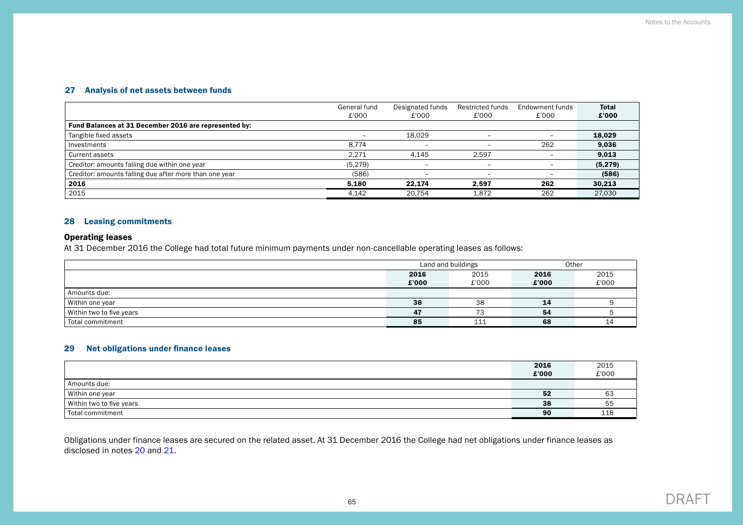## 27 Analysis of net assets between funds

| | General fund £'000 | Designated funds £'000 | Restricted funds £'000 | Endowment funds £'000 | **Total £'000** |
|---|---|---|---|---|---|
| **Fund Balances at 31 December 2016 are represented by:** | | | | | |
| Tangible fixed assets | – | 18,029 | – | – | **18,029** |
| Investments | 8,774 | – | – | 262 | **9,036** |
| Current assets | 2,271 | 4,145 | 2,597 | – | **9,013** |
| Creditor: amounts falling due within one year | (5,279) | – | – | – | **(5,279)** |
| Creditor: amounts falling due after more than one year | (586) | – | – | – | **(586)** |
| **2016** | **5,180** | **22,174** | **2,597** | **262** | **30,213** |
| 2015 | 4,142 | 20,754 | 1,872 | 262 | 27,030 |

## 28 Leasing commitments

### Operating leases

At 31 December 2016 the College had total future minimum payments under non-cancellable operating leases as follows:

| | Land and buildings | | Other | |
|---|---|---|---|---|
| | **2016 £'000** | 2015 £'000 | **2016 £'000** | 2015 £'000 |
| Amounts due: | | | | |
| Within one year | **38** | 38 | **14** | 9 |
| Within two to five years | **47** | 73 | **54** | 5 |
| Total commitment | **85** | 111 | **68** | 14 |

## 29 Net obligations under finance leases

| | **2016 £'000** | 2015 £'000 |
|---|---|---|
| Amounts due: | | |
| Within one year | **52** | 63 |
| Within two to five years | **38** | 55 |
| Total commitment | **90** | 118 |

Obligations under finance leases are secured on the related asset. At 31 December 2016 the College had net obligations under finance leases as disclosed in notes 20 and 21.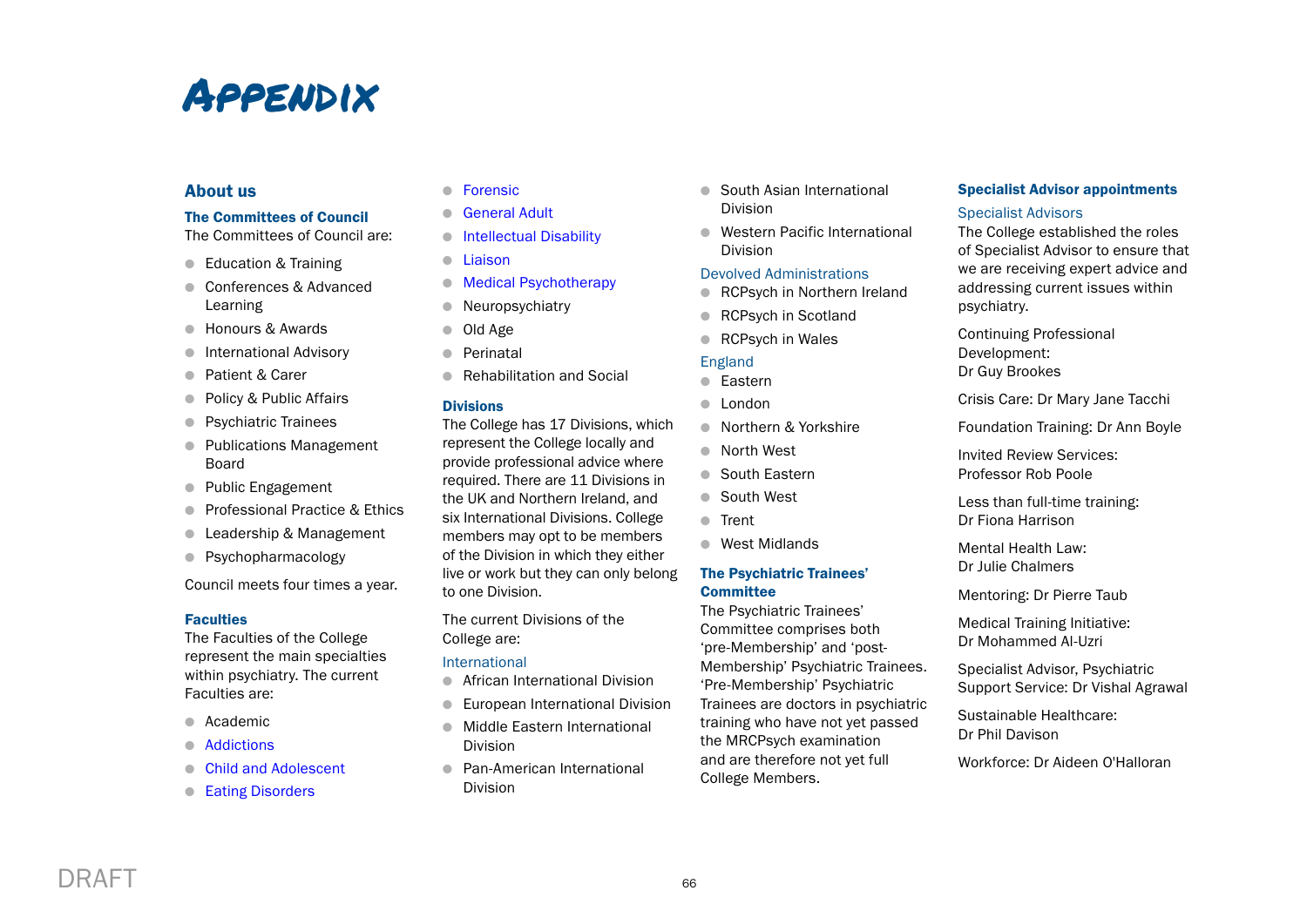# Appendix

## About us

### The Committees of Council

The Committees of Council are:

- Education & Training
- Conferences & Advanced Learning
- Honours & Awards
- International Advisory
- Patient & Carer
- Policy & Public Affairs
- Psychiatric Trainees
- Publications Management Board
- Public Engagement
- Professional Practice & Ethics
- Leadership & Management
- Psychopharmacology

Council meets four times a year.

### Faculties

The Faculties of the College represent the main specialties within psychiatry. The current Faculties are:

- Academic
- Addictions
- Child and Adolescent
- Eating Disorders
- Forensic
- General Adult
- Intellectual Disability
- Liaison
- Medical Psychotherapy
- Neuropsychiatry
- Old Age
- Perinatal
- Rehabilitation and Social

### Divisions

The College has 17 Divisions, which represent the College locally and provide professional advice where required. There are 11 Divisions in the UK and Northern Ireland, and six International Divisions. College members may opt to be members of the Division in which they either live or work but they can only belong to one Division.

The current Divisions of the College are:

International

- African International Division
- European International Division
- Middle Eastern International Division
- Pan-American International Division
- South Asian International Division
- Western Pacific International Division

Devolved Administrations

- RCPsych in Northern Ireland
- RCPsych in Scotland
- RCPsych in Wales

England

- Eastern
- London
- Northern & Yorkshire
- North West
- South Eastern
- South West
- Trent
- West Midlands

### The Psychiatric Trainees' Committee

The Psychiatric Trainees' Committee comprises both 'pre-Membership' and 'post-Membership' Psychiatric Trainees. 'Pre-Membership' Psychiatric Trainees are doctors in psychiatric training who have not yet passed the MRCPsych examination and are therefore not yet full College Members.

### Specialist Advisor appointments

Specialist Advisors

The College established the roles of Specialist Advisor to ensure that we are receiving expert advice and addressing current issues within psychiatry.

Continuing Professional Development: Dr Guy Brookes

Crisis Care: Dr Mary Jane Tacchi

Foundation Training: Dr Ann Boyle

Invited Review Services: Professor Rob Poole

Less than full-time training: Dr Fiona Harrison

Mental Health Law: Dr Julie Chalmers

Mentoring: Dr Pierre Taub

Medical Training Initiative: Dr Mohammed Al-Uzri

Specialist Advisor, Psychiatric Support Service: Dr Vishal Agrawal

Sustainable Healthcare: Dr Phil Davison

Workforce: Dr Aideen O'Halloran

DRAFT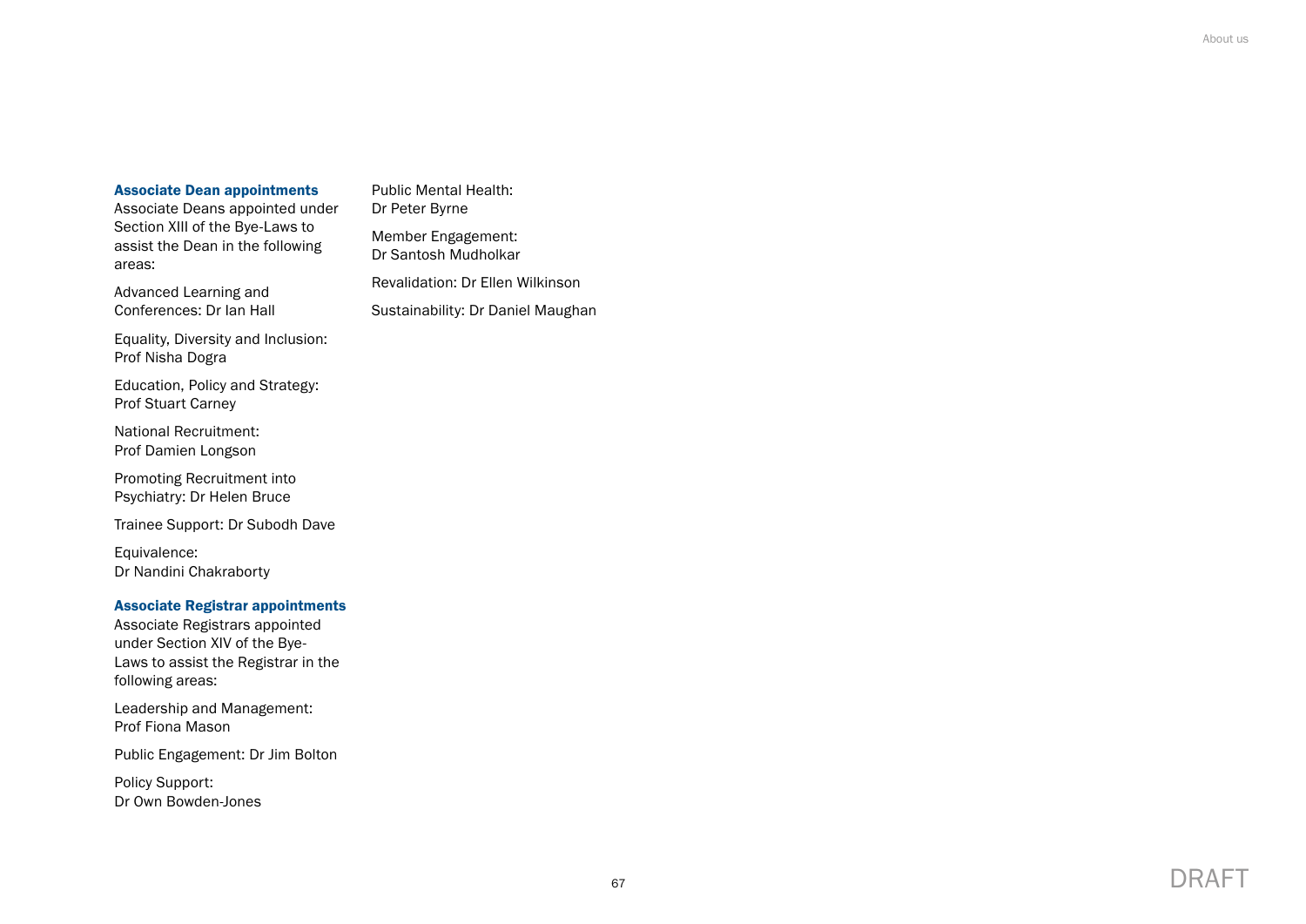### Associate Dean appointments

Associate Deans appointed under Section XIII of the Bye-Laws to assist the Dean in the following areas:

Advanced Learning and Conferences: Dr Ian Hall

Equality, Diversity and Inclusion: Prof Nisha Dogra

Education, Policy and Strategy: Prof Stuart Carney

National Recruitment: Prof Damien Longson

Promoting Recruitment into Psychiatry: Dr Helen Bruce

Trainee Support: Dr Subodh Dave

Equivalence: Dr Nandini Chakraborty

Public Mental Health: Dr Peter Byrne

Member Engagement: Dr Santosh Mudholkar

Revalidation: Dr Ellen Wilkinson

Sustainability: Dr Daniel Maughan

### Associate Registrar appointments

Associate Registrars appointed under Section XIV of the Bye-Laws to assist the Registrar in the following areas:

Leadership and Management: Prof Fiona Mason

Public Engagement: Dr Jim Bolton

Policy Support: Dr Own Bowden-Jones

DRAFT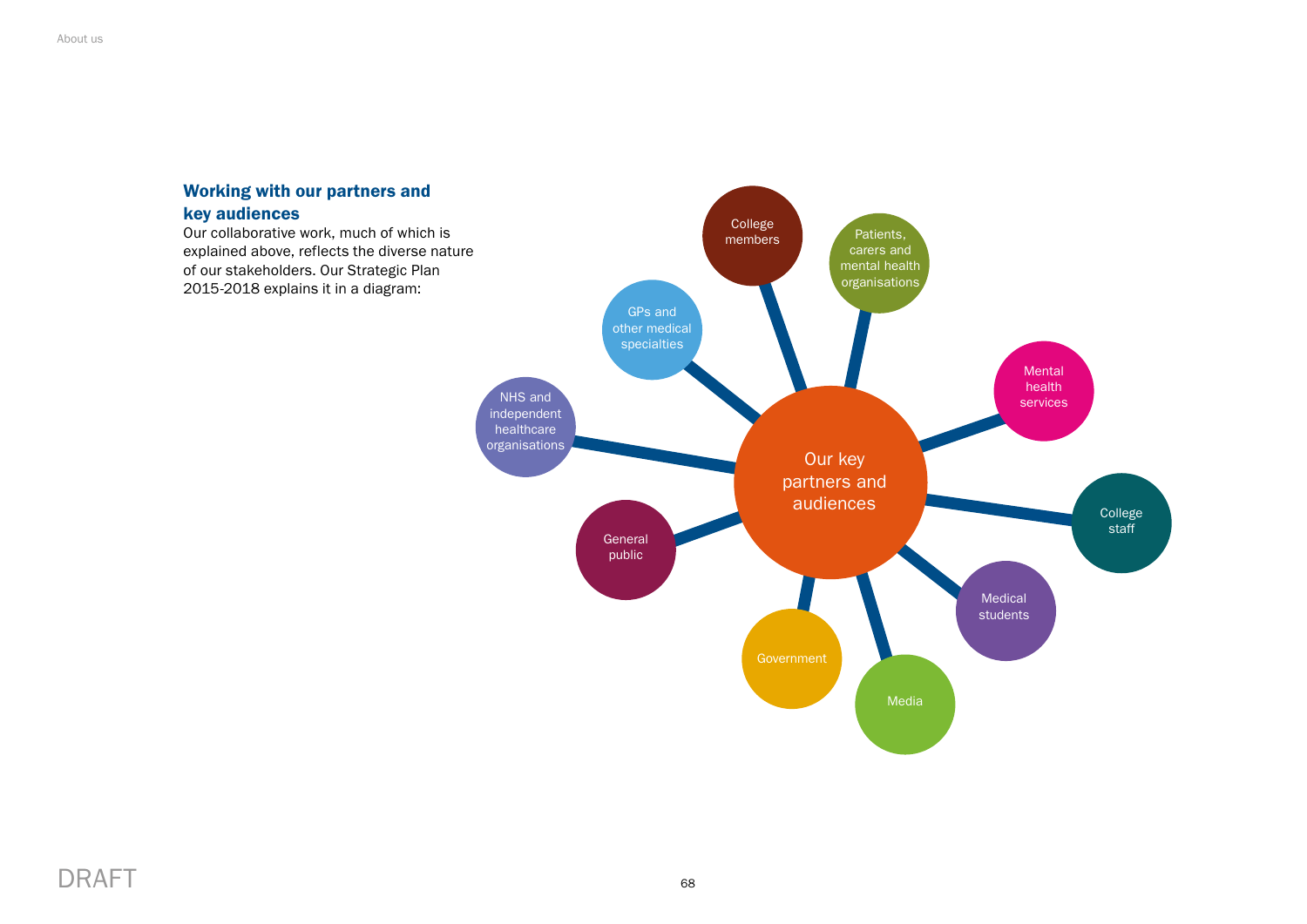## Working with our partners and key audiences

Our collaborative work, much of which is explained above, reflects the diverse nature of our stakeholders. Our Strategic Plan 2015-2018 explains it in a diagram:

Our key partners and audiences

- College members
- Patients, carers and mental health organisations
- Mental health services
- College staff
- Medical students
- Media
- Government
- General public
- NHS and independent healthcare organisations
- GPs and other medical specialties

DRAFT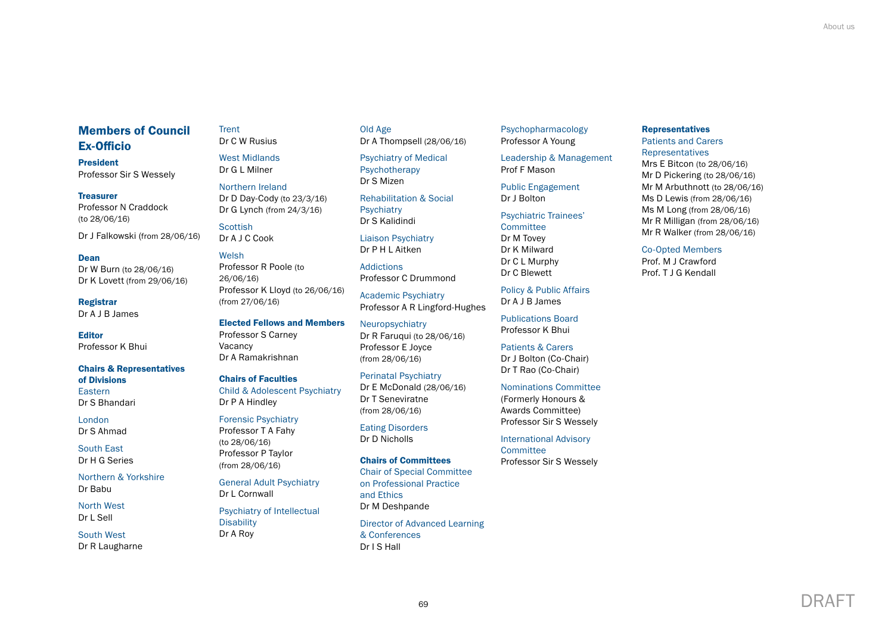## Members of Council Ex-Officio

**President**
Professor Sir S Wessely

**Treasurer**
Professor N Craddock (to 28/06/16)

Dr J Falkowski (from 28/06/16)

**Dean**
Dr W Burn (to 28/06/16)
Dr K Lovett (from 29/06/16)

**Registrar**
Dr A J B James

**Editor**
Professor K Bhui

**Chairs & Representatives of Divisions**

Eastern
Dr S Bhandari

London
Dr S Ahmad

South East
Dr H G Series

Northern & Yorkshire
Dr Babu

North West
Dr L Sell

South West
Dr R Laugharne

Trent
Dr C W Rusius

West Midlands
Dr G L Milner

Northern Ireland
Dr D Day-Cody (to 23/3/16)
Dr G Lynch (from 24/3/16)

Scottish
Dr A J C Cook

Welsh
Professor R Poole (to 26/06/16)
Professor K Lloyd (to 26/06/16) (from 27/06/16)

**Elected Fellows and Members**
Professor S Carney
Vacancy
Dr A Ramakrishnan

**Chairs of Faculties**

Child & Adolescent Psychiatry
Dr P A Hindley

Forensic Psychiatry
Professor T A Fahy (to 28/06/16)
Professor P Taylor (from 28/06/16)

General Adult Psychiatry
Dr L Cornwall

Psychiatry of Intellectual Disability
Dr A Roy

Old Age
Dr A Thompsell (28/06/16)

Psychiatry of Medical Psychotherapy
Dr S Mizen

Rehabilitation & Social Psychiatry
Dr S Kalidindi

Liaison Psychiatry
Dr P H L Aitken

Addictions
Professor C Drummond

Academic Psychiatry
Professor A R Lingford-Hughes

Neuropsychiatry
Dr R Faruqui (to 28/06/16)
Professor E Joyce (from 28/06/16)

Perinatal Psychiatry
Dr E McDonald (28/06/16)
Dr T Seneviratne (from 28/06/16)

Eating Disorders
Dr D Nicholls

**Chairs of Committees**

Chair of Special Committee on Professional Practice and Ethics
Dr M Deshpande

Director of Advanced Learning & Conferences
Dr I S Hall

Psychopharmacology
Professor A Young

Leadership & Management
Prof F Mason

Public Engagement
Dr J Bolton

Psychiatric Trainees' Committee
Dr M Tovey
Dr K Milward
Dr C L Murphy
Dr C Blewett

Policy & Public Affairs
Dr A J B James

Publications Board
Professor K Bhui

Patients & Carers
Dr J Bolton (Co-Chair)
Dr T Rao (Co-Chair)

Nominations Committee
(Formerly Honours & Awards Committee)
Professor Sir S Wessely

International Advisory Committee
Professor Sir S Wessely

**Representatives**

Patients and Carers Representatives
Mrs E Bitcon (to 28/06/16)
Mr D Pickering (to 28/06/16)
Mr M Arbuthnott (to 28/06/16)
Ms D Lewis (from 28/06/16)
Ms M Long (from 28/06/16)
Mr R Milligan (from 28/06/16)
Mr R Walker (from 28/06/16)

Co-Opted Members
Prof. M J Crawford
Prof. T J G Kendall

DRAFT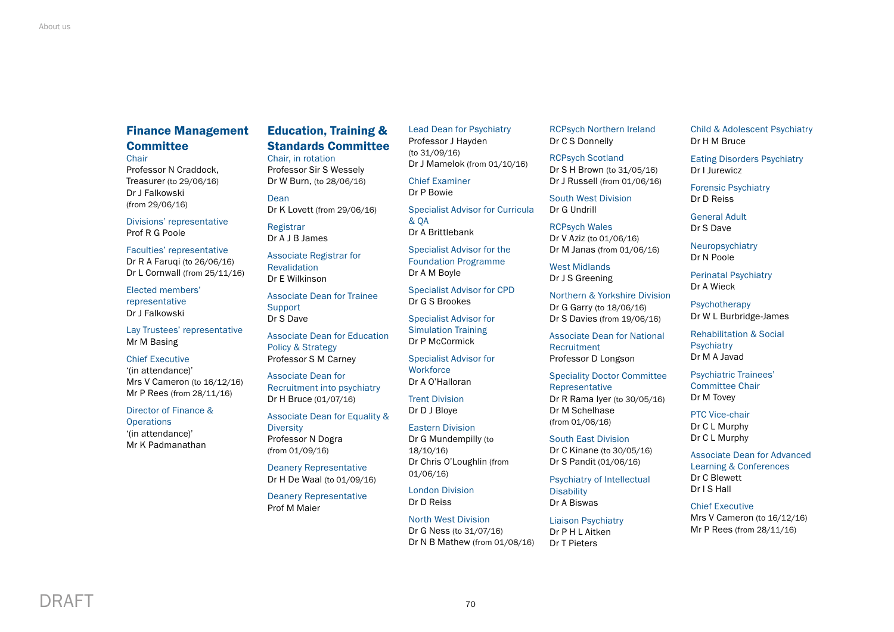## Finance Management Committee

Chair
Professor N Craddock, Treasurer (to 29/06/16)
Dr J Falkowski (from 29/06/16)

Divisions' representative
Prof R G Poole

Faculties' representative
Dr R A Faruqi (to 26/06/16)
Dr L Cornwall (from 25/11/16)

Elected members' representative
Dr J Falkowski

Lay Trustees' representative
Mr M Basing

Chief Executive
'(in attendance)'
Mrs V Cameron (to 16/12/16)
Mr P Rees (from 28/11/16)

Director of Finance & Operations
'(in attendance)'
Mr K Padmanathan

## Education, Training & Standards Committee

Chair, in rotation
Professor Sir S Wessely
Dr W Burn, (to 28/06/16)

Dean
Dr K Lovett (from 29/06/16)

Registrar
Dr A J B James

Associate Registrar for Revalidation
Dr E Wilkinson

Associate Dean for Trainee Support
Dr S Dave

Associate Dean for Education Policy & Strategy
Professor S M Carney

Associate Dean for Recruitment into psychiatry
Dr H Bruce (01/07/16)

Associate Dean for Equality & Diversity
Professor N Dogra (from 01/09/16)

Deanery Representative
Dr H De Waal (to 01/09/16)

Deanery Representative
Prof M Maier

Lead Dean for Psychiatry
Professor J Hayden (to 31/09/16)
Dr J Mamelok (from 01/10/16)

Chief Examiner
Dr P Bowie

Specialist Advisor for Curricula & QA
Dr A Brittlebank

Specialist Advisor for the Foundation Programme
Dr A M Boyle

Specialist Advisor for CPD
Dr G S Brookes

Specialist Advisor for Simulation Training
Dr P McCormick

Specialist Advisor for Workforce
Dr A O'Halloran

Trent Division
Dr D J Bloye

Eastern Division
Dr G Mundempilly (to 18/10/16)
Dr Chris O'Loughlin (from 01/06/16)

London Division
Dr D Reiss

North West Division
Dr G Ness (to 31/07/16)
Dr N B Mathew (from 01/08/16)

RCPsych Northern Ireland
Dr C S Donnelly

RCPsych Scotland
Dr S H Brown (to 31/05/16)
Dr J Russell (from 01/06/16)

South West Division
Dr G Undrill

RCPsych Wales
Dr V Aziz (to 01/06/16)
Dr M Janas (from 01/06/16)

West Midlands
Dr J S Greening

Northern & Yorkshire Division
Dr G Garry (to 18/06/16)
Dr S Davies (from 19/06/16)

Associate Dean for National Recruitment
Professor D Longson

Speciality Doctor Committee Representative
Dr R Rama Iyer (to 30/05/16)
Dr M Schelhase (from 01/06/16)

South East Division
Dr C Kinane (to 30/05/16)
Dr S Pandit (01/06/16)

Psychiatry of Intellectual Disability
Dr A Biswas

Liaison Psychiatry
Dr P H L Aitken
Dr T Pieters

Child & Adolescent Psychiatry
Dr H M Bruce

Eating Disorders Psychiatry
Dr I Jurewicz

Forensic Psychiatry
Dr D Reiss

General Adult
Dr S Dave

Neuropsychiatry
Dr N Poole

Perinatal Psychiatry
Dr A Wieck

Psychotherapy
Dr W L Burbridge-James

Rehabilitation & Social Psychiatry
Dr M A Javad

Psychiatric Trainees' Committee Chair
Dr M Tovey

PTC Vice-chair
Dr C L Murphy
Dr C L Murphy

Associate Dean for Advanced Learning & Conferences
Dr C Blewett
Dr I S Hall

Chief Executive
Mrs V Cameron (to 16/12/16)
Mr P Rees (from 28/11/16)

DRAFT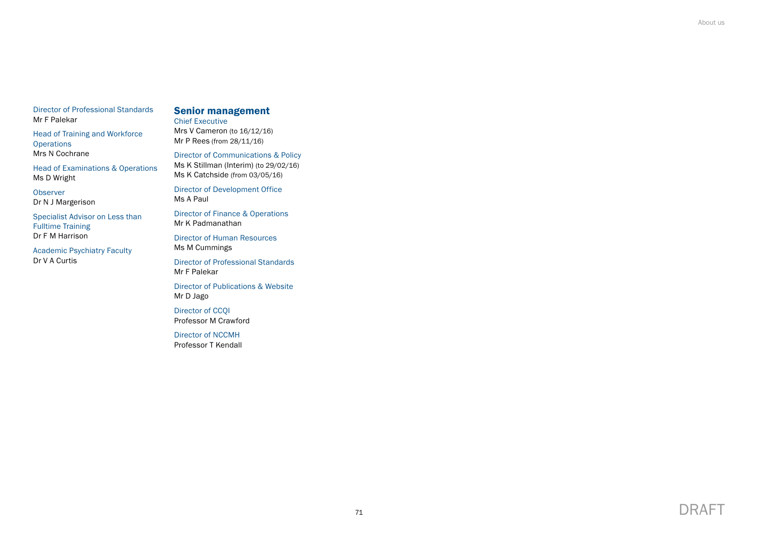Director of Professional Standards
Mr F Palekar

Head of Training and Workforce Operations
Mrs N Cochrane

Head of Examinations & Operations
Ms D Wright

Observer
Dr N J Margerison

Specialist Advisor on Less than Fulltime Training
Dr F M Harrison

Academic Psychiatry Faculty
Dr V A Curtis

## Senior management

Chief Executive
Mrs V Cameron (to 16/12/16)
Mr P Rees (from 28/11/16)

Director of Communications & Policy
Ms K Stillman (Interim) (to 29/02/16)
Ms K Catchside (from 03/05/16)

Director of Development Office
Ms A Paul

Director of Finance & Operations
Mr K Padmanathan

Director of Human Resources
Ms M Cummings

Director of Professional Standards
Mr F Palekar

Director of Publications & Website
Mr D Jago

Director of CCQI
Professor M Crawford

Director of NCCMH
Professor T Kendall

DRAFT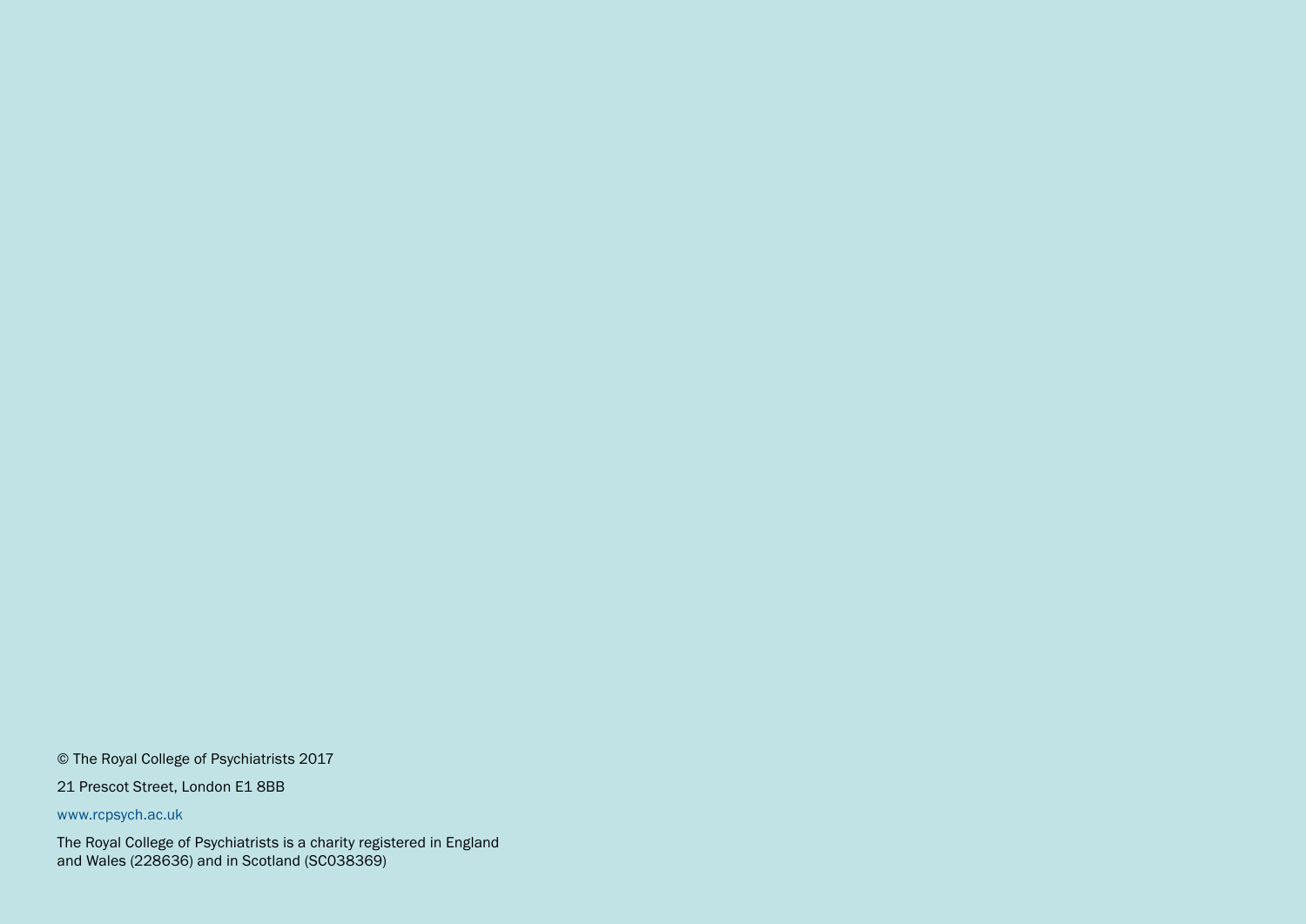© The Royal College of Psychiatrists 2017

21 Prescot Street, London E1 8BB

www.rcpsych.ac.uk

The Royal College of Psychiatrists is a charity registered in England and Wales (228636) and in Scotland (SC038369)